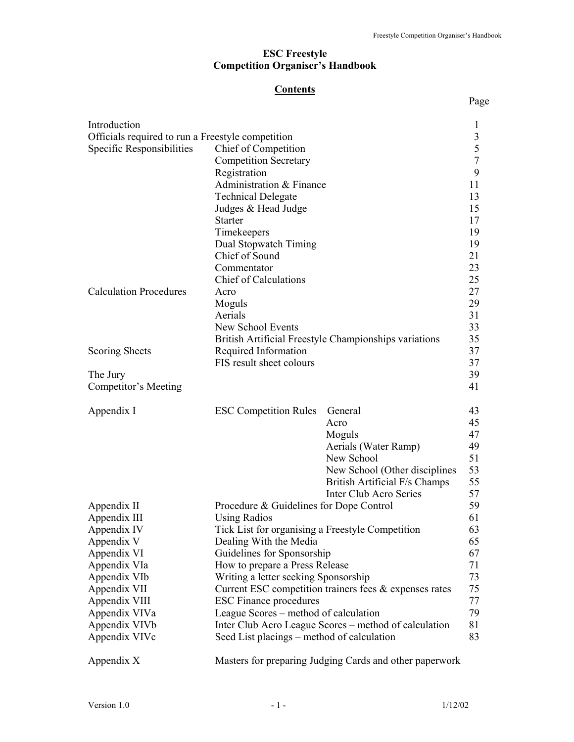# ESC Freestyle
# Competition Organiser's Handbook

## Contents

| | | | Page |
|---|---|---|---|
| Introduction | | | 1 |
| Officials required to run a Freestyle competition | | | 3 |
| Specific Responsibilities | Chief of Competition | | 5 |
| | Competition Secretary | | 7 |
| | Registration | | 9 |
| | Administration & Finance | | 11 |
| | Technical Delegate | | 13 |
| | Judges & Head Judge | | 15 |
| | Starter | | 17 |
| | Timekeepers | | 19 |
| | Dual Stopwatch Timing | | 19 |
| | Chief of Sound | | 21 |
| | Commentator | | 23 |
| | Chief of Calculations | | 25 |
| Calculation Procedures | Acro | | 27 |
| | Moguls | | 29 |
| | Aerials | | 31 |
| | New School Events | | 33 |
| | British Artificial Freestyle Championships variations | | 35 |
| Scoring Sheets | Required Information | | 37 |
| | FIS result sheet colours | | 37 |
| The Jury | | | 39 |
| Competitor's Meeting | | | 41 |
| Appendix I | ESC Competition Rules | General | 43 |
| | | Acro | 45 |
| | | Moguls | 47 |
| | | Aerials (Water Ramp) | 49 |
| | | New School | 51 |
| | | New School (Other disciplines | 53 |
| | | British Artificial F/s Champs | 55 |
| | | Inter Club Acro Series | 57 |
| Appendix II | Procedure & Guidelines for Dope Control | | 59 |
| Appendix III | Using Radios | | 61 |
| Appendix IV | Tick List for organising a Freestyle Competition | | 63 |
| Appendix V | Dealing With the Media | | 65 |
| Appendix VI | Guidelines for Sponsorship | | 67 |
| Appendix VIa | How to prepare a Press Release | | 71 |
| Appendix VIb | Writing a letter seeking Sponsorship | | 73 |
| Appendix VII | Current ESC competition trainers fees & expenses rates | | 75 |
| Appendix VIII | ESC Finance procedures | | 77 |
| Appendix VIVa | League Scores – method of calculation | | 79 |
| Appendix VIVb | Inter Club Acro League Scores – method of calculation | | 81 |
| Appendix VIVc | Seed List placings – method of calculation | | 83 |
| Appendix X | Masters for preparing Judging Cards and other paperwork | | |

Version 1.0 1/12/02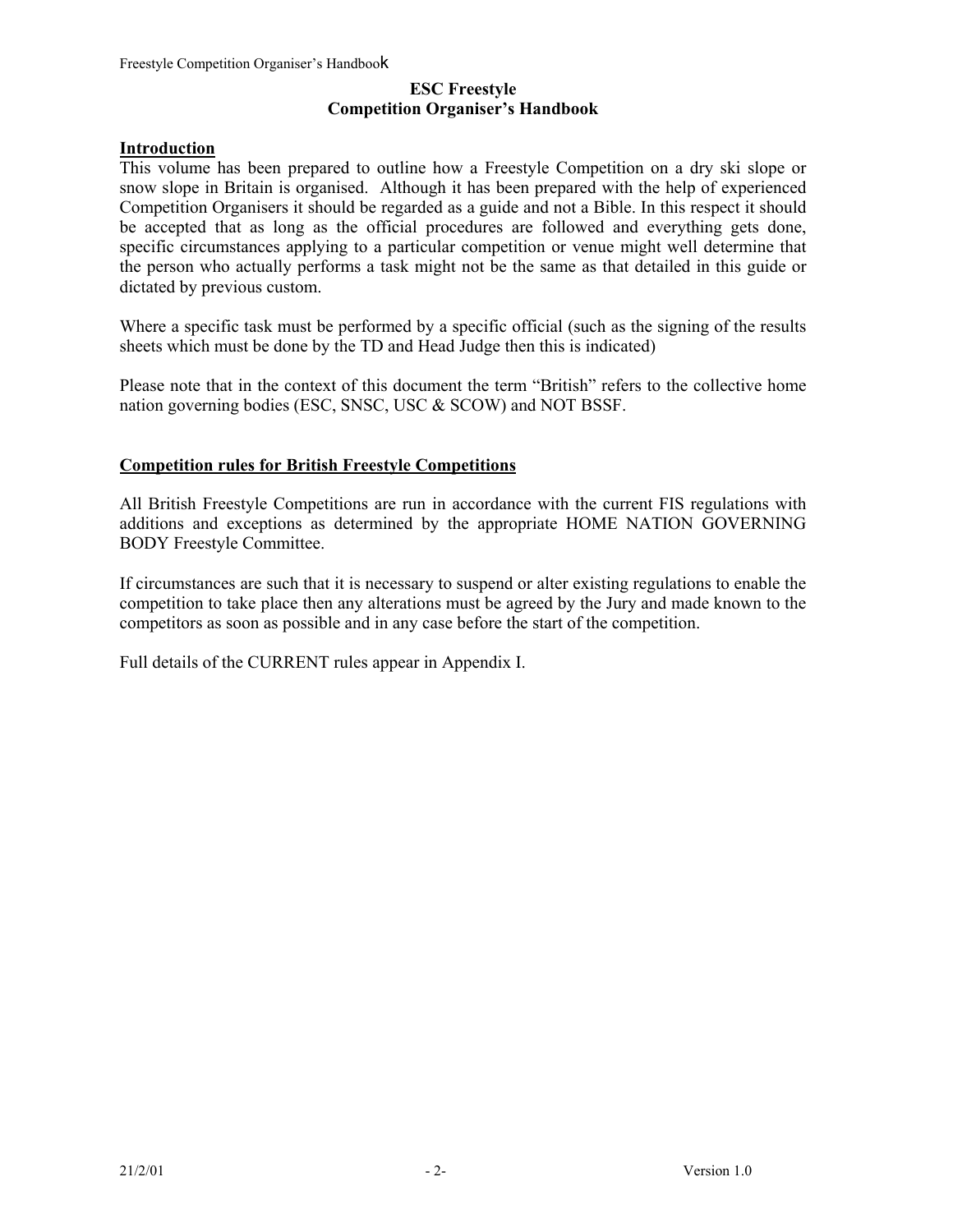# ESC Freestyle
# Competition Organiser's Handbook

## Introduction

This volume has been prepared to outline how a Freestyle Competition on a dry ski slope or snow slope in Britain is organised. Although it has been prepared with the help of experienced Competition Organisers it should be regarded as a guide and not a Bible. In this respect it should be accepted that as long as the official procedures are followed and everything gets done, specific circumstances applying to a particular competition or venue might well determine that the person who actually performs a task might not be the same as that detailed in this guide or dictated by previous custom.

Where a specific task must be performed by a specific official (such as the signing of the results sheets which must be done by the TD and Head Judge then this is indicated)

Please note that in the context of this document the term "British" refers to the collective home nation governing bodies (ESC, SNSC, USC & SCOW) and NOT BSSF.

## Competition rules for British Freestyle Competitions

All British Freestyle Competitions are run in accordance with the current FIS regulations with additions and exceptions as determined by the appropriate HOME NATION GOVERNING BODY Freestyle Committee.

If circumstances are such that it is necessary to suspend or alter existing regulations to enable the competition to take place then any alterations must be agreed by the Jury and made known to the competitors as soon as possible and in any case before the start of the competition.

Full details of the CURRENT rules appear in Appendix I.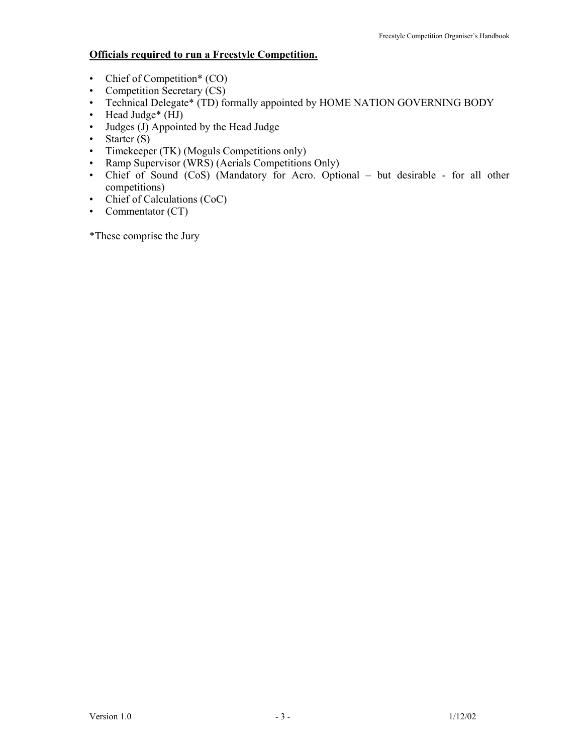**Officials required to run a Freestyle Competition.**

- Chief of Competition* (CO)
- Competition Secretary (CS)
- Technical Delegate* (TD) formally appointed by HOME NATION GOVERNING BODY
- Head Judge* (HJ)
- Judges (J) Appointed by the Head Judge
- Starter (S)
- Timekeeper (TK) (Moguls Competitions only)
- Ramp Supervisor (WRS) (Aerials Competitions Only)
- Chief of Sound (CoS) (Mandatory for Acro. Optional – but desirable - for all other competitions)
- Chief of Calculations (CoC)
- Commentator (CT)

*These comprise the Jury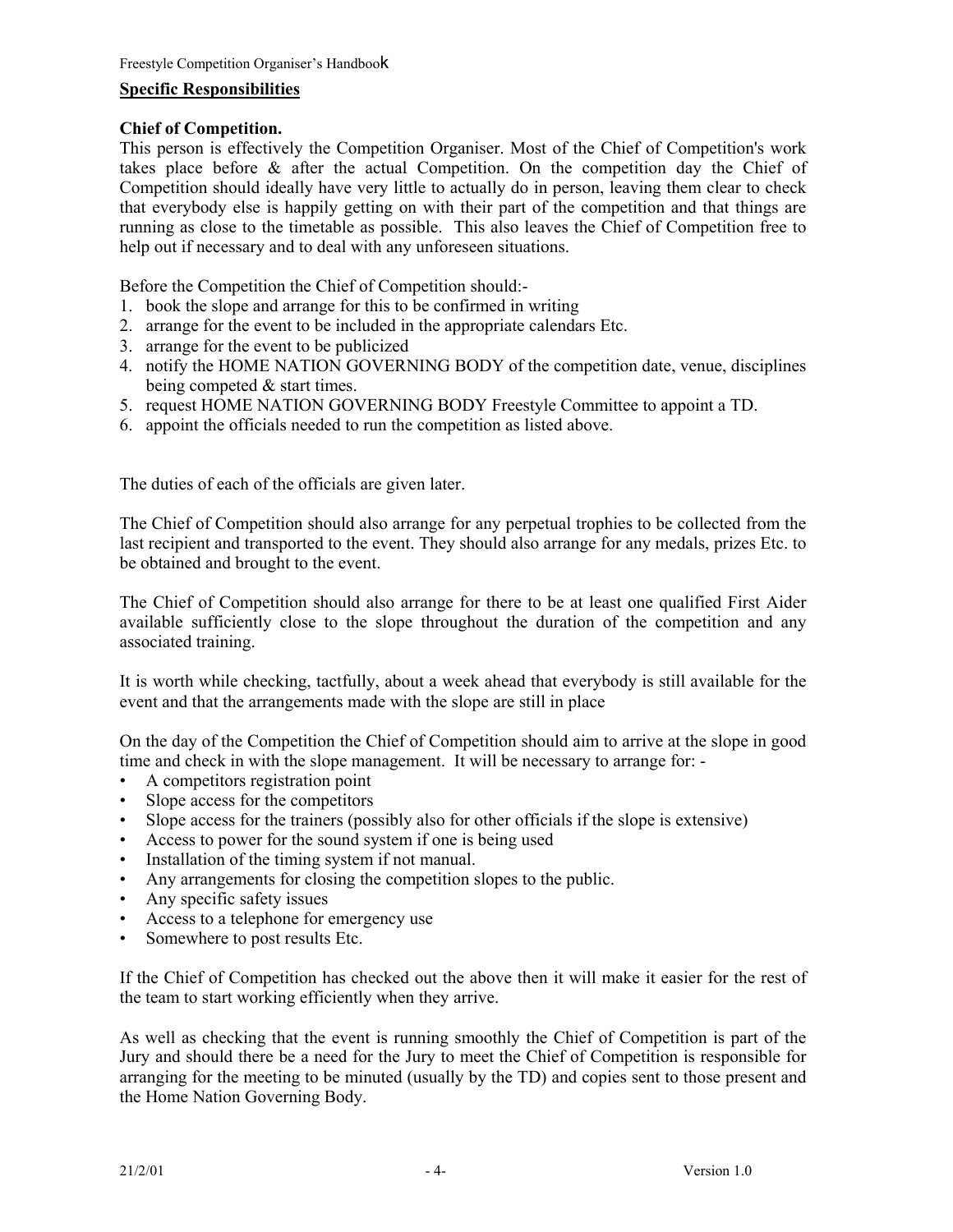## Specific Responsibilities

### Chief of Competition.

This person is effectively the Competition Organiser. Most of the Chief of Competition's work takes place before & after the actual Competition. On the competition day the Chief of Competition should ideally have very little to actually do in person, leaving them clear to check that everybody else is happily getting on with their part of the competition and that things are running as close to the timetable as possible. This also leaves the Chief of Competition free to help out if necessary and to deal with any unforeseen situations.

Before the Competition the Chief of Competition should:-

1. book the slope and arrange for this to be confirmed in writing
2. arrange for the event to be included in the appropriate calendars Etc.
3. arrange for the event to be publicized
4. notify the HOME NATION GOVERNING BODY of the competition date, venue, disciplines being competed & start times.
5. request HOME NATION GOVERNING BODY Freestyle Committee to appoint a TD.
6. appoint the officials needed to run the competition as listed above.

The duties of each of the officials are given later.

The Chief of Competition should also arrange for any perpetual trophies to be collected from the last recipient and transported to the event. They should also arrange for any medals, prizes Etc. to be obtained and brought to the event.

The Chief of Competition should also arrange for there to be at least one qualified First Aider available sufficiently close to the slope throughout the duration of the competition and any associated training.

It is worth while checking, tactfully, about a week ahead that everybody is still available for the event and that the arrangements made with the slope are still in place

On the day of the Competition the Chief of Competition should aim to arrive at the slope in good time and check in with the slope management. It will be necessary to arrange for: -

- A competitors registration point
- Slope access for the competitors
- Slope access for the trainers (possibly also for other officials if the slope is extensive)
- Access to power for the sound system if one is being used
- Installation of the timing system if not manual.
- Any arrangements for closing the competition slopes to the public.
- Any specific safety issues
- Access to a telephone for emergency use
- Somewhere to post results Etc.

If the Chief of Competition has checked out the above then it will make it easier for the rest of the team to start working efficiently when they arrive.

As well as checking that the event is running smoothly the Chief of Competition is part of the Jury and should there be a need for the Jury to meet the Chief of Competition is responsible for arranging for the meeting to be minuted (usually by the TD) and copies sent to those present and the Home Nation Governing Body.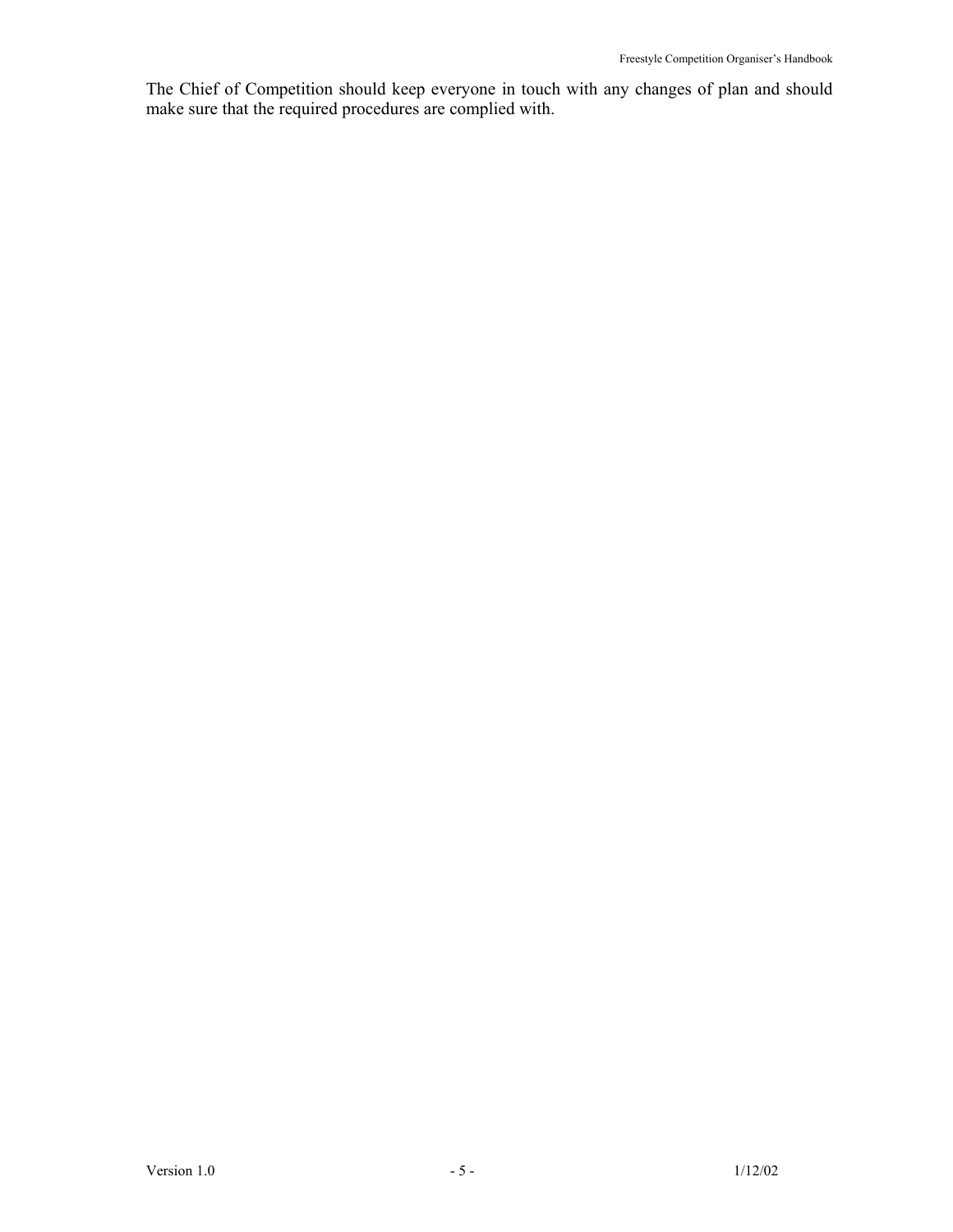The Chief of Competition should keep everyone in touch with any changes of plan and should make sure that the required procedures are complied with.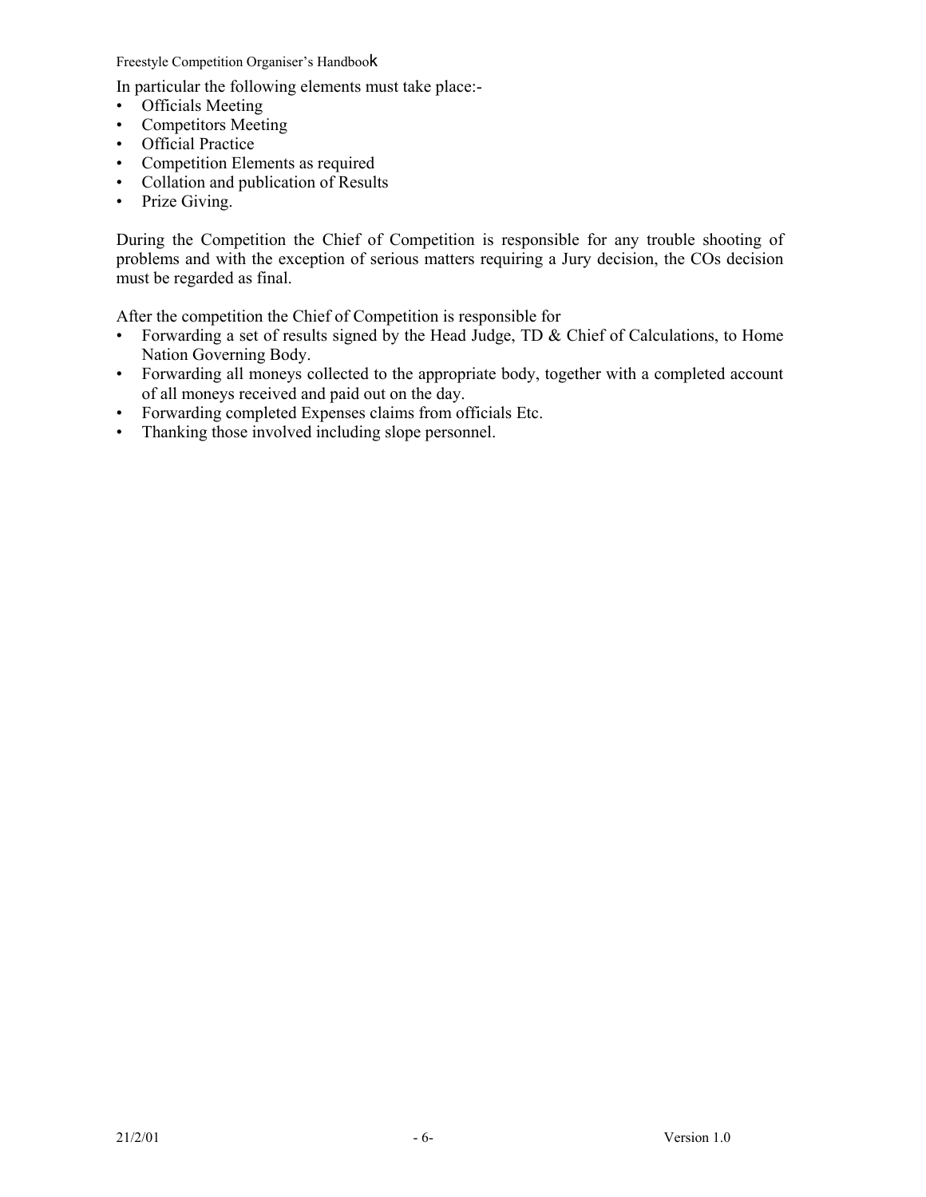In particular the following elements must take place:-

- Officials Meeting
- Competitors Meeting
- Official Practice
- Competition Elements as required
- Collation and publication of Results
- Prize Giving.

During the Competition the Chief of Competition is responsible for any trouble shooting of problems and with the exception of serious matters requiring a Jury decision, the COs decision must be regarded as final.

After the competition the Chief of Competition is responsible for

- Forwarding a set of results signed by the Head Judge, TD & Chief of Calculations, to Home Nation Governing Body.
- Forwarding all moneys collected to the appropriate body, together with a completed account of all moneys received and paid out on the day.
- Forwarding completed Expenses claims from officials Etc.
- Thanking those involved including slope personnel.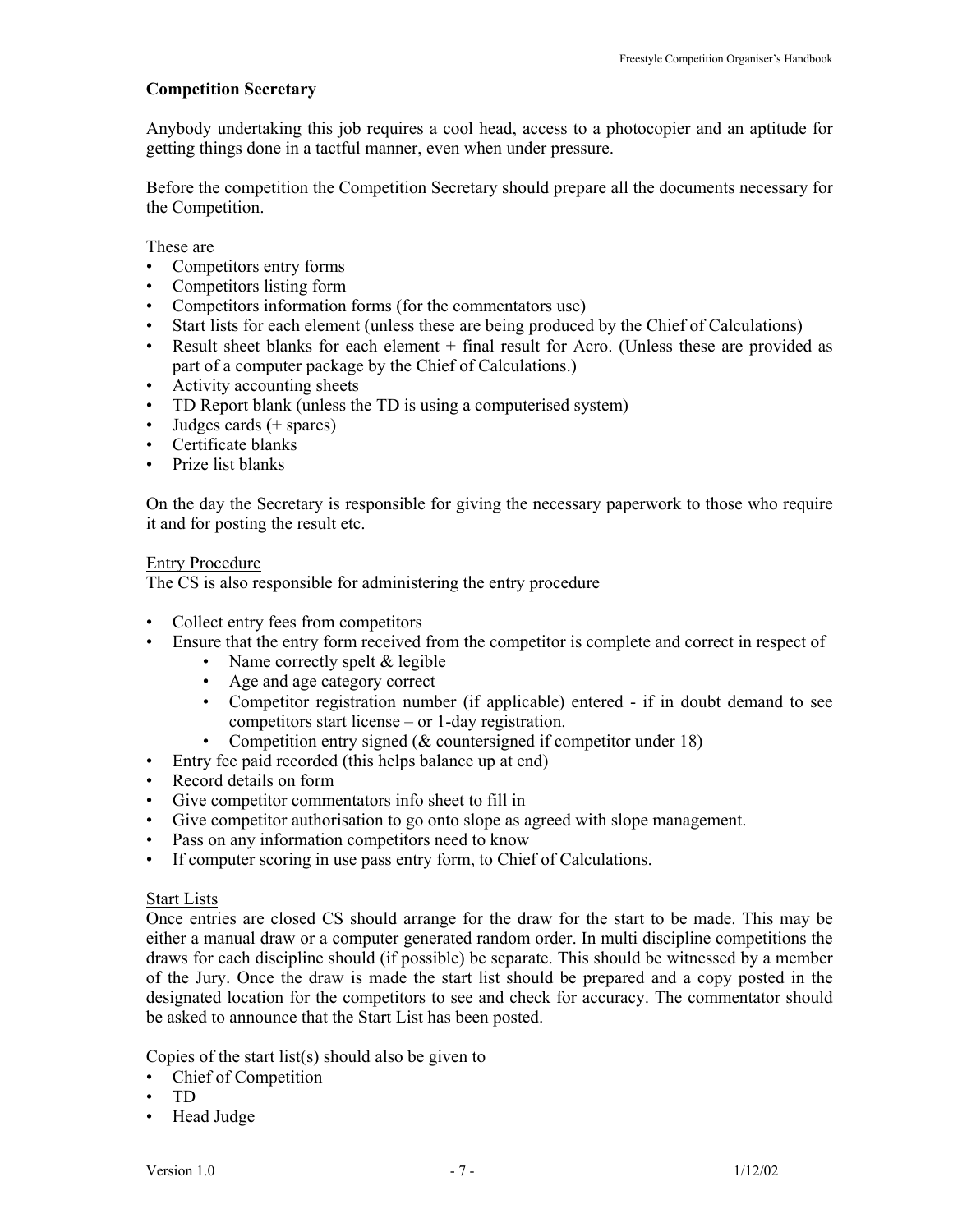## Competition Secretary

Anybody undertaking this job requires a cool head, access to a photocopier and an aptitude for getting things done in a tactful manner, even when under pressure.

Before the competition the Competition Secretary should prepare all the documents necessary for the Competition.

These are

- Competitors entry forms
- Competitors listing form
- Competitors information forms (for the commentators use)
- Start lists for each element (unless these are being produced by the Chief of Calculations)
- Result sheet blanks for each element + final result for Acro. (Unless these are provided as part of a computer package by the Chief of Calculations.)
- Activity accounting sheets
- TD Report blank (unless the TD is using a computerised system)
- Judges cards (+ spares)
- Certificate blanks
- Prize list blanks

On the day the Secretary is responsible for giving the necessary paperwork to those who require it and for posting the result etc.

Entry Procedure

The CS is also responsible for administering the entry procedure

- Collect entry fees from competitors
- Ensure that the entry form received from the competitor is complete and correct in respect of
    - Name correctly spelt & legible
    - Age and age category correct
    - Competitor registration number (if applicable) entered - if in doubt demand to see competitors start license – or 1-day registration.
    - Competition entry signed (& countersigned if competitor under 18)
- Entry fee paid recorded (this helps balance up at end)
- Record details on form
- Give competitor commentators info sheet to fill in
- Give competitor authorisation to go onto slope as agreed with slope management.
- Pass on any information competitors need to know
- If computer scoring in use pass entry form, to Chief of Calculations.

Start Lists

Once entries are closed CS should arrange for the draw for the start to be made. This may be either a manual draw or a computer generated random order. In multi discipline competitions the draws for each discipline should (if possible) be separate. This should be witnessed by a member of the Jury. Once the draw is made the start list should be prepared and a copy posted in the designated location for the competitors to see and check for accuracy. The commentator should be asked to announce that the Start List has been posted.

Copies of the start list(s) should also be given to

- Chief of Competition
- TD
- Head Judge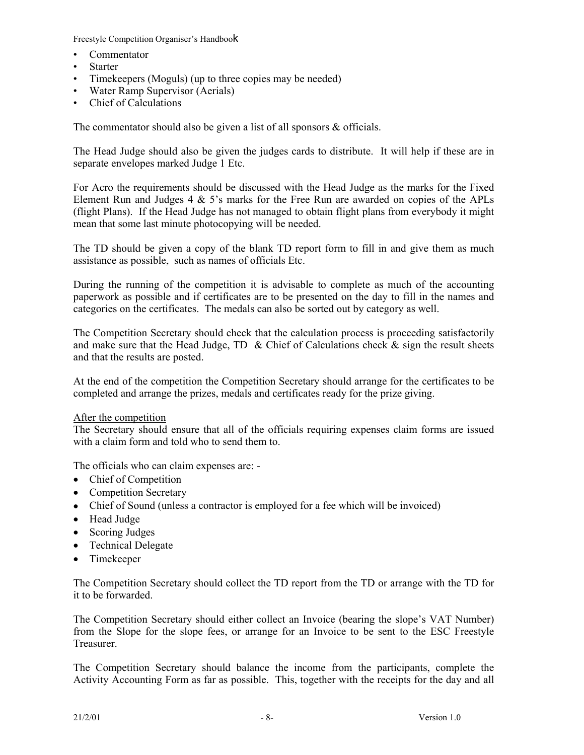- Commentator
- Starter
- Timekeepers (Moguls) (up to three copies may be needed)
- Water Ramp Supervisor (Aerials)
- Chief of Calculations

The commentator should also be given a list of all sponsors & officials.

The Head Judge should also be given the judges cards to distribute. It will help if these are in separate envelopes marked Judge 1 Etc.

For Acro the requirements should be discussed with the Head Judge as the marks for the Fixed Element Run and Judges 4 & 5's marks for the Free Run are awarded on copies of the APLs (flight Plans). If the Head Judge has not managed to obtain flight plans from everybody it might mean that some last minute photocopying will be needed.

The TD should be given a copy of the blank TD report form to fill in and give them as much assistance as possible, such as names of officials Etc.

During the running of the competition it is advisable to complete as much of the accounting paperwork as possible and if certificates are to be presented on the day to fill in the names and categories on the certificates. The medals can also be sorted out by category as well.

The Competition Secretary should check that the calculation process is proceeding satisfactorily and make sure that the Head Judge, TD & Chief of Calculations check & sign the result sheets and that the results are posted.

At the end of the competition the Competition Secretary should arrange for the certificates to be completed and arrange the prizes, medals and certificates ready for the prize giving.

<u>After the competition</u>

The Secretary should ensure that all of the officials requiring expenses claim forms are issued with a claim form and told who to send them to.

The officials who can claim expenses are: -

- Chief of Competition
- Competition Secretary
- Chief of Sound (unless a contractor is employed for a fee which will be invoiced)
- Head Judge
- Scoring Judges
- Technical Delegate
- Timekeeper

The Competition Secretary should collect the TD report from the TD or arrange with the TD for it to be forwarded.

The Competition Secretary should either collect an Invoice (bearing the slope's VAT Number) from the Slope for the slope fees, or arrange for an Invoice to be sent to the ESC Freestyle Treasurer.

The Competition Secretary should balance the income from the participants, complete the Activity Accounting Form as far as possible. This, together with the receipts for the day and all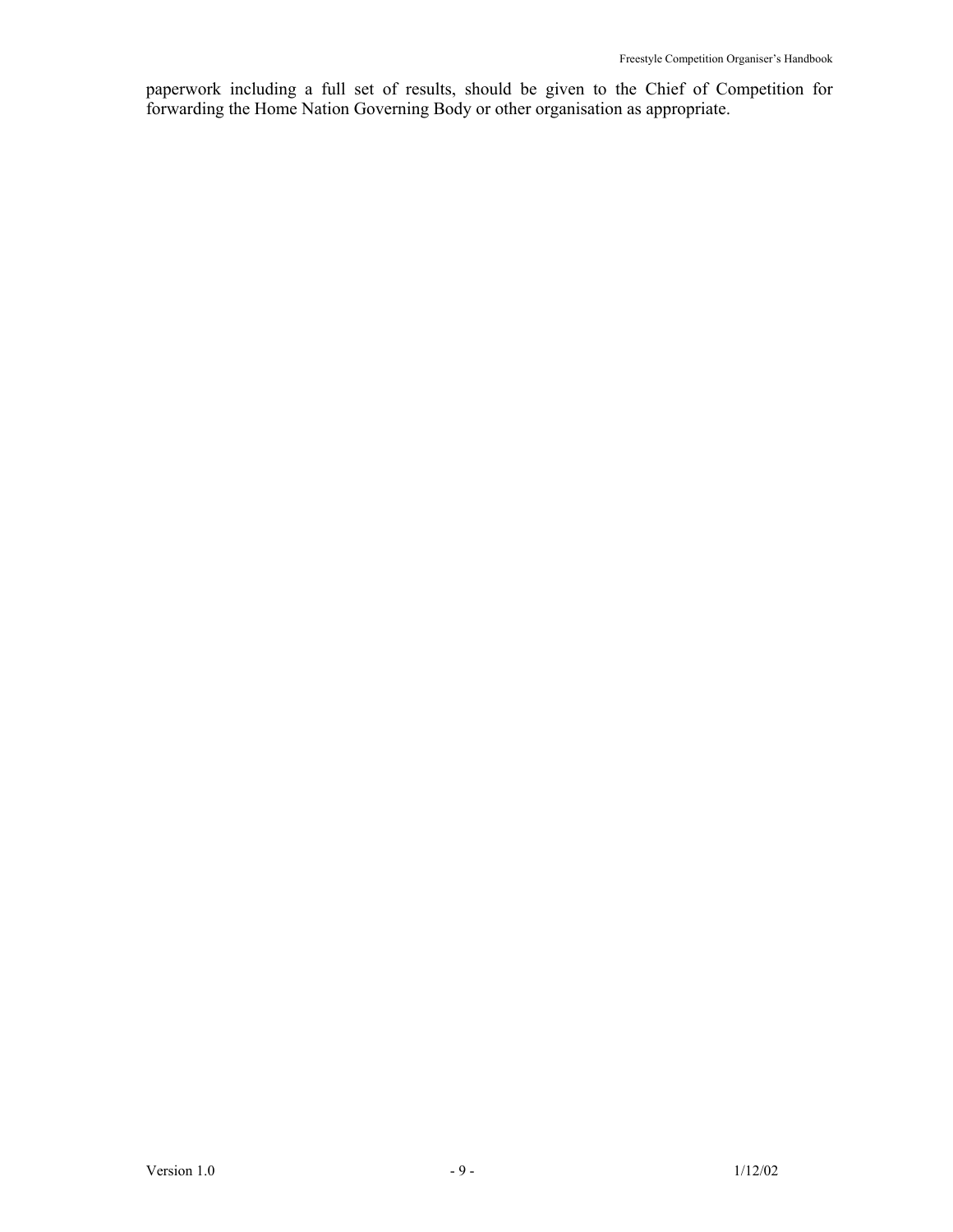paperwork including a full set of results, should be given to the Chief of Competition for forwarding the Home Nation Governing Body or other organisation as appropriate.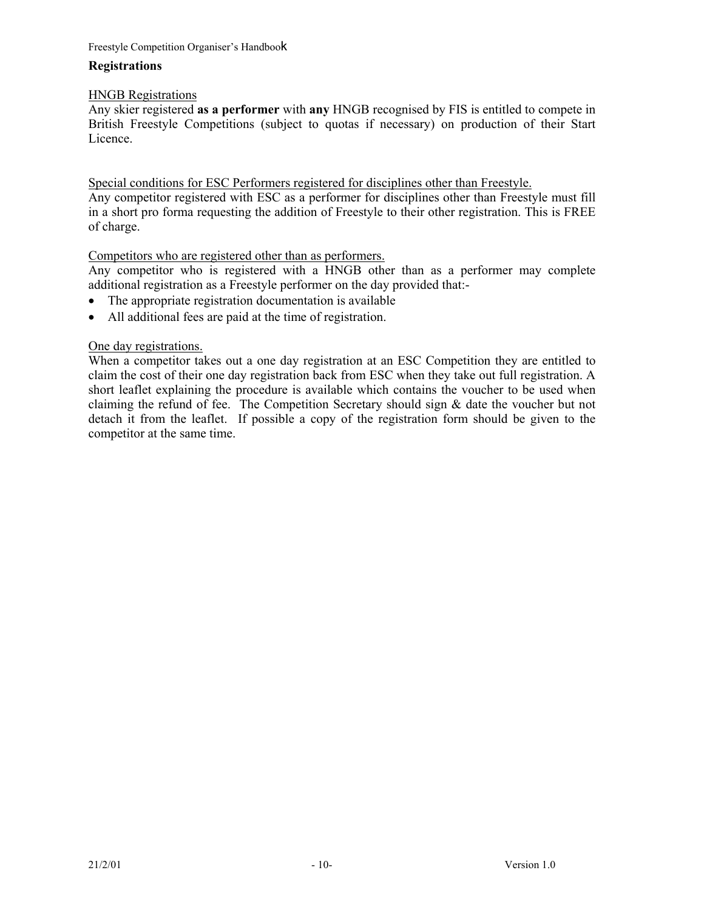## Registrations

HNGB Registrations

Any skier registered **as a performer** with **any** HNGB recognised by FIS is entitled to compete in British Freestyle Competitions (subject to quotas if necessary) on production of their Start Licence.

Special conditions for ESC Performers registered for disciplines other than Freestyle.

Any competitor registered with ESC as a performer for disciplines other than Freestyle must fill in a short pro forma requesting the addition of Freestyle to their other registration. This is FREE of charge.

Competitors who are registered other than as performers.

Any competitor who is registered with a HNGB other than as a performer may complete additional registration as a Freestyle performer on the day provided that:-

- The appropriate registration documentation is available
- All additional fees are paid at the time of registration.

One day registrations.

When a competitor takes out a one day registration at an ESC Competition they are entitled to claim the cost of their one day registration back from ESC when they take out full registration. A short leaflet explaining the procedure is available which contains the voucher to be used when claiming the refund of fee. The Competition Secretary should sign & date the voucher but not detach it from the leaflet. If possible a copy of the registration form should be given to the competitor at the same time.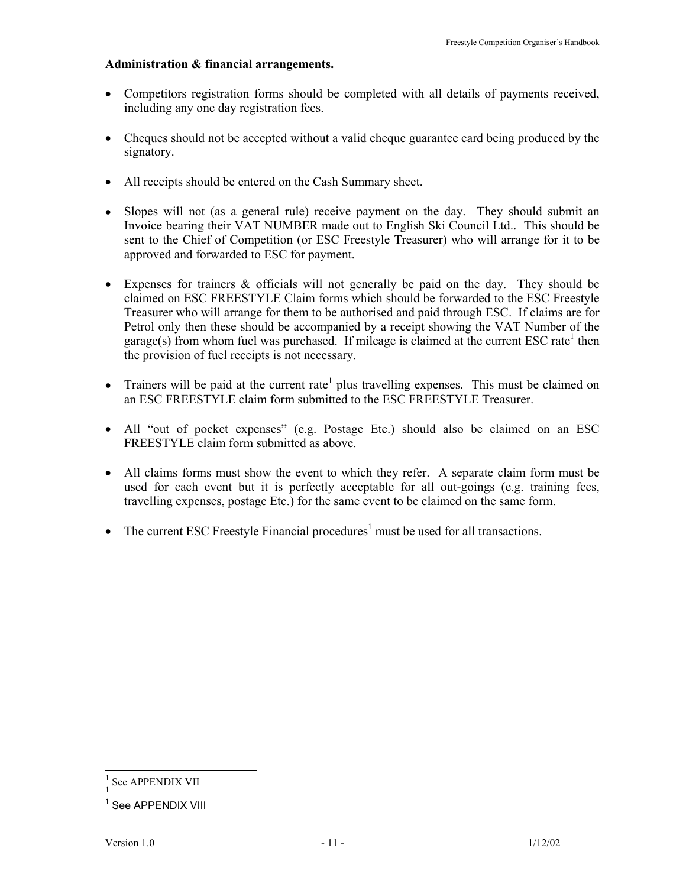**Administration & financial arrangements.**

- Competitors registration forms should be completed with all details of payments received, including any one day registration fees.
- Cheques should not be accepted without a valid cheque guarantee card being produced by the signatory.
- All receipts should be entered on the Cash Summary sheet.
- Slopes will not (as a general rule) receive payment on the day. They should submit an Invoice bearing their VAT NUMBER made out to English Ski Council Ltd.. This should be sent to the Chief of Competition (or ESC Freestyle Treasurer) who will arrange for it to be approved and forwarded to ESC for payment.
- Expenses for trainers & officials will not generally be paid on the day. They should be claimed on ESC FREESTYLE Claim forms which should be forwarded to the ESC Freestyle Treasurer who will arrange for them to be authorised and paid through ESC. If claims are for Petrol only then these should be accompanied by a receipt showing the VAT Number of the garage(s) from whom fuel was purchased. If mileage is claimed at the current ESC rate[1] then the provision of fuel receipts is not necessary.
- Trainers will be paid at the current rate[1] plus travelling expenses. This must be claimed on an ESC FREESTYLE claim form submitted to the ESC FREESTYLE Treasurer.
- All "out of pocket expenses" (e.g. Postage Etc.) should also be claimed on an ESC FREESTYLE claim form submitted as above.
- All claims forms must show the event to which they refer. A separate claim form must be used for each event but it is perfectly acceptable for all out-goings (e.g. training fees, travelling expenses, postage Etc.) for the same event to be claimed on the same form.
- The current ESC Freestyle Financial procedures[1] must be used for all transactions.

---

[1] See APPENDIX VII

[1]

[1] See APPENDIX VIII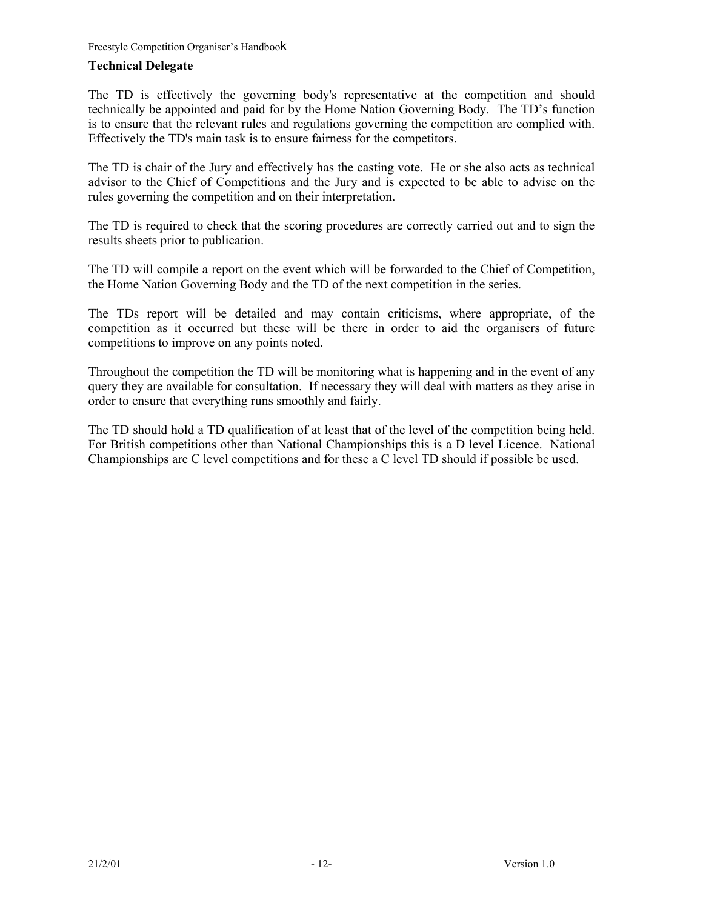## Technical Delegate

The TD is effectively the governing body's representative at the competition and should technically be appointed and paid for by the Home Nation Governing Body. The TD's function is to ensure that the relevant rules and regulations governing the competition are complied with. Effectively the TD's main task is to ensure fairness for the competitors.

The TD is chair of the Jury and effectively has the casting vote. He or she also acts as technical advisor to the Chief of Competitions and the Jury and is expected to be able to advise on the rules governing the competition and on their interpretation.

The TD is required to check that the scoring procedures are correctly carried out and to sign the results sheets prior to publication.

The TD will compile a report on the event which will be forwarded to the Chief of Competition, the Home Nation Governing Body and the TD of the next competition in the series.

The TDs report will be detailed and may contain criticisms, where appropriate, of the competition as it occurred but these will be there in order to aid the organisers of future competitions to improve on any points noted.

Throughout the competition the TD will be monitoring what is happening and in the event of any query they are available for consultation. If necessary they will deal with matters as they arise in order to ensure that everything runs smoothly and fairly.

The TD should hold a TD qualification of at least that of the level of the competition being held. For British competitions other than National Championships this is a D level Licence. National Championships are C level competitions and for these a C level TD should if possible be used.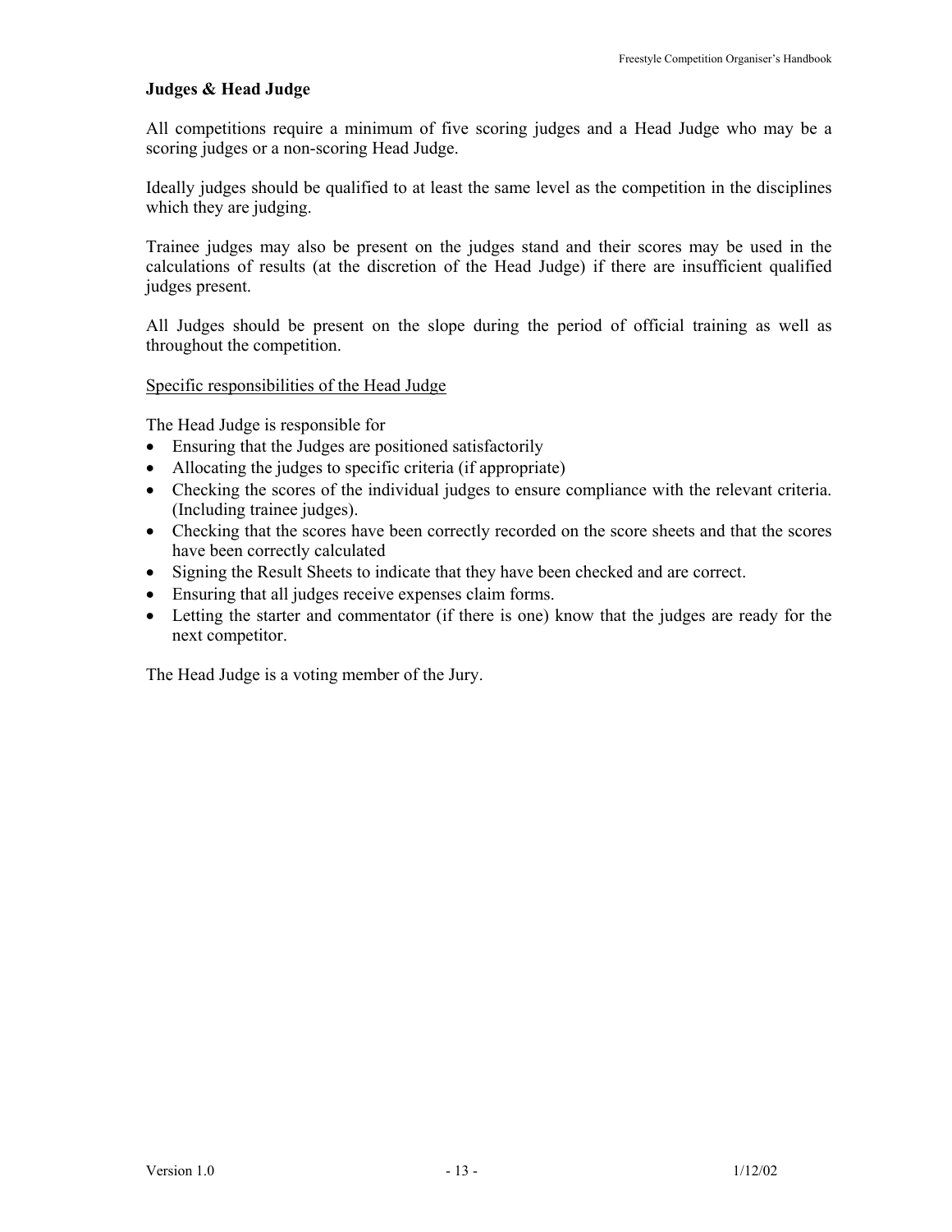## Judges & Head Judge

All competitions require a minimum of five scoring judges and a Head Judge who may be a scoring judges or a non-scoring Head Judge.

Ideally judges should be qualified to at least the same level as the competition in the disciplines which they are judging.

Trainee judges may also be present on the judges stand and their scores may be used in the calculations of results (at the discretion of the Head Judge) if there are insufficient qualified judges present.

All Judges should be present on the slope during the period of official training as well as throughout the competition.

<u>Specific responsibilities of the Head Judge</u>

The Head Judge is responsible for

- Ensuring that the Judges are positioned satisfactorily
- Allocating the judges to specific criteria (if appropriate)
- Checking the scores of the individual judges to ensure compliance with the relevant criteria. (Including trainee judges).
- Checking that the scores have been correctly recorded on the score sheets and that the scores have been correctly calculated
- Signing the Result Sheets to indicate that they have been checked and are correct.
- Ensuring that all judges receive expenses claim forms.
- Letting the starter and commentator (if there is one) know that the judges are ready for the next competitor.

The Head Judge is a voting member of the Jury.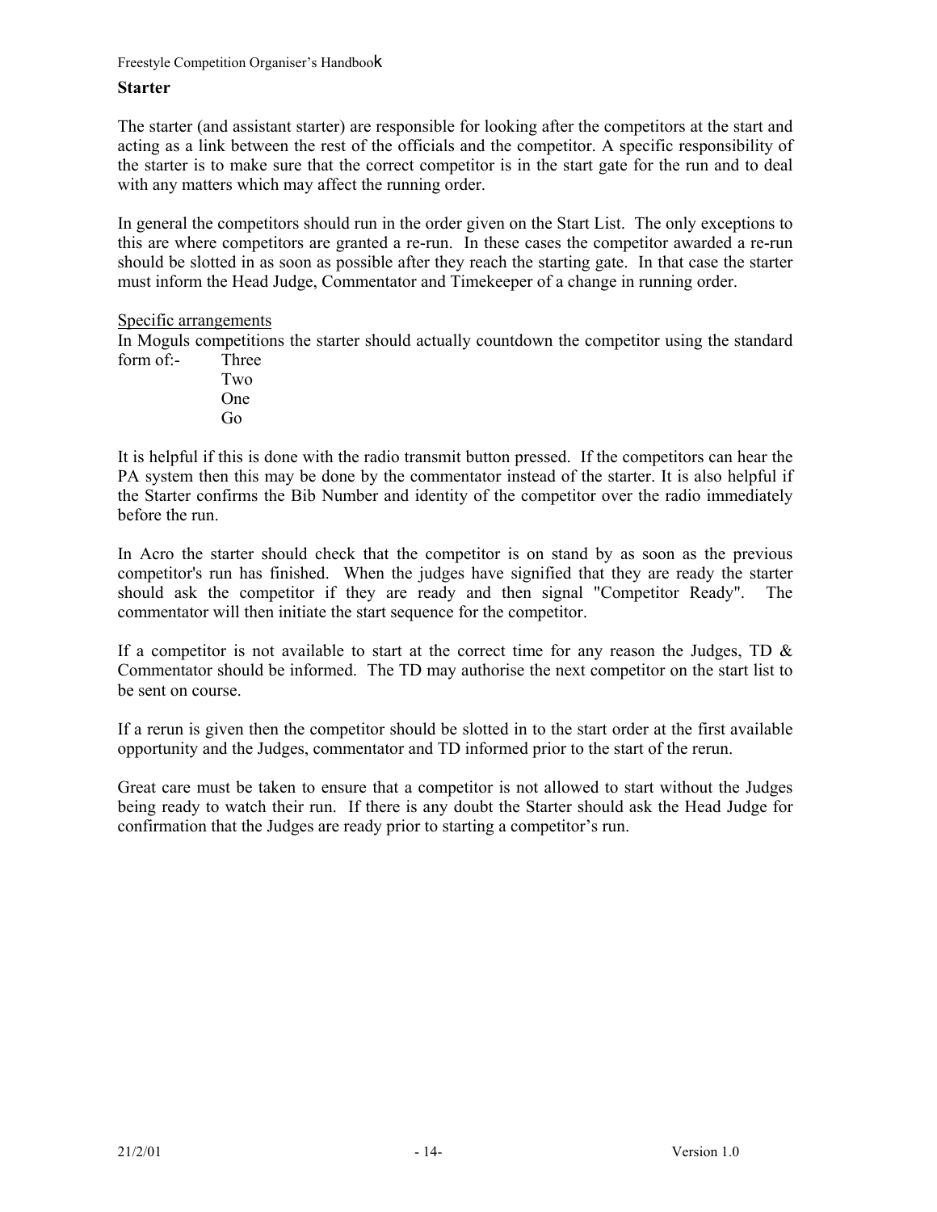## Starter

The starter (and assistant starter) are responsible for looking after the competitors at the start and acting as a link between the rest of the officials and the competitor. A specific responsibility of the starter is to make sure that the correct competitor is in the start gate for the run and to deal with any matters which may affect the running order.

In general the competitors should run in the order given on the Start List. The only exceptions to this are where competitors are granted a re-run. In these cases the competitor awarded a re-run should be slotted in as soon as possible after they reach the starting gate. In that case the starter must inform the Head Judge, Commentator and Timekeeper of a change in running order.

<u>Specific arrangements</u>

In Moguls competitions the starter should actually countdown the competitor using the standard form of:-

Three
Two
One
Go

It is helpful if this is done with the radio transmit button pressed. If the competitors can hear the PA system then this may be done by the commentator instead of the starter. It is also helpful if the Starter confirms the Bib Number and identity of the competitor over the radio immediately before the run.

In Acro the starter should check that the competitor is on stand by as soon as the previous competitor's run has finished. When the judges have signified that they are ready the starter should ask the competitor if they are ready and then signal "Competitor Ready". The commentator will then initiate the start sequence for the competitor.

If a competitor is not available to start at the correct time for any reason the Judges, TD & Commentator should be informed. The TD may authorise the next competitor on the start list to be sent on course.

If a rerun is given then the competitor should be slotted in to the start order at the first available opportunity and the Judges, commentator and TD informed prior to the start of the rerun.

Great care must be taken to ensure that a competitor is not allowed to start without the Judges being ready to watch their run. If there is any doubt the Starter should ask the Head Judge for confirmation that the Judges are ready prior to starting a competitor's run.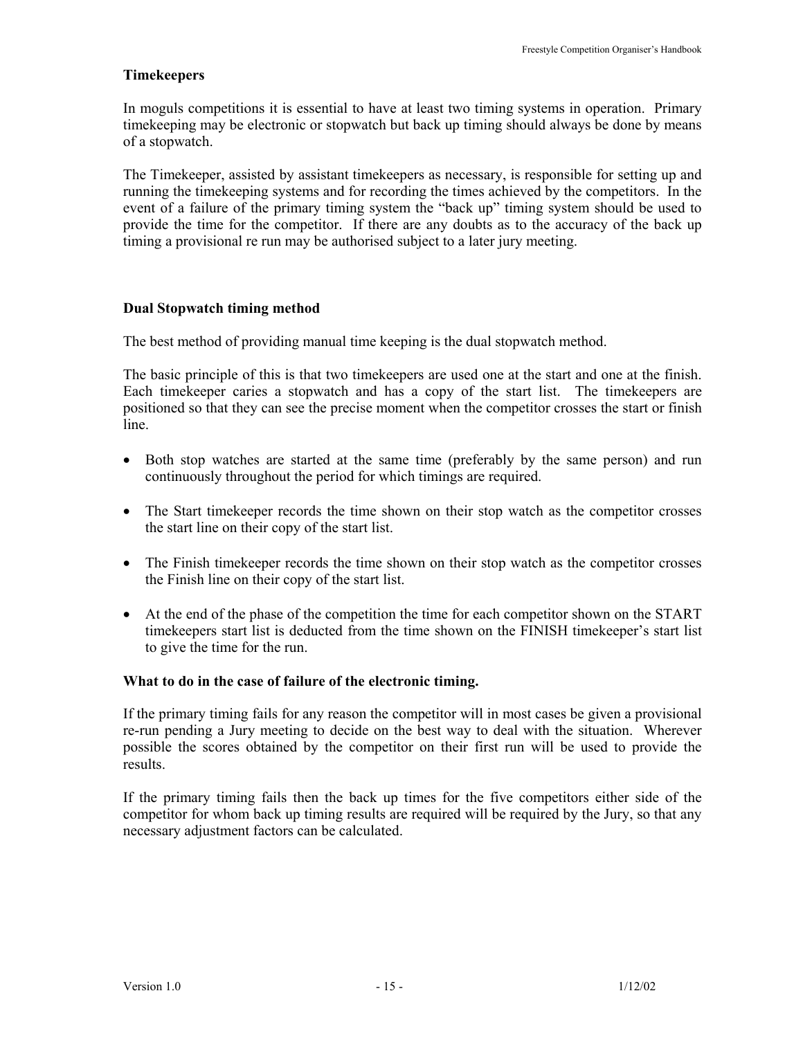### Timekeepers

In moguls competitions it is essential to have at least two timing systems in operation. Primary timekeeping may be electronic or stopwatch but back up timing should always be done by means of a stopwatch.

The Timekeeper, assisted by assistant timekeepers as necessary, is responsible for setting up and running the timekeeping systems and for recording the times achieved by the competitors. In the event of a failure of the primary timing system the "back up" timing system should be used to provide the time for the competitor. If there are any doubts as to the accuracy of the back up timing a provisional re run may be authorised subject to a later jury meeting.

### Dual Stopwatch timing method

The best method of providing manual time keeping is the dual stopwatch method.

The basic principle of this is that two timekeepers are used one at the start and one at the finish. Each timekeeper caries a stopwatch and has a copy of the start list. The timekeepers are positioned so that they can see the precise moment when the competitor crosses the start or finish line.

- Both stop watches are started at the same time (preferably by the same person) and run continuously throughout the period for which timings are required.
- The Start timekeeper records the time shown on their stop watch as the competitor crosses the start line on their copy of the start list.
- The Finish timekeeper records the time shown on their stop watch as the competitor crosses the Finish line on their copy of the start list.
- At the end of the phase of the competition the time for each competitor shown on the START timekeepers start list is deducted from the time shown on the FINISH timekeeper's start list to give the time for the run.

### What to do in the case of failure of the electronic timing.

If the primary timing fails for any reason the competitor will in most cases be given a provisional re-run pending a Jury meeting to decide on the best way to deal with the situation. Wherever possible the scores obtained by the competitor on their first run will be used to provide the results.

If the primary timing fails then the back up times for the five competitors either side of the competitor for whom back up timing results are required will be required by the Jury, so that any necessary adjustment factors can be calculated.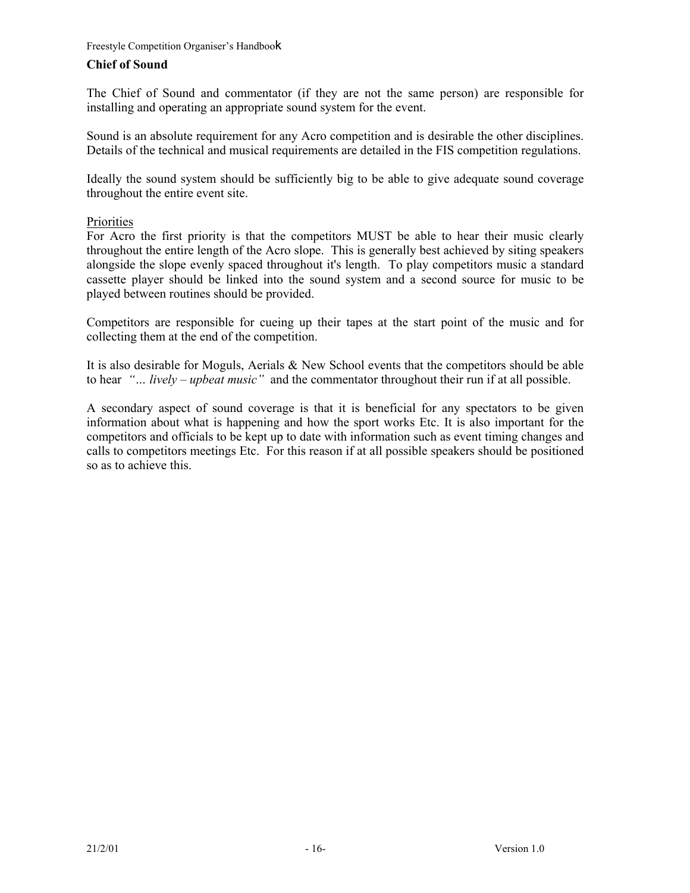## Chief of Sound

The Chief of Sound and commentator (if they are not the same person) are responsible for installing and operating an appropriate sound system for the event.

Sound is an absolute requirement for any Acro competition and is desirable the other disciplines. Details of the technical and musical requirements are detailed in the FIS competition regulations.

Ideally the sound system should be sufficiently big to be able to give adequate sound coverage throughout the entire event site.

### Priorities

For Acro the first priority is that the competitors MUST be able to hear their music clearly throughout the entire length of the Acro slope. This is generally best achieved by siting speakers alongside the slope evenly spaced throughout it's length. To play competitors music a standard cassette player should be linked into the sound system and a second source for music to be played between routines should be provided.

Competitors are responsible for cueing up their tapes at the start point of the music and for collecting them at the end of the competition.

It is also desirable for Moguls, Aerials & New School events that the competitors should be able to hear *"… lively – upbeat music"* and the commentator throughout their run if at all possible.

A secondary aspect of sound coverage is that it is beneficial for any spectators to be given information about what is happening and how the sport works Etc. It is also important for the competitors and officials to be kept up to date with information such as event timing changes and calls to competitors meetings Etc. For this reason if at all possible speakers should be positioned so as to achieve this.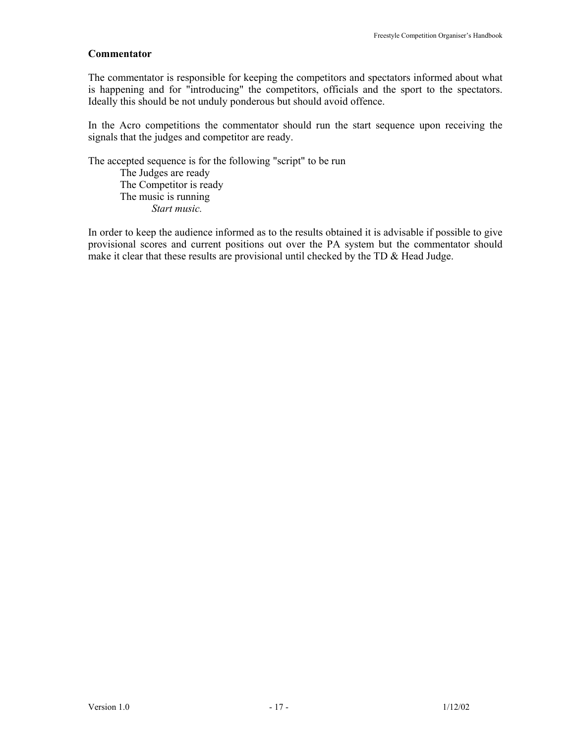### Commentator

The commentator is responsible for keeping the competitors and spectators informed about what is happening and for "introducing" the competitors, officials and the sport to the spectators. Ideally this should be not unduly ponderous but should avoid offence.

In the Acro competitions the commentator should run the start sequence upon receiving the signals that the judges and competitor are ready.

The accepted sequence is for the following "script" to be run

> The Judges are ready
> The Competitor is ready
> The music is running
> *Start music.*

In order to keep the audience informed as to the results obtained it is advisable if possible to give provisional scores and current positions out over the PA system but the commentator should make it clear that these results are provisional until checked by the TD & Head Judge.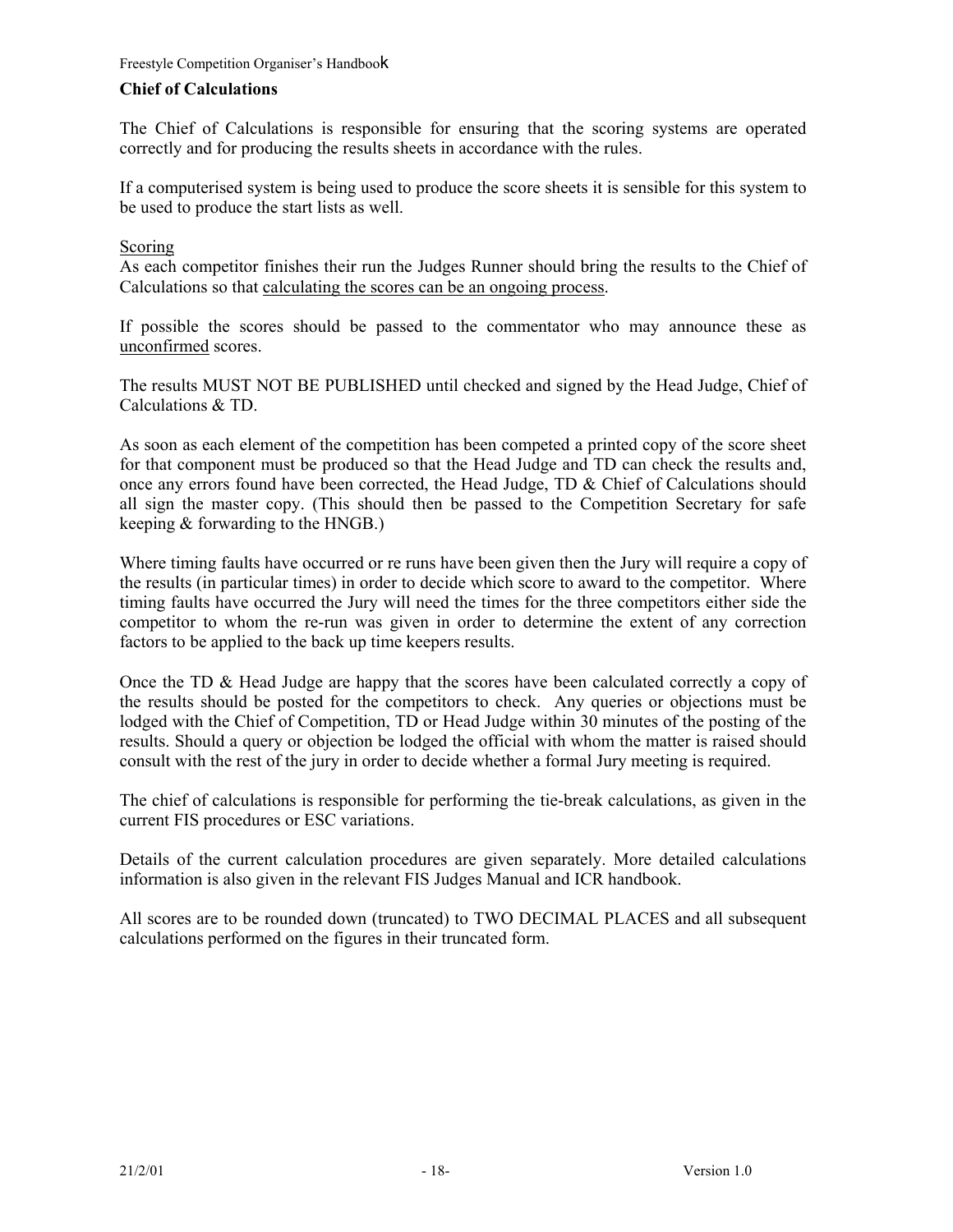## Chief of Calculations

The Chief of Calculations is responsible for ensuring that the scoring systems are operated correctly and for producing the results sheets in accordance with the rules.

If a computerised system is being used to produce the score sheets it is sensible for this system to be used to produce the start lists as well.

<u>Scoring</u>
As each competitor finishes their run the Judges Runner should bring the results to the Chief of Calculations so that <u>calculating the scores can be an ongoing process</u>.

If possible the scores should be passed to the commentator who may announce these as <u>unconfirmed</u> scores.

The results MUST NOT BE PUBLISHED until checked and signed by the Head Judge, Chief of Calculations & TD.

As soon as each element of the competition has been competed a printed copy of the score sheet for that component must be produced so that the Head Judge and TD can check the results and, once any errors found have been corrected, the Head Judge, TD & Chief of Calculations should all sign the master copy. (This should then be passed to the Competition Secretary for safe keeping & forwarding to the HNGB.)

Where timing faults have occurred or re runs have been given then the Jury will require a copy of the results (in particular times) in order to decide which score to award to the competitor. Where timing faults have occurred the Jury will need the times for the three competitors either side the competitor to whom the re-run was given in order to determine the extent of any correction factors to be applied to the back up time keepers results.

Once the TD & Head Judge are happy that the scores have been calculated correctly a copy of the results should be posted for the competitors to check. Any queries or objections must be lodged with the Chief of Competition, TD or Head Judge within 30 minutes of the posting of the results. Should a query or objection be lodged the official with whom the matter is raised should consult with the rest of the jury in order to decide whether a formal Jury meeting is required.

The chief of calculations is responsible for performing the tie-break calculations, as given in the current FIS procedures or ESC variations.

Details of the current calculation procedures are given separately. More detailed calculations information is also given in the relevant FIS Judges Manual and ICR handbook.

All scores are to be rounded down (truncated) to TWO DECIMAL PLACES and all subsequent calculations performed on the figures in their truncated form.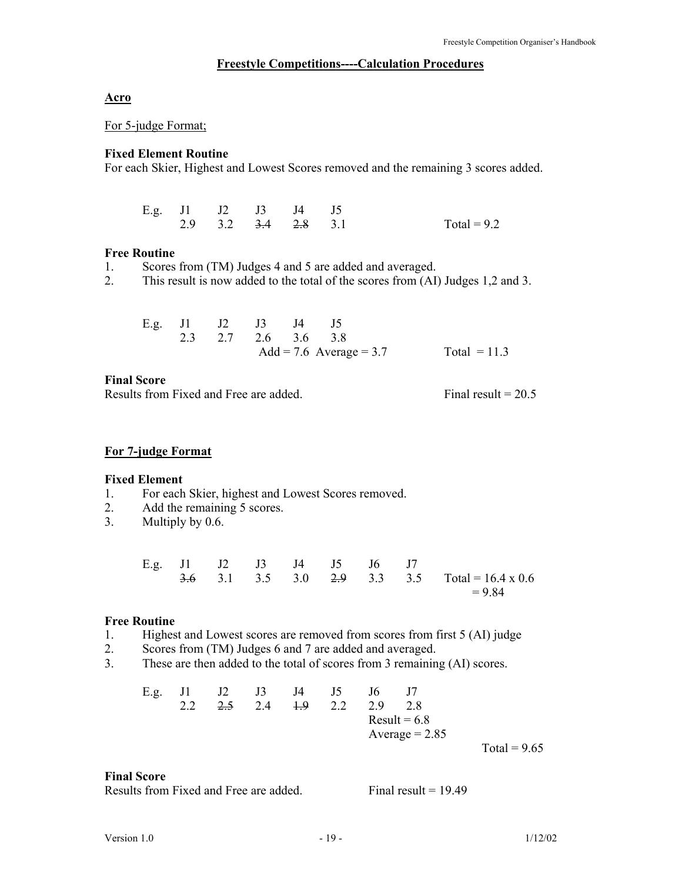## Freestyle Competitions----Calculation Procedures

### Acro

For 5-judge Format;

**Fixed Element Routine**

For each Skier, Highest and Lowest Scores removed and the remaining 3 scores added.

| E.g. | J1 | J2 | J3 | J4 | J5 | |
|---|---|---|---|---|---|---|
| | 2.9 | 3.2 | ~~3.4~~ | ~~2.8~~ | 3.1 | Total = 9.2 |

**Free Routine**

1. Scores from (TM) Judges 4 and 5 are added and averaged.
2. This result is now added to the total of the scores from (AI) Judges 1,2 and 3.

| E.g. | J1 | J2 | J3 | J4 | J5 | |
|---|---|---|---|---|---|---|
| | 2.3 | 2.7 | 2.6 | 3.6 | 3.8 | |
| | | | Add = 7.6 | Average = 3.7 | | Total = 11.3 |

**Final Score**

Results from Fixed and Free are added. Final result = 20.5

### For 7-judge Format

**Fixed Element**

1. For each Skier, highest and Lowest Scores removed.
2. Add the remaining 5 scores.
3. Multiply by 0.6.

| E.g. | J1 | J2 | J3 | J4 | J5 | J6 | J7 | |
|---|---|---|---|---|---|---|---|---|
| | ~~3.6~~ | 3.1 | 3.5 | 3.0 | ~~2.9~~ | 3.3 | 3.5 | Total = 16.4 x 0.6 = 9.84 |

**Free Routine**

1. Highest and Lowest scores are removed from scores from first 5 (AI) judge
2. Scores from (TM) Judges 6 and 7 are added and averaged.
3. These are then added to the total of scores from 3 remaining (AI) scores.

| E.g. | J1 | J2 | J3 | J4 | J5 | J6 | J7 | |
|---|---|---|---|---|---|---|---|---|
| | 2.2 | ~~2.5~~ | 2.4 | ~~1.9~~ | 2.2 | 2.9 | 2.8 | |
| | | | | | | Result = 6.8 | | |
| | | | | | | Average = 2.85 | | |
| | | | | | | | | Total = 9.65 |

**Final Score**

Results from Fixed and Free are added. Final result = 19.49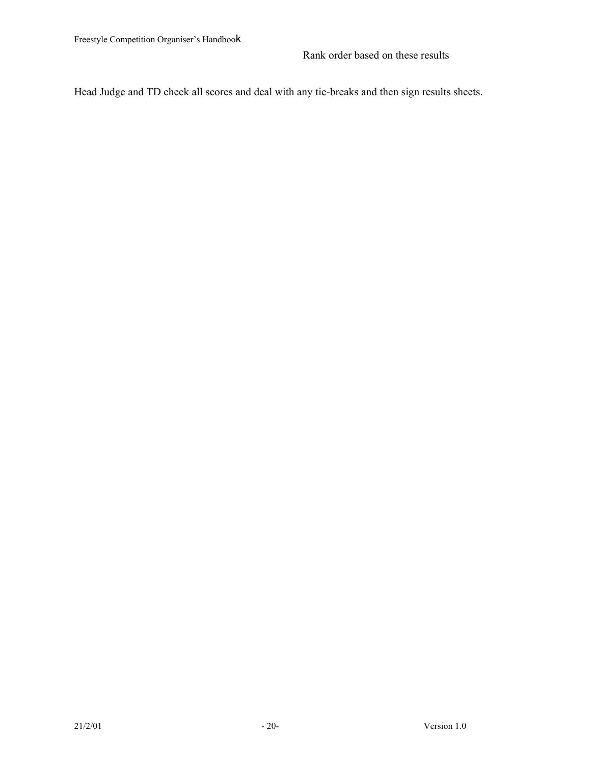Rank order based on these results

Head Judge and TD check all scores and deal with any tie-breaks and then sign results sheets.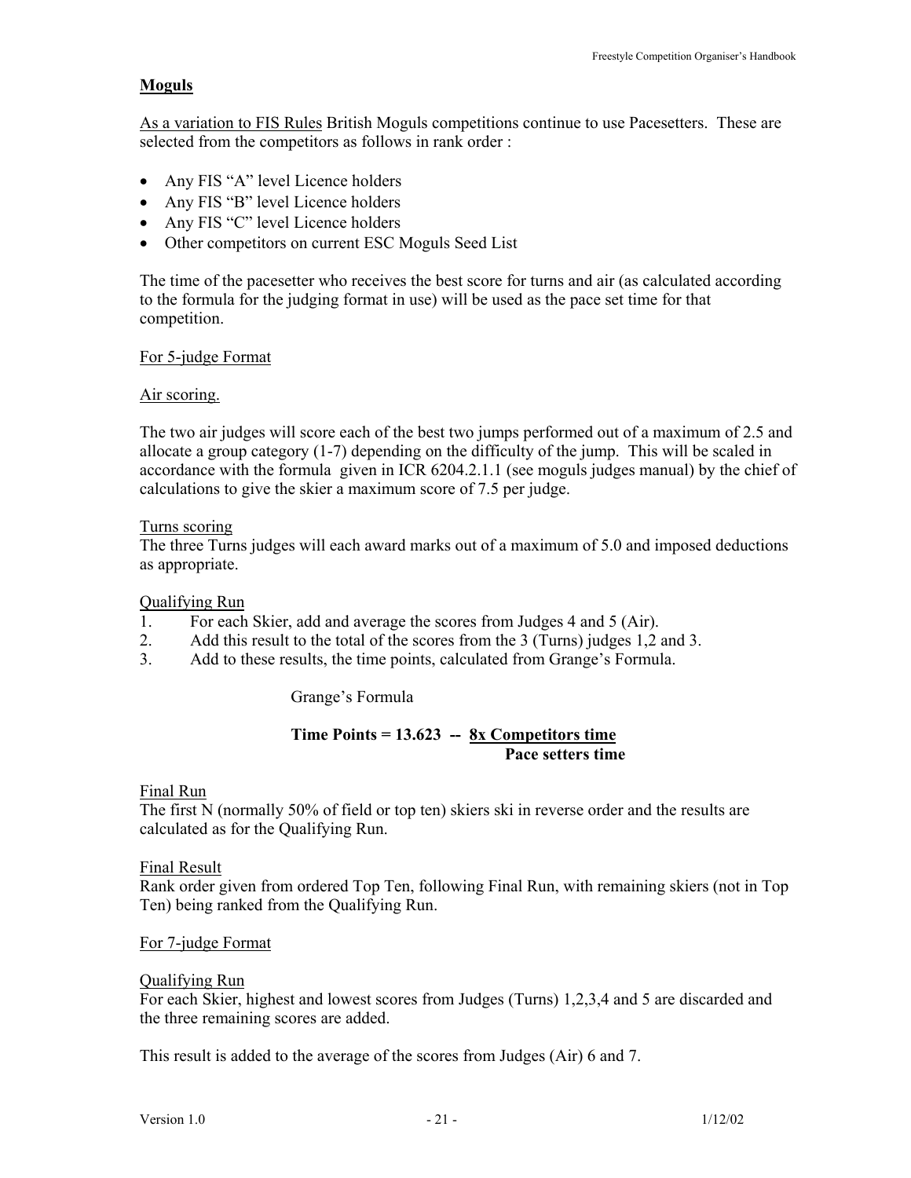## Moguls

As a variation to FIS Rules British Moguls competitions continue to use Pacesetters. These are selected from the competitors as follows in rank order :

- Any FIS "A" level Licence holders
- Any FIS "B" level Licence holders
- Any FIS "C" level Licence holders
- Other competitors on current ESC Moguls Seed List

The time of the pacesetter who receives the best score for turns and air (as calculated according to the formula for the judging format in use) will be used as the pace set time for that competition.

### For 5-judge Format

#### Air scoring.

The two air judges will score each of the best two jumps performed out of a maximum of 2.5 and allocate a group category (1-7) depending on the difficulty of the jump. This will be scaled in accordance with the formula given in ICR 6204.2.1.1 (see moguls judges manual) by the chief of calculations to give the skier a maximum score of 7.5 per judge.

#### Turns scoring

The three Turns judges will each award marks out of a maximum of 5.0 and imposed deductions as appropriate.

#### Qualifying Run

1. For each Skier, add and average the scores from Judges 4 and 5 (Air).
2. Add this result to the total of the scores from the 3 (Turns) judges 1,2 and 3.
3. Add to these results, the time points, calculated from Grange's Formula.

Grange's Formula

$$\textbf{Time Points} = 13.623 - \frac{8 \times \text{Competitors time}}{\text{Pace setters time}}$$

#### Final Run

The first N (normally 50% of field or top ten) skiers ski in reverse order and the results are calculated as for the Qualifying Run.

#### Final Result

Rank order given from ordered Top Ten, following Final Run, with remaining skiers (not in Top Ten) being ranked from the Qualifying Run.

### For 7-judge Format

#### Qualifying Run

For each Skier, highest and lowest scores from Judges (Turns) 1,2,3,4 and 5 are discarded and the three remaining scores are added.

This result is added to the average of the scores from Judges (Air) 6 and 7.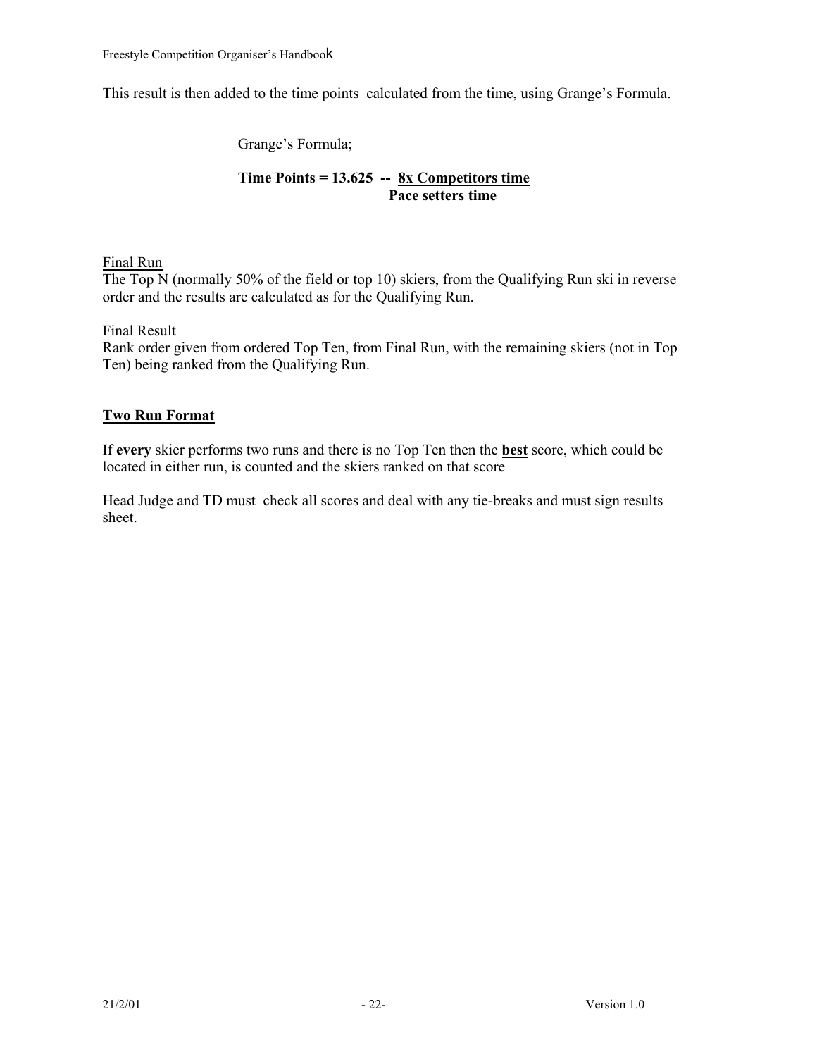This result is then added to the time points calculated from the time, using Grange's Formula.

Grange's Formula;

$$\textbf{Time Points} = 13.625 - \frac{8 \times \text{Competitors time}}{\text{Pace setters time}}$$

Final Run

The Top N (normally 50% of the field or top 10) skiers, from the Qualifying Run ski in reverse order and the results are calculated as for the Qualifying Run.

Final Result

Rank order given from ordered Top Ten, from Final Run, with the remaining skiers (not in Top Ten) being ranked from the Qualifying Run.

**Two Run Format**

If **every** skier performs two runs and there is no Top Ten then the **best** score, which could be located in either run, is counted and the skiers ranked on that score

Head Judge and TD must check all scores and deal with any tie-breaks and must sign results sheet.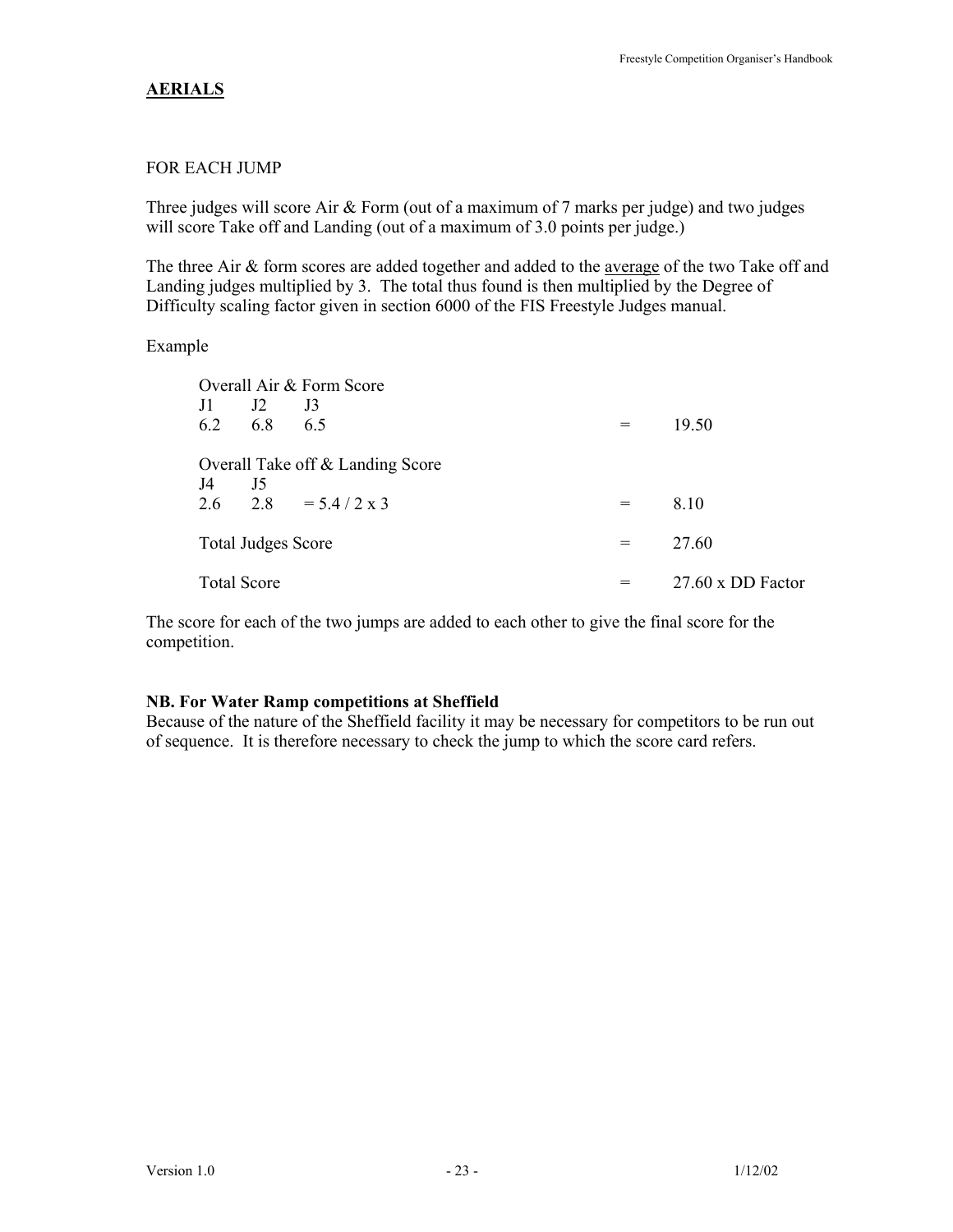## AERIALS

FOR EACH JUMP

Three judges will score Air & Form (out of a maximum of 7 marks per judge) and two judges will score Take off and Landing (out of a maximum of 3.0 points per judge.)

The three Air & form scores are added together and added to the average of the two Take off and Landing judges multiplied by 3. The total thus found is then multiplied by the Degree of Difficulty scaling factor given in section 6000 of the FIS Freestyle Judges manual.

Example

| | | | | |
|---|---|---|---|---|
| Overall Air & Form Score | | | | |
| J1 | J2 | J3 | | |
| 6.2 | 6.8 | 6.5 | = | 19.50 |
| Overall Take off & Landing Score | | | | |
| J4 | J5 | | | |
| 2.6 | 2.8 | = 5.4 / 2 x 3 | = | 8.10 |
| Total Judges Score | | | = | 27.60 |
| Total Score | | | = | 27.60 x DD Factor |

The score for each of the two jumps are added to each other to give the final score for the competition.

**NB. For Water Ramp competitions at Sheffield**

Because of the nature of the Sheffield facility it may be necessary for competitors to be run out of sequence. It is therefore necessary to check the jump to which the score card refers.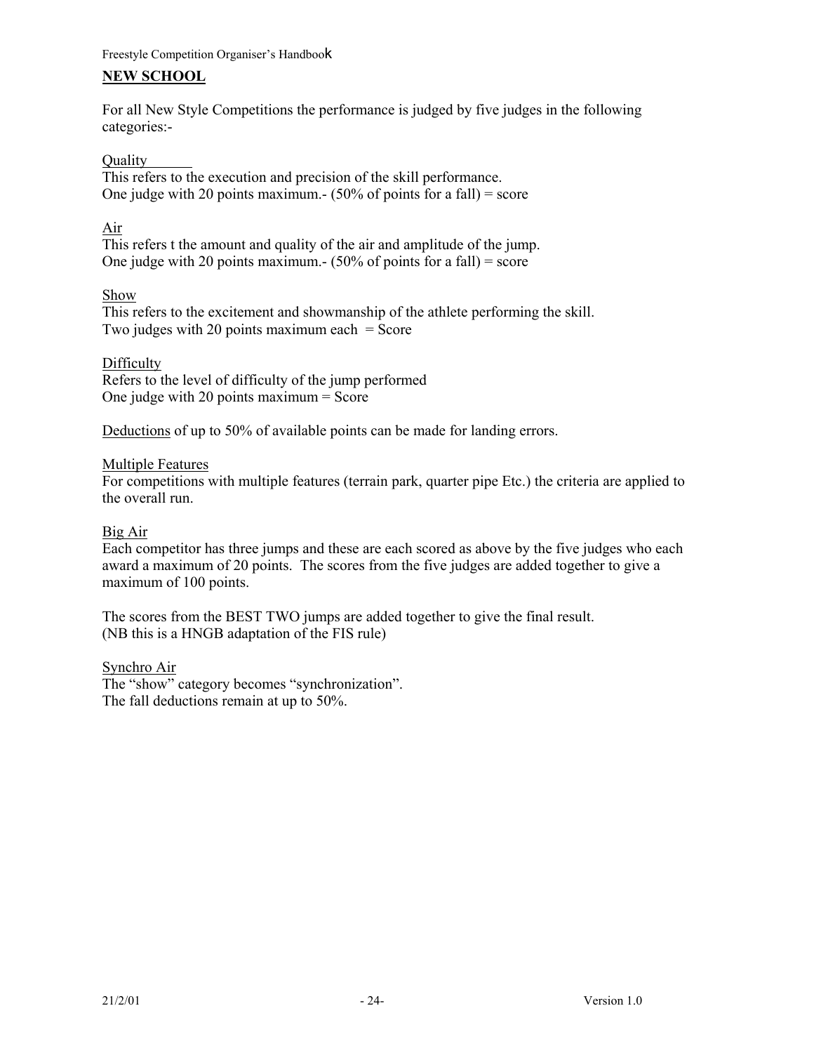## NEW SCHOOL

For all New Style Competitions the performance is judged by five judges in the following categories:-

Quality

This refers to the execution and precision of the skill performance.
One judge with 20 points maximum.- (50% of points for a fall) = score

Air

This refers t the amount and quality of the air and amplitude of the jump.
One judge with 20 points maximum.- (50% of points for a fall) = score

Show

This refers to the excitement and showmanship of the athlete performing the skill.
Two judges with 20 points maximum each = Score

Difficulty

Refers to the level of difficulty of the jump performed
One judge with 20 points maximum = Score

Deductions of up to 50% of available points can be made for landing errors.

Multiple Features

For competitions with multiple features (terrain park, quarter pipe Etc.) the criteria are applied to the overall run.

Big Air

Each competitor has three jumps and these are each scored as above by the five judges who each award a maximum of 20 points. The scores from the five judges are added together to give a maximum of 100 points.

The scores from the BEST TWO jumps are added together to give the final result.
(NB this is a HNGB adaptation of the FIS rule)

Synchro Air

The "show" category becomes "synchronization".
The fall deductions remain at up to 50%.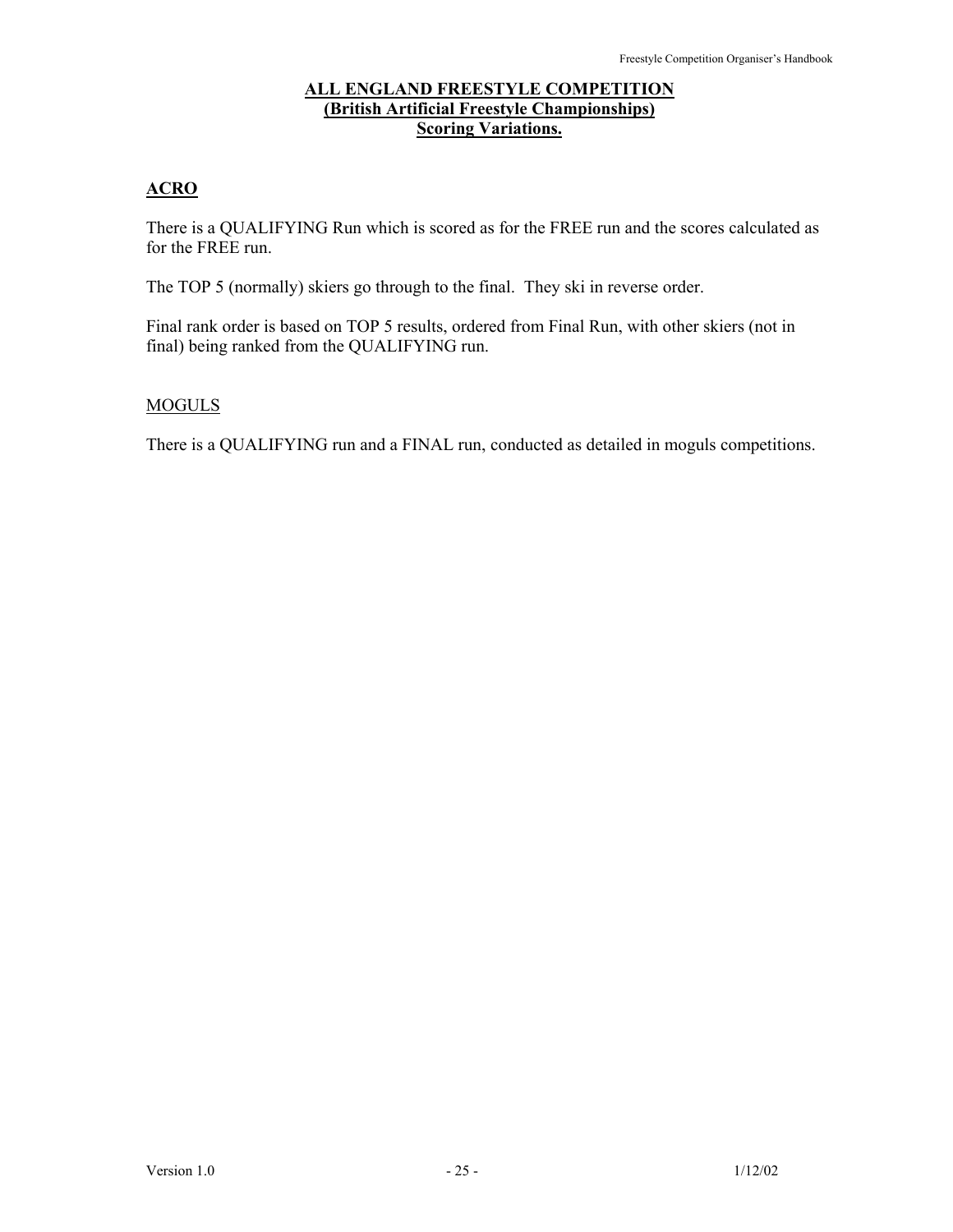# **ALL ENGLAND FREESTYLE COMPETITION**
## **(British Artificial Freestyle Championships)**
## **Scoring Variations.**

### **ACRO**

There is a QUALIFYING Run which is scored as for the FREE run and the scores calculated as for the FREE run.

The TOP 5 (normally) skiers go through to the final. They ski in reverse order.

Final rank order is based on TOP 5 results, ordered from Final Run, with other skiers (not in final) being ranked from the QUALIFYING run.

### MOGULS

There is a QUALIFYING run and a FINAL run, conducted as detailed in moguls competitions.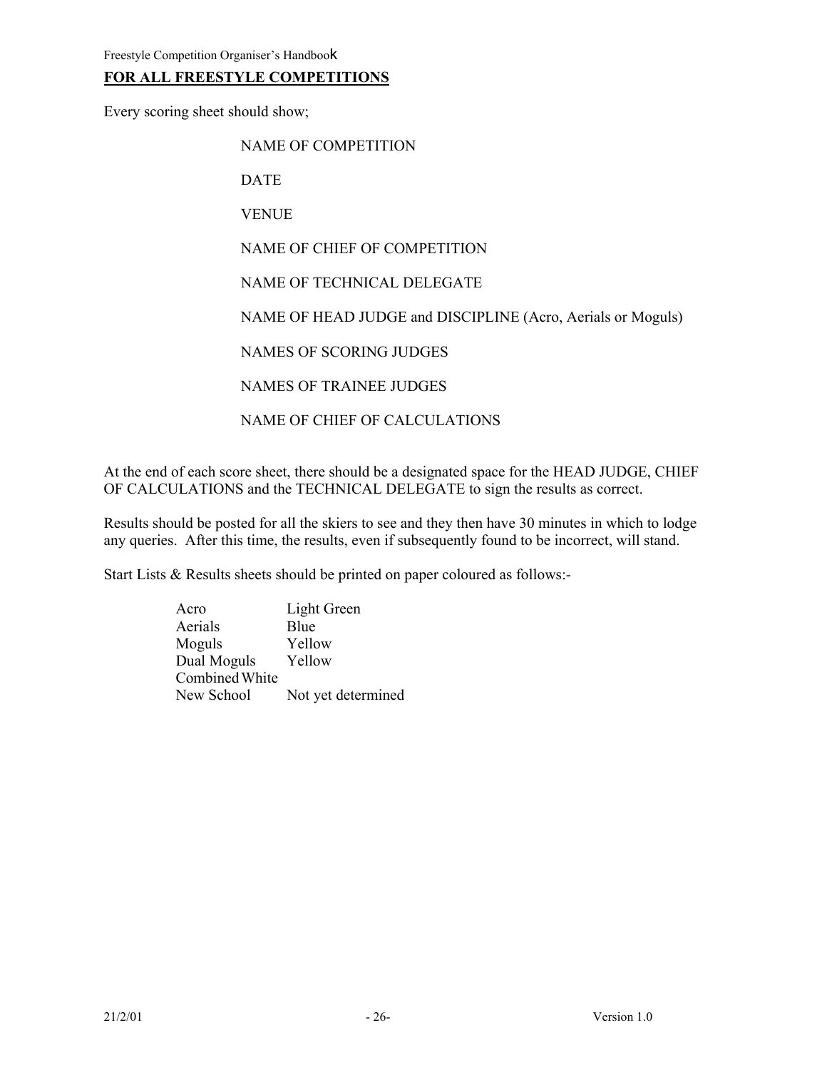## FOR ALL FREESTYLE COMPETITIONS

Every scoring sheet should show;

NAME OF COMPETITION

DATE

VENUE

NAME OF CHIEF OF COMPETITION

NAME OF TECHNICAL DELEGATE

NAME OF HEAD JUDGE and DISCIPLINE (Acro, Aerials or Moguls)

NAMES OF SCORING JUDGES

NAMES OF TRAINEE JUDGES

NAME OF CHIEF OF CALCULATIONS

At the end of each score sheet, there should be a designated space for the HEAD JUDGE, CHIEF OF CALCULATIONS and the TECHNICAL DELEGATE to sign the results as correct.

Results should be posted for all the skiers to see and they then have 30 minutes in which to lodge any queries. After this time, the results, even if subsequently found to be incorrect, will stand.

Start Lists & Results sheets should be printed on paper coloured as follows:-

| | |
|---|---|
| Acro | Light Green |
| Aerials | Blue |
| Moguls | Yellow |
| Dual Moguls | Yellow |
| Combined | White |
| New School | Not yet determined |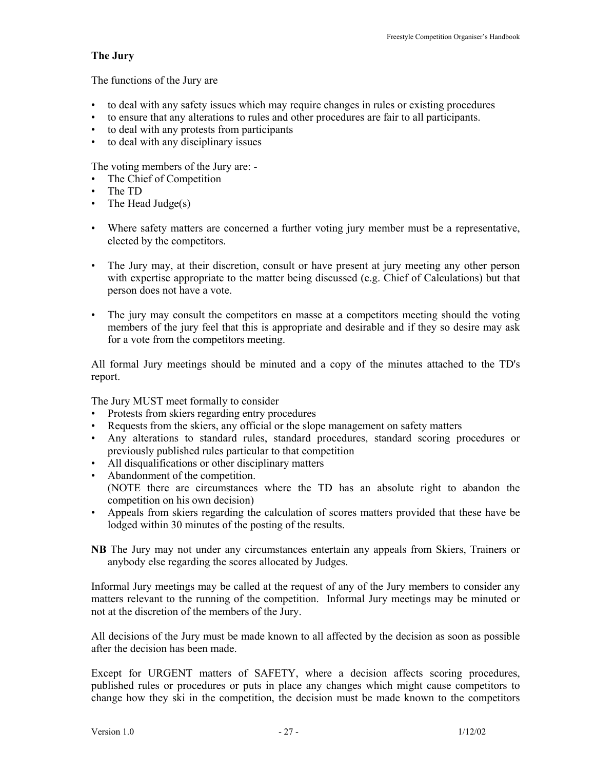## The Jury

The functions of the Jury are

- to deal with any safety issues which may require changes in rules or existing procedures
- to ensure that any alterations to rules and other procedures are fair to all participants.
- to deal with any protests from participants
- to deal with any disciplinary issues

The voting members of the Jury are: -

- The Chief of Competition
- The TD
- The Head Judge(s)

- Where safety matters are concerned a further voting jury member must be a representative, elected by the competitors.
- The Jury may, at their discretion, consult or have present at jury meeting any other person with expertise appropriate to the matter being discussed (e.g. Chief of Calculations) but that person does not have a vote.
- The jury may consult the competitors en masse at a competitors meeting should the voting members of the jury feel that this is appropriate and desirable and if they so desire may ask for a vote from the competitors meeting.

All formal Jury meetings should be minuted and a copy of the minutes attached to the TD's report.

The Jury MUST meet formally to consider

- Protests from skiers regarding entry procedures
- Requests from the skiers, any official or the slope management on safety matters
- Any alterations to standard rules, standard procedures, standard scoring procedures or previously published rules particular to that competition
- All disqualifications or other disciplinary matters
- Abandonment of the competition.
  (NOTE there are circumstances where the TD has an absolute right to abandon the competition on his own decision)
- Appeals from skiers regarding the calculation of scores matters provided that these have be lodged within 30 minutes of the posting of the results.

**NB** The Jury may not under any circumstances entertain any appeals from Skiers, Trainers or anybody else regarding the scores allocated by Judges.

Informal Jury meetings may be called at the request of any of the Jury members to consider any matters relevant to the running of the competition. Informal Jury meetings may be minuted or not at the discretion of the members of the Jury.

All decisions of the Jury must be made known to all affected by the decision as soon as possible after the decision has been made.

Except for URGENT matters of SAFETY, where a decision affects scoring procedures, published rules or procedures or puts in place any changes which might cause competitors to change how they ski in the competition, the decision must be made known to the competitors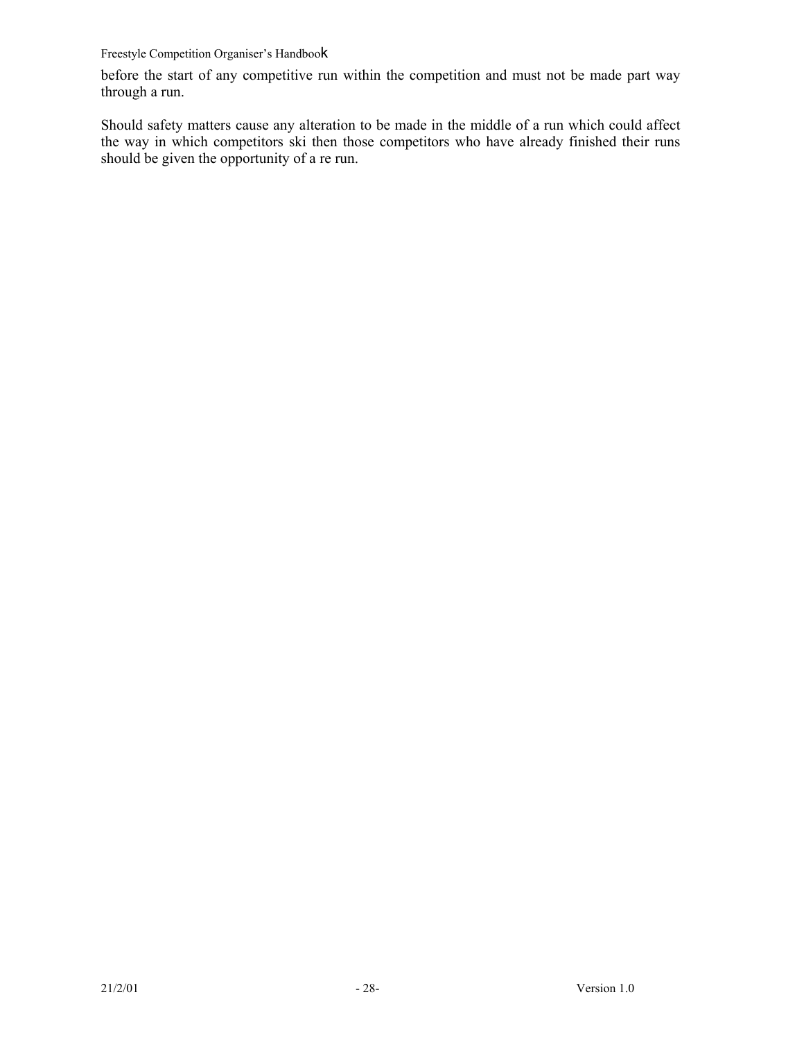before the start of any competitive run within the competition and must not be made part way through a run.

Should safety matters cause any alteration to be made in the middle of a run which could affect the way in which competitors ski then those competitors who have already finished their runs should be given the opportunity of a re run.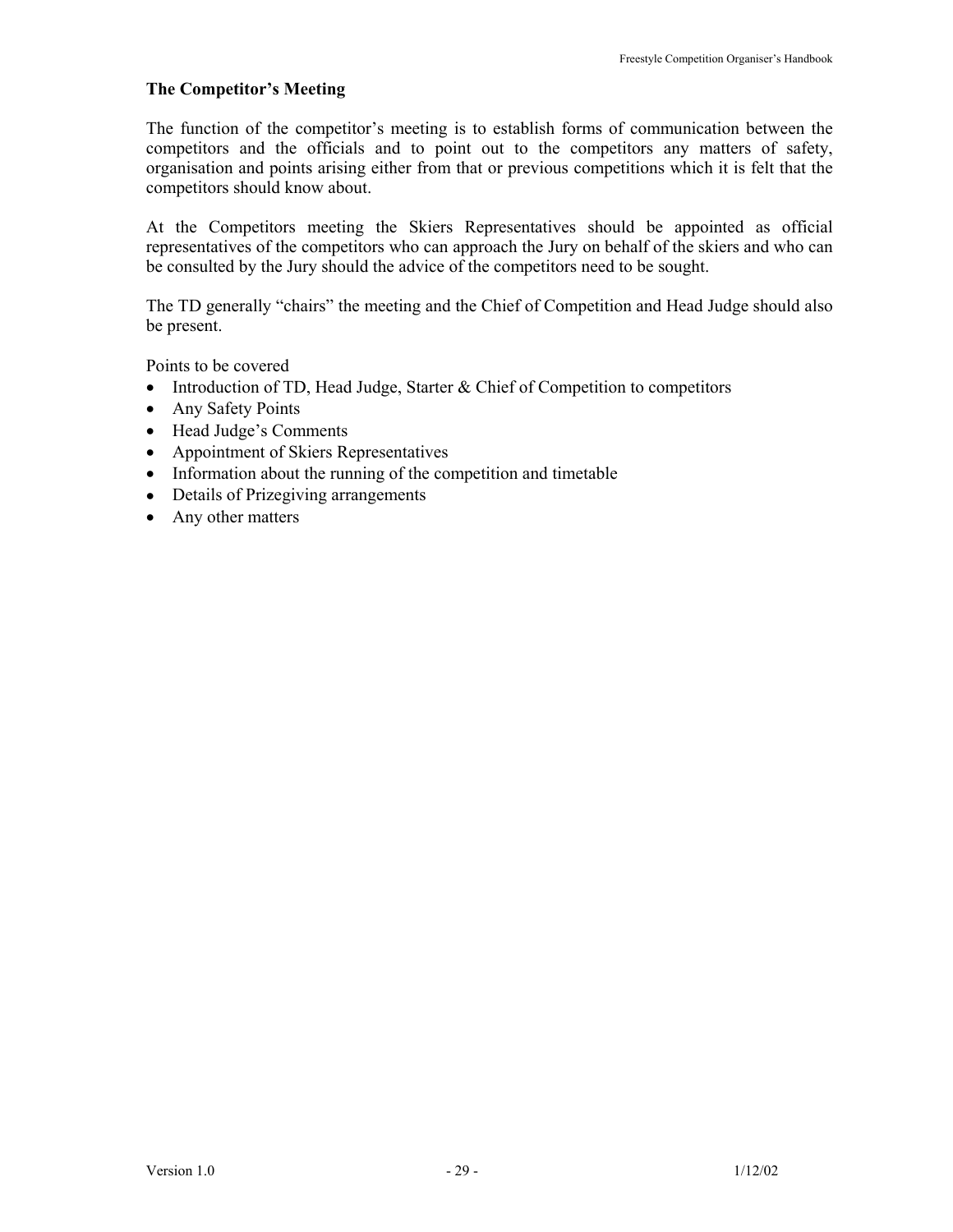## The Competitor's Meeting

The function of the competitor's meeting is to establish forms of communication between the competitors and the officials and to point out to the competitors any matters of safety, organisation and points arising either from that or previous competitions which it is felt that the competitors should know about.

At the Competitors meeting the Skiers Representatives should be appointed as official representatives of the competitors who can approach the Jury on behalf of the skiers and who can be consulted by the Jury should the advice of the competitors need to be sought.

The TD generally "chairs" the meeting and the Chief of Competition and Head Judge should also be present.

Points to be covered

- Introduction of TD, Head Judge, Starter & Chief of Competition to competitors
- Any Safety Points
- Head Judge's Comments
- Appointment of Skiers Representatives
- Information about the running of the competition and timetable
- Details of Prizegiving arrangements
- Any other matters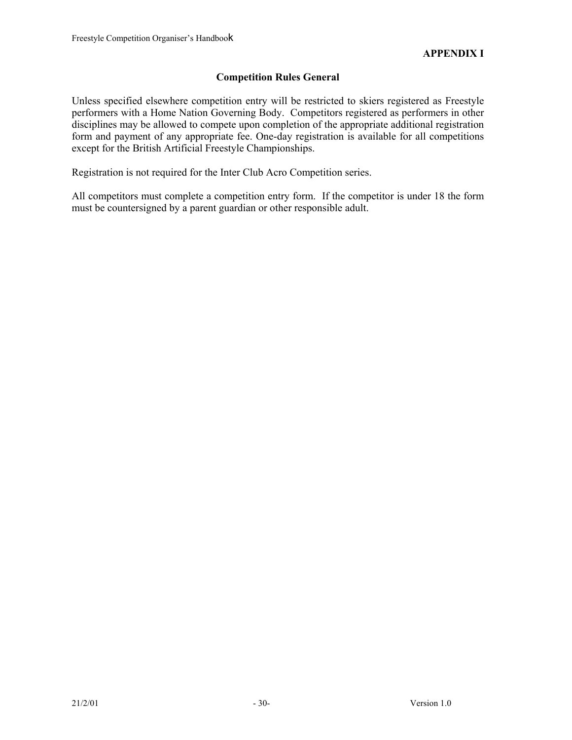**APPENDIX I**

## Competition Rules General

Unless specified elsewhere competition entry will be restricted to skiers registered as Freestyle performers with a Home Nation Governing Body. Competitors registered as performers in other disciplines may be allowed to compete upon completion of the appropriate additional registration form and payment of any appropriate fee. One-day registration is available for all competitions except for the British Artificial Freestyle Championships.

Registration is not required for the Inter Club Acro Competition series.

All competitors must complete a competition entry form. If the competitor is under 18 the form must be countersigned by a parent guardian or other responsible adult.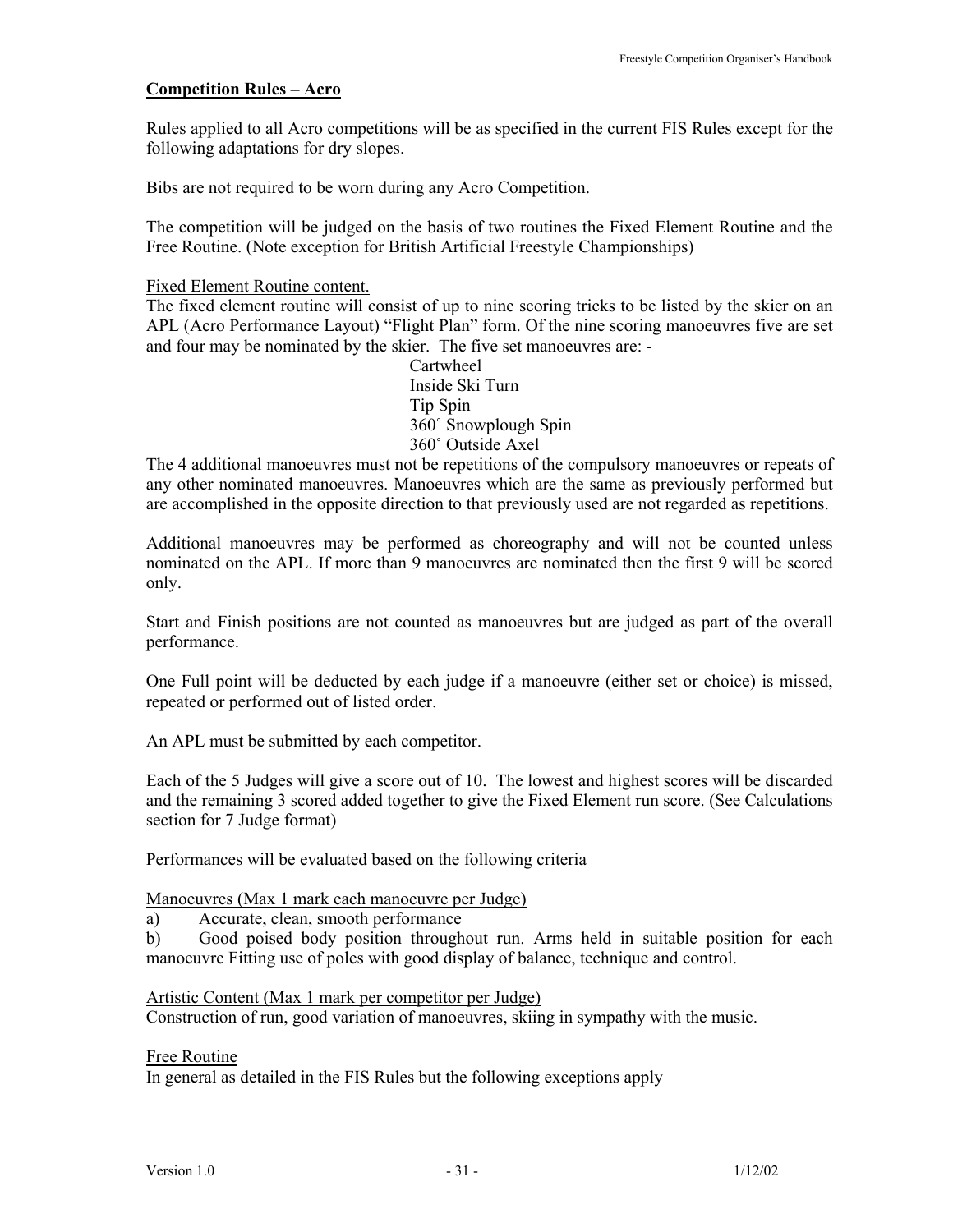## Competition Rules – Acro

Rules applied to all Acro competitions will be as specified in the current FIS Rules except for the following adaptations for dry slopes.

Bibs are not required to be worn during any Acro Competition.

The competition will be judged on the basis of two routines the Fixed Element Routine and the Free Routine. (Note exception for British Artificial Freestyle Championships)

Fixed Element Routine content.

The fixed element routine will consist of up to nine scoring tricks to be listed by the skier on an APL (Acro Performance Layout) "Flight Plan" form. Of the nine scoring manoeuvres five are set and four may be nominated by the skier. The five set manoeuvres are: -

- Cartwheel
- Inside Ski Turn
- Tip Spin
- 360˚ Snowplough Spin
- 360˚ Outside Axel

The 4 additional manoeuvres must not be repetitions of the compulsory manoeuvres or repeats of any other nominated manoeuvres. Manoeuvres which are the same as previously performed but are accomplished in the opposite direction to that previously used are not regarded as repetitions.

Additional manoeuvres may be performed as choreography and will not be counted unless nominated on the APL. If more than 9 manoeuvres are nominated then the first 9 will be scored only.

Start and Finish positions are not counted as manoeuvres but are judged as part of the overall performance.

One Full point will be deducted by each judge if a manoeuvre (either set or choice) is missed, repeated or performed out of listed order.

An APL must be submitted by each competitor.

Each of the 5 Judges will give a score out of 10. The lowest and highest scores will be discarded and the remaining 3 scored added together to give the Fixed Element run score. (See Calculations section for 7 Judge format)

Performances will be evaluated based on the following criteria

Manoeuvres (Max 1 mark each manoeuvre per Judge)

a) Accurate, clean, smooth performance

b) Good poised body position throughout run. Arms held in suitable position for each manoeuvre Fitting use of poles with good display of balance, technique and control.

Artistic Content (Max 1 mark per competitor per Judge)

Construction of run, good variation of manoeuvres, skiing in sympathy with the music.

Free Routine

In general as detailed in the FIS Rules but the following exceptions apply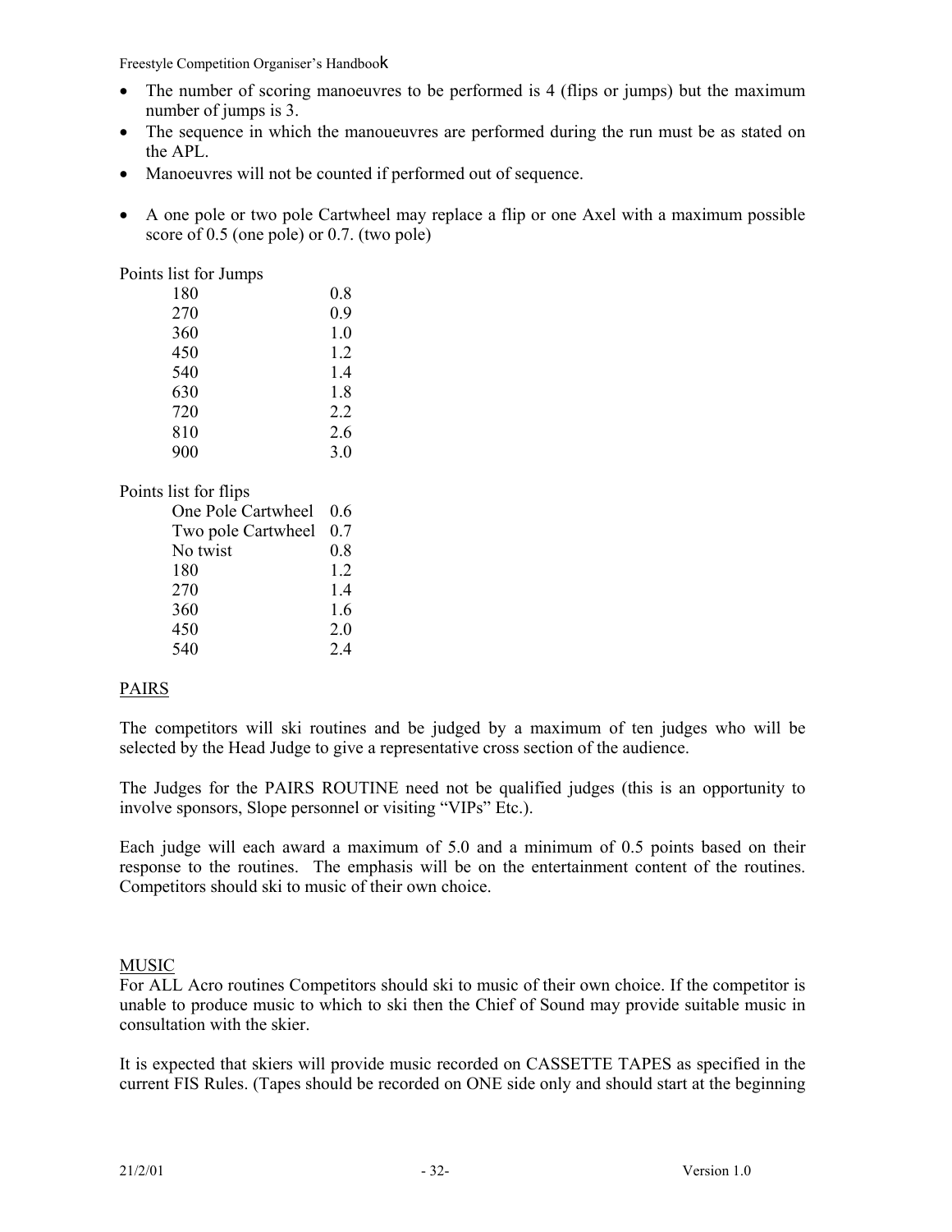- The number of scoring manoeuvres to be performed is 4 (flips or jumps) but the maximum number of jumps is 3.
- The sequence in which the manouеuvres are performed during the run must be as stated on the APL.
- Manoeuvres will not be counted if performed out of sequence.

- A one pole or two pole Cartwheel may replace a flip or one Axel with a maximum possible score of 0.5 (one pole) or 0.7. (two pole)

Points list for Jumps

| | |
|---|---|
| 180 | 0.8 |
| 270 | 0.9 |
| 360 | 1.0 |
| 450 | 1.2 |
| 540 | 1.4 |
| 630 | 1.8 |
| 720 | 2.2 |
| 810 | 2.6 |
| 900 | 3.0 |

Points list for flips

| | |
|---|---|
| One Pole Cartwheel | 0.6 |
| Two pole Cartwheel | 0.7 |
| No twist | 0.8 |
| 180 | 1.2 |
| 270 | 1.4 |
| 360 | 1.6 |
| 450 | 2.0 |
| 540 | 2.4 |

## PAIRS

The competitors will ski routines and be judged by a maximum of ten judges who will be selected by the Head Judge to give a representative cross section of the audience.

The Judges for the PAIRS ROUTINE need not be qualified judges (this is an opportunity to involve sponsors, Slope personnel or visiting "VIPs" Etc.).

Each judge will each award a maximum of 5.0 and a minimum of 0.5 points based on their response to the routines. The emphasis will be on the entertainment content of the routines. Competitors should ski to music of their own choice.

## MUSIC

For ALL Acro routines Competitors should ski to music of their own choice. If the competitor is unable to produce music to which to ski then the Chief of Sound may provide suitable music in consultation with the skier.

It is expected that skiers will provide music recorded on CASSETTE TAPES as specified in the current FIS Rules. (Tapes should be recorded on ONE side only and should start at the beginning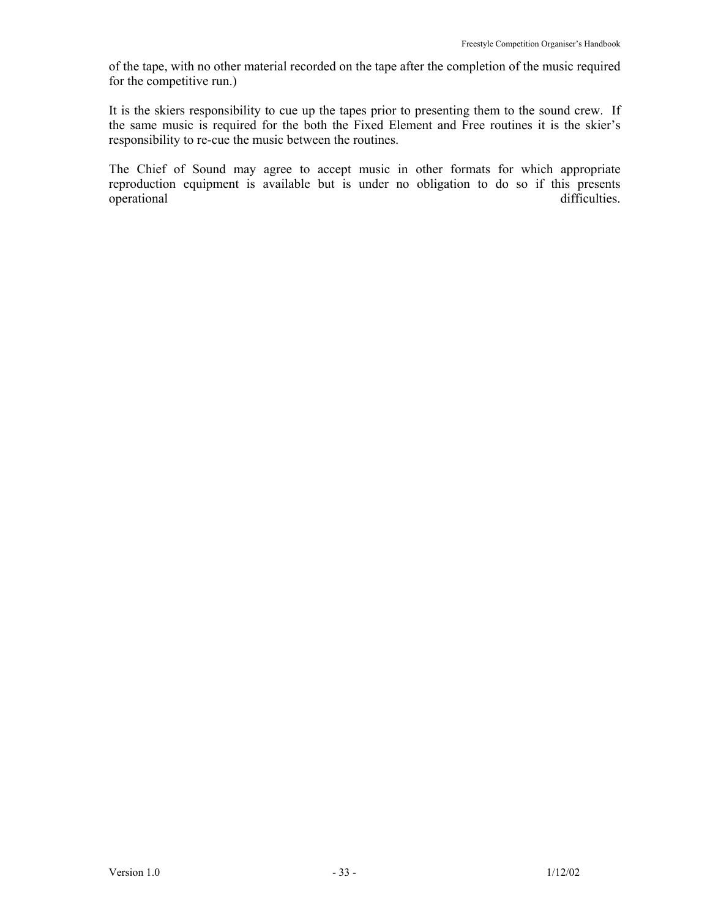of the tape, with no other material recorded on the tape after the completion of the music required for the competitive run.)

It is the skiers responsibility to cue up the tapes prior to presenting them to the sound crew. If the same music is required for the both the Fixed Element and Free routines it is the skier's responsibility to re-cue the music between the routines.

The Chief of Sound may agree to accept music in other formats for which appropriate reproduction equipment is available but is under no obligation to do so if this presents operational difficulties.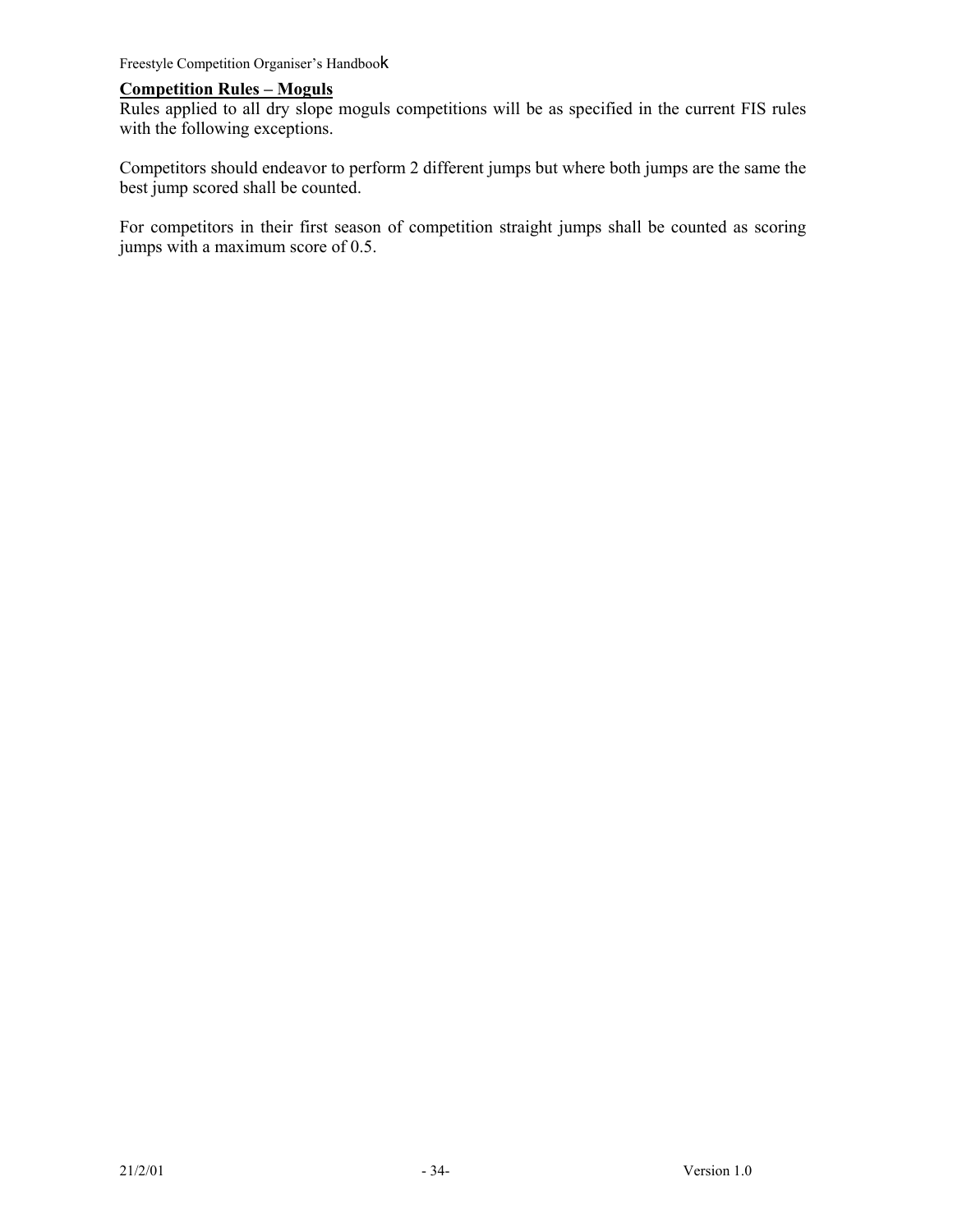## Competition Rules – Moguls

Rules applied to all dry slope moguls competitions will be as specified in the current FIS rules with the following exceptions.

Competitors should endeavor to perform 2 different jumps but where both jumps are the same the best jump scored shall be counted.

For competitors in their first season of competition straight jumps shall be counted as scoring jumps with a maximum score of 0.5.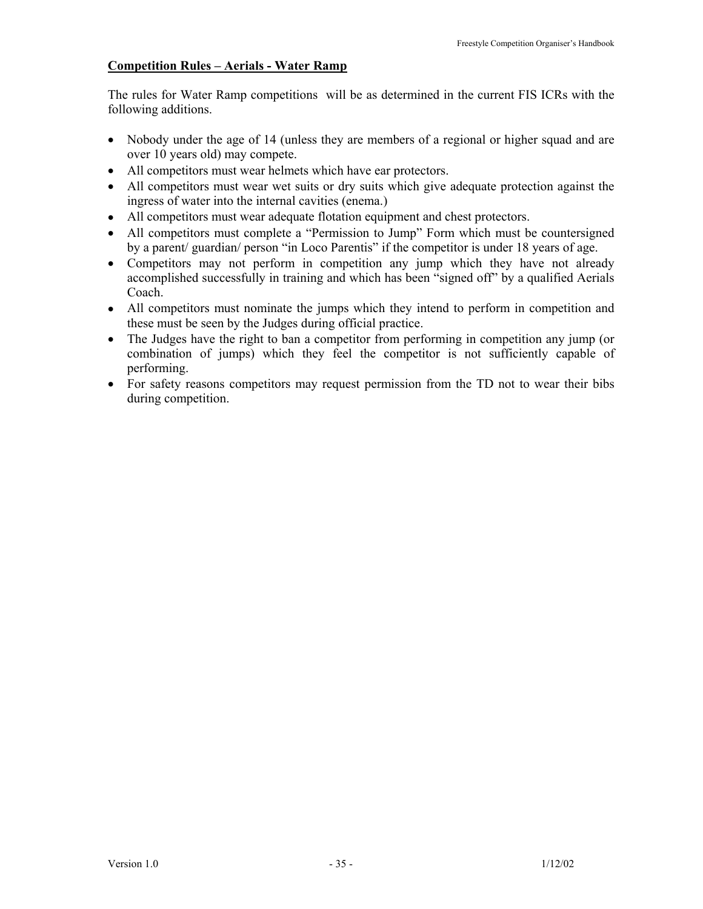## Competition Rules – Aerials - Water Ramp

The rules for Water Ramp competitions will be as determined in the current FIS ICRs with the following additions.

- Nobody under the age of 14 (unless they are members of a regional or higher squad and are over 10 years old) may compete.
- All competitors must wear helmets which have ear protectors.
- All competitors must wear wet suits or dry suits which give adequate protection against the ingress of water into the internal cavities (enema.)
- All competitors must wear adequate flotation equipment and chest protectors.
- All competitors must complete a "Permission to Jump" Form which must be countersigned by a parent/ guardian/ person "in Loco Parentis" if the competitor is under 18 years of age.
- Competitors may not perform in competition any jump which they have not already accomplished successfully in training and which has been "signed off" by a qualified Aerials Coach.
- All competitors must nominate the jumps which they intend to perform in competition and these must be seen by the Judges during official practice.
- The Judges have the right to ban a competitor from performing in competition any jump (or combination of jumps) which they feel the competitor is not sufficiently capable of performing.
- For safety reasons competitors may request permission from the TD not to wear their bibs during competition.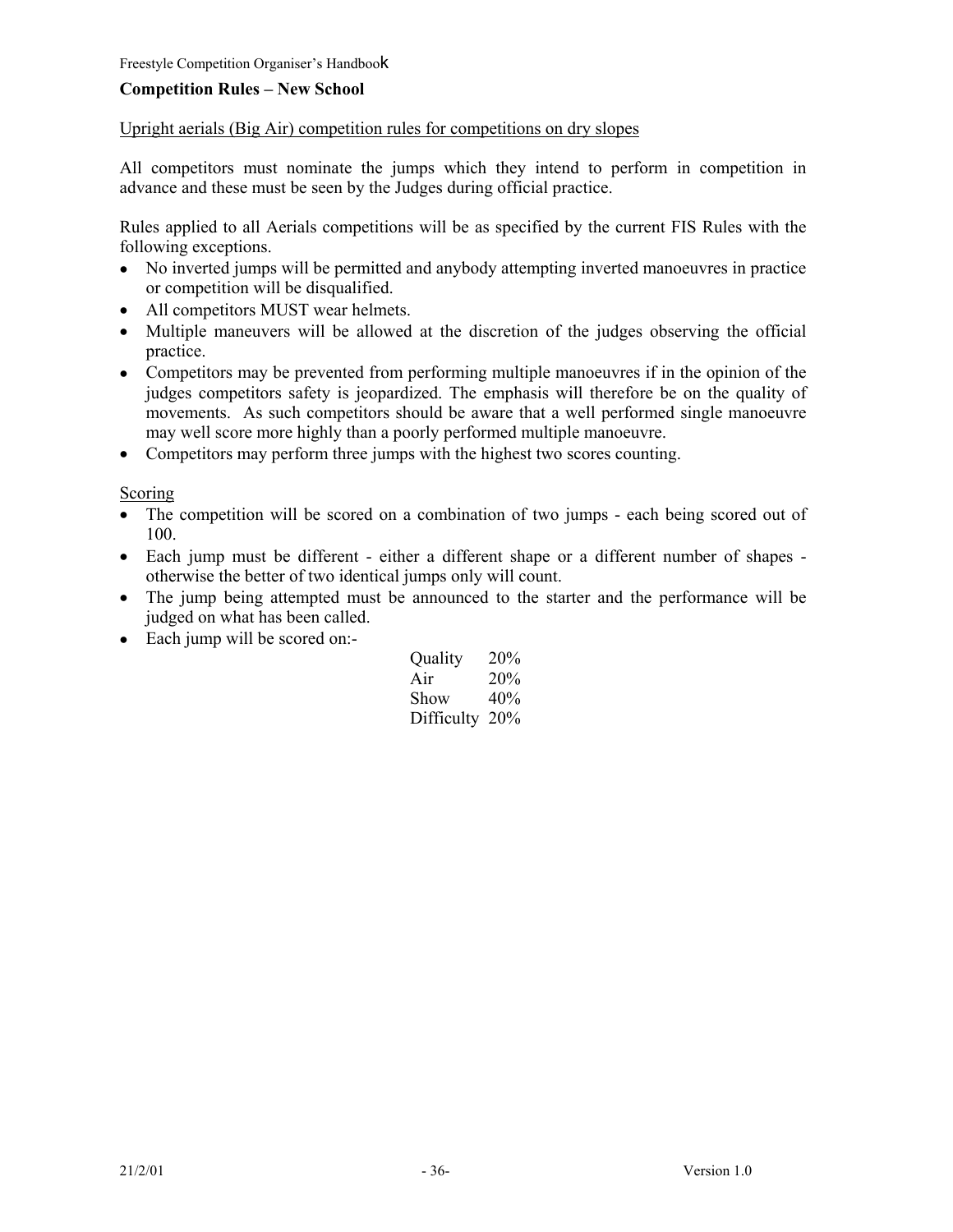## Competition Rules – New School

Upright aerials (Big Air) competition rules for competitions on dry slopes

All competitors must nominate the jumps which they intend to perform in competition in advance and these must be seen by the Judges during official practice.

Rules applied to all Aerials competitions will be as specified by the current FIS Rules with the following exceptions.

- No inverted jumps will be permitted and anybody attempting inverted manoeuvres in practice or competition will be disqualified.
- All competitors MUST wear helmets.
- Multiple maneuvers will be allowed at the discretion of the judges observing the official practice.
- Competitors may be prevented from performing multiple manoeuvres if in the opinion of the judges competitors safety is jeopardized. The emphasis will therefore be on the quality of movements. As such competitors should be aware that a well performed single manoeuvre may well score more highly than a poorly performed multiple manoeuvre.
- Competitors may perform three jumps with the highest two scores counting.

Scoring

- The competition will be scored on a combination of two jumps - each being scored out of 100.
- Each jump must be different - either a different shape or a different number of shapes - otherwise the better of two identical jumps only will count.
- The jump being attempted must be announced to the starter and the performance will be judged on what has been called.
- Each jump will be scored on:-

| | |
|---|---|
| Quality | 20% |
| Air | 20% |
| Show | 40% |
| Difficulty | 20% |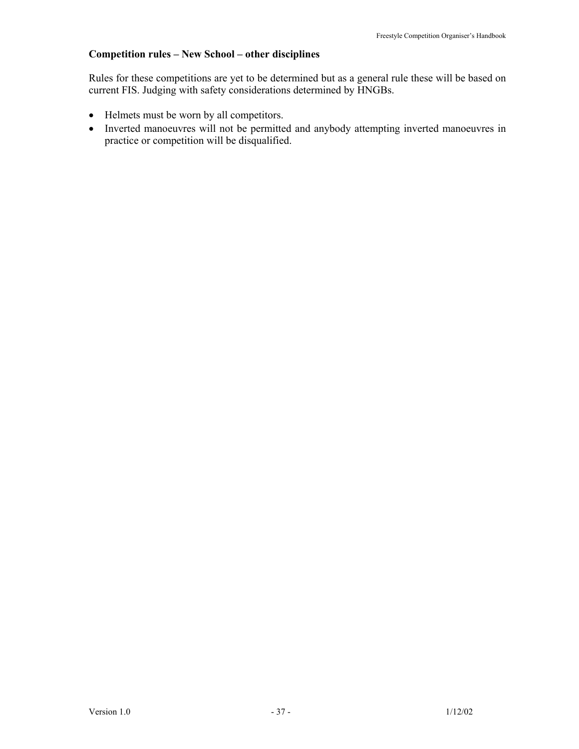**Competition rules – New School – other disciplines**

Rules for these competitions are yet to be determined but as a general rule these will be based on current FIS. Judging with safety considerations determined by HNGBs.

- Helmets must be worn by all competitors.
- Inverted manoeuvres will not be permitted and anybody attempting inverted manoeuvres in practice or competition will be disqualified.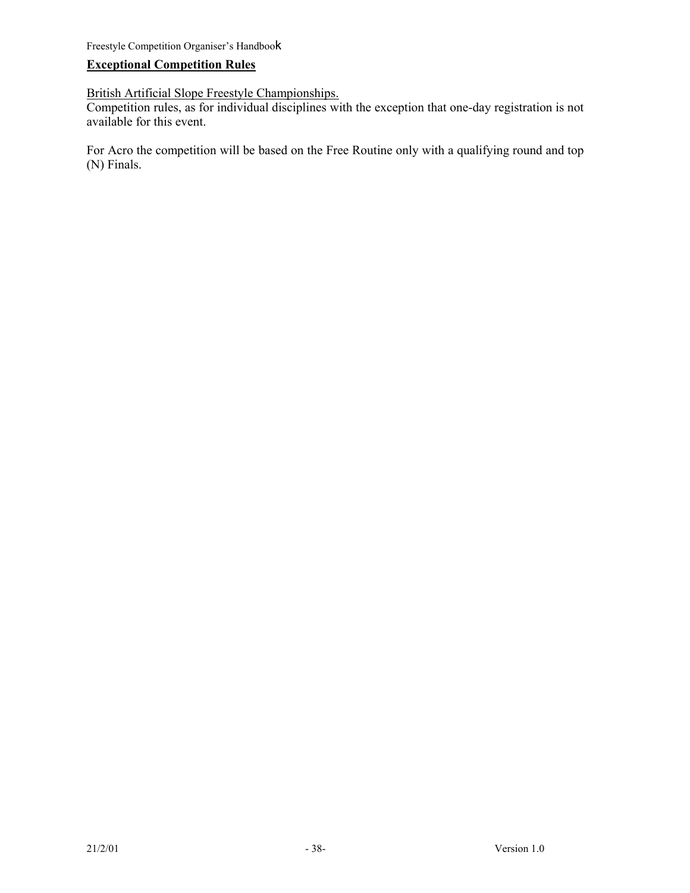## Exceptional Competition Rules

British Artificial Slope Freestyle Championships.

Competition rules, as for individual disciplines with the exception that one-day registration is not available for this event.

For Acro the competition will be based on the Free Routine only with a qualifying round and top (N) Finals.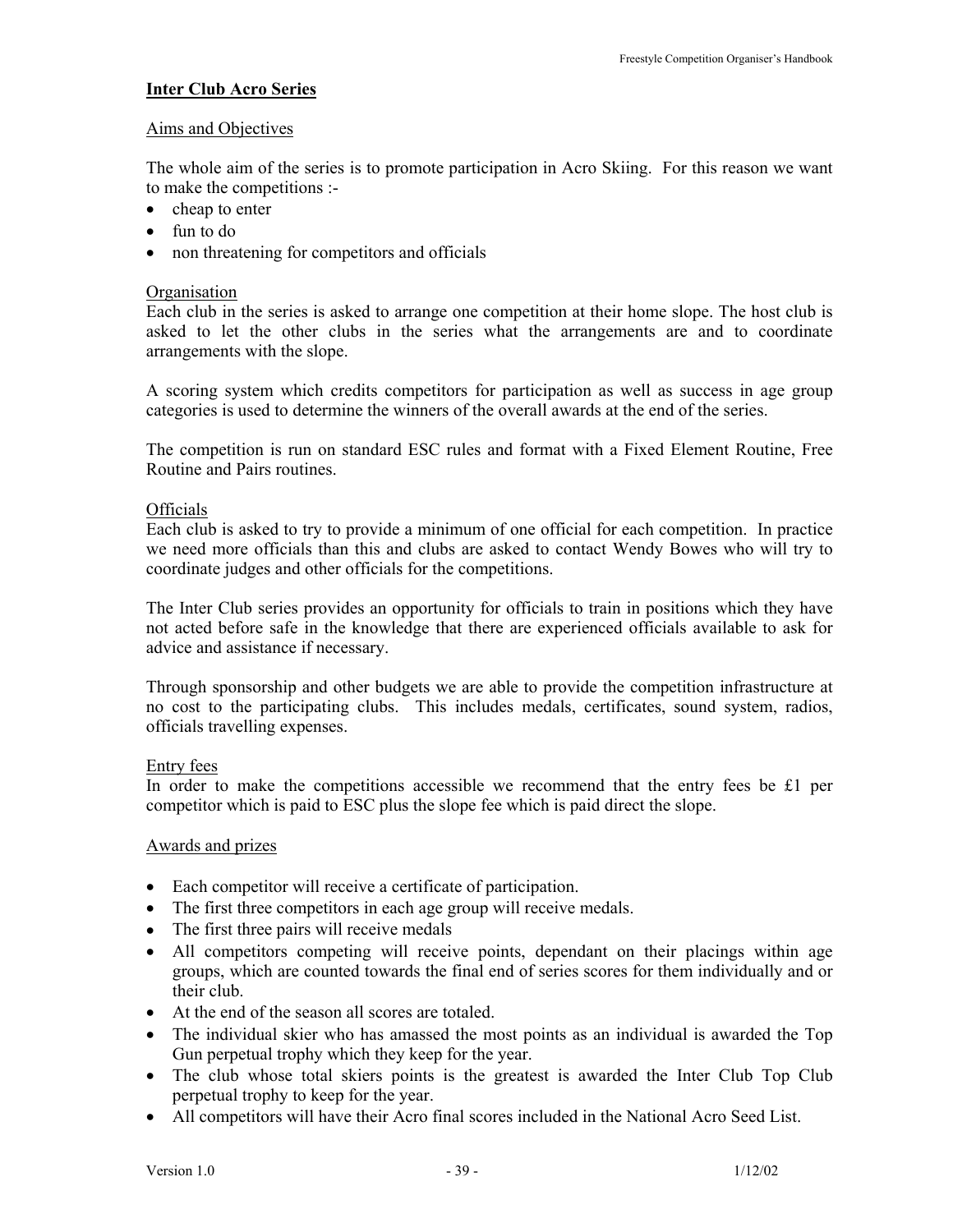## Inter Club Acro Series

### Aims and Objectives

The whole aim of the series is to promote participation in Acro Skiing. For this reason we want to make the competitions :-

- cheap to enter
- fun to do
- non threatening for competitors and officials

### Organisation

Each club in the series is asked to arrange one competition at their home slope. The host club is asked to let the other clubs in the series what the arrangements are and to coordinate arrangements with the slope.

A scoring system which credits competitors for participation as well as success in age group categories is used to determine the winners of the overall awards at the end of the series.

The competition is run on standard ESC rules and format with a Fixed Element Routine, Free Routine and Pairs routines.

### Officials

Each club is asked to try to provide a minimum of one official for each competition. In practice we need more officials than this and clubs are asked to contact Wendy Bowes who will try to coordinate judges and other officials for the competitions.

The Inter Club series provides an opportunity for officials to train in positions which they have not acted before safe in the knowledge that there are experienced officials available to ask for advice and assistance if necessary.

Through sponsorship and other budgets we are able to provide the competition infrastructure at no cost to the participating clubs. This includes medals, certificates, sound system, radios, officials travelling expenses.

### Entry fees

In order to make the competitions accessible we recommend that the entry fees be £1 per competitor which is paid to ESC plus the slope fee which is paid direct the slope.

### Awards and prizes

- Each competitor will receive a certificate of participation.
- The first three competitors in each age group will receive medals.
- The first three pairs will receive medals
- All competitors competing will receive points, dependant on their placings within age groups, which are counted towards the final end of series scores for them individually and or their club.
- At the end of the season all scores are totaled.
- The individual skier who has amassed the most points as an individual is awarded the Top Gun perpetual trophy which they keep for the year.
- The club whose total skiers points is the greatest is awarded the Inter Club Top Club perpetual trophy to keep for the year.
- All competitors will have their Acro final scores included in the National Acro Seed List.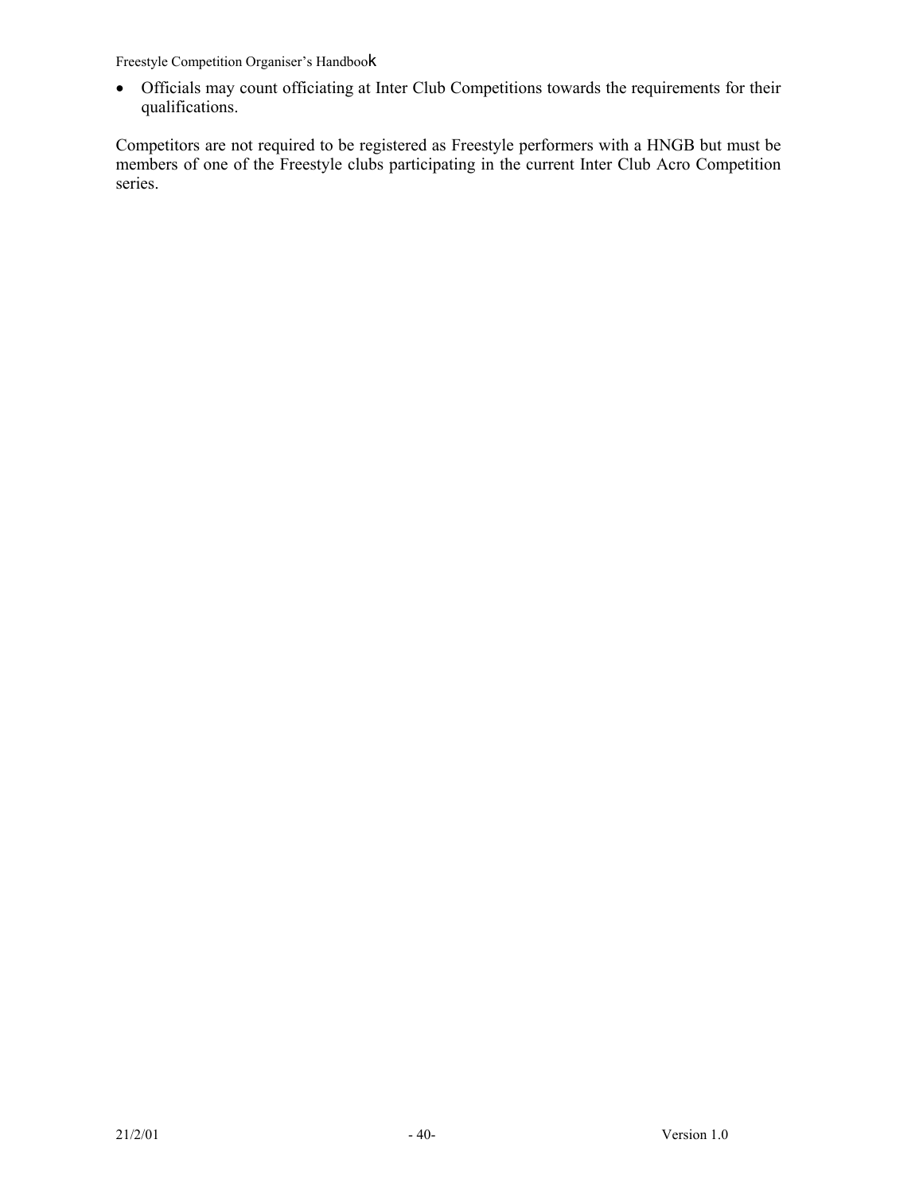- Officials may count officiating at Inter Club Competitions towards the requirements for their qualifications.

Competitors are not required to be registered as Freestyle performers with a HNGB but must be members of one of the Freestyle clubs participating in the current Inter Club Acro Competition series.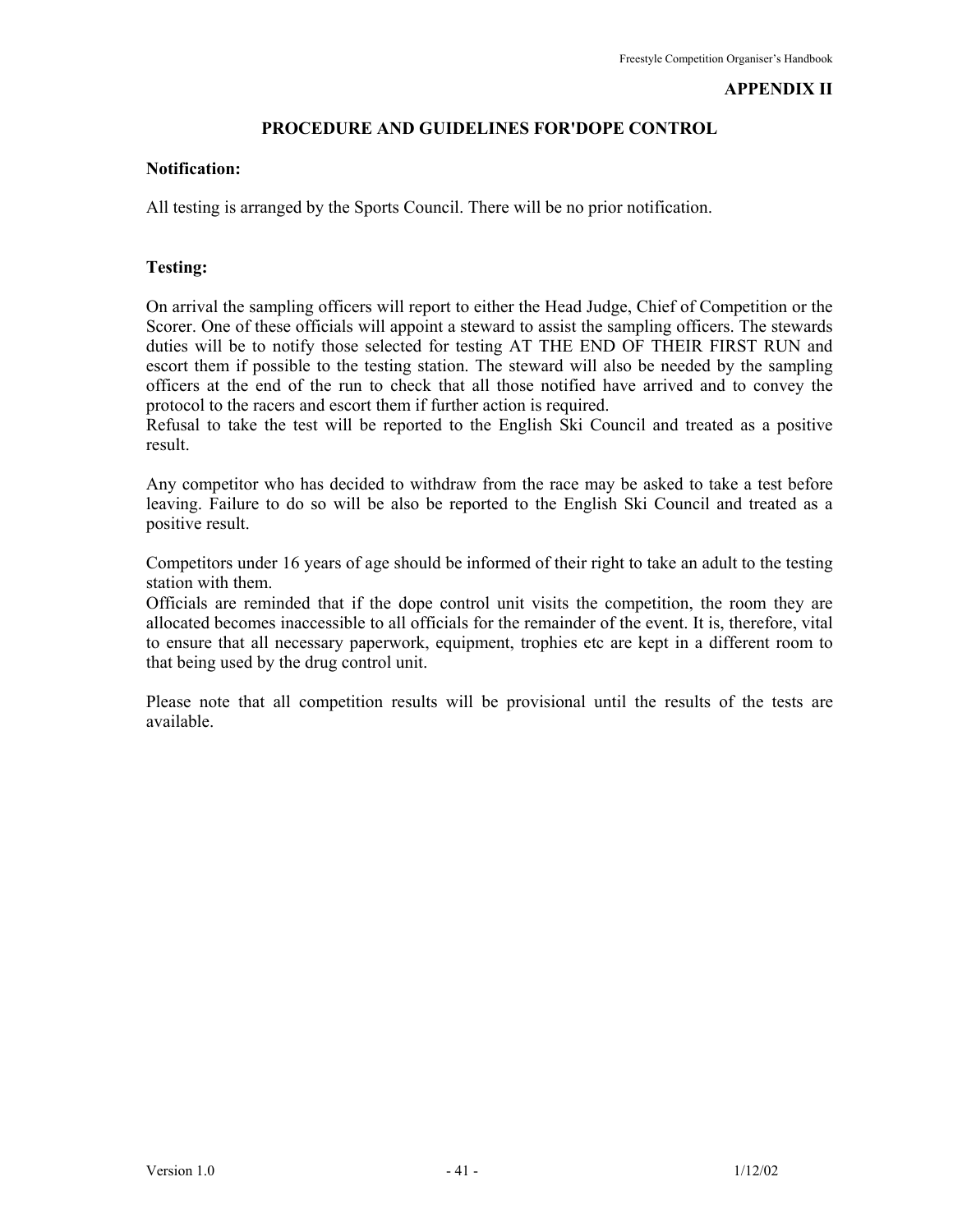**APPENDIX II**

## PROCEDURE AND GUIDELINES FOR'DOPE CONTROL

**Notification:**

All testing is arranged by the Sports Council. There will be no prior notification.

**Testing:**

On arrival the sampling officers will report to either the Head Judge, Chief of Competition or the Scorer. One of these officials will appoint a steward to assist the sampling officers. The stewards duties will be to notify those selected for testing AT THE END OF THEIR FIRST RUN and escort them if possible to the testing station. The steward will also be needed by the sampling officers at the end of the run to check that all those notified have arrived and to convey the protocol to the racers and escort them if further action is required.
Refusal to take the test will be reported to the English Ski Council and treated as a positive result.

Any competitor who has decided to withdraw from the race may be asked to take a test before leaving. Failure to do so will be also be reported to the English Ski Council and treated as a positive result.

Competitors under 16 years of age should be informed of their right to take an adult to the testing station with them.
Officials are reminded that if the dope control unit visits the competition, the room they are allocated becomes inaccessible to all officials for the remainder of the event. It is, therefore, vital to ensure that all necessary paperwork, equipment, trophies etc are kept in a different room to that being used by the drug control unit.

Please note that all competition results will be provisional until the results of the tests are available.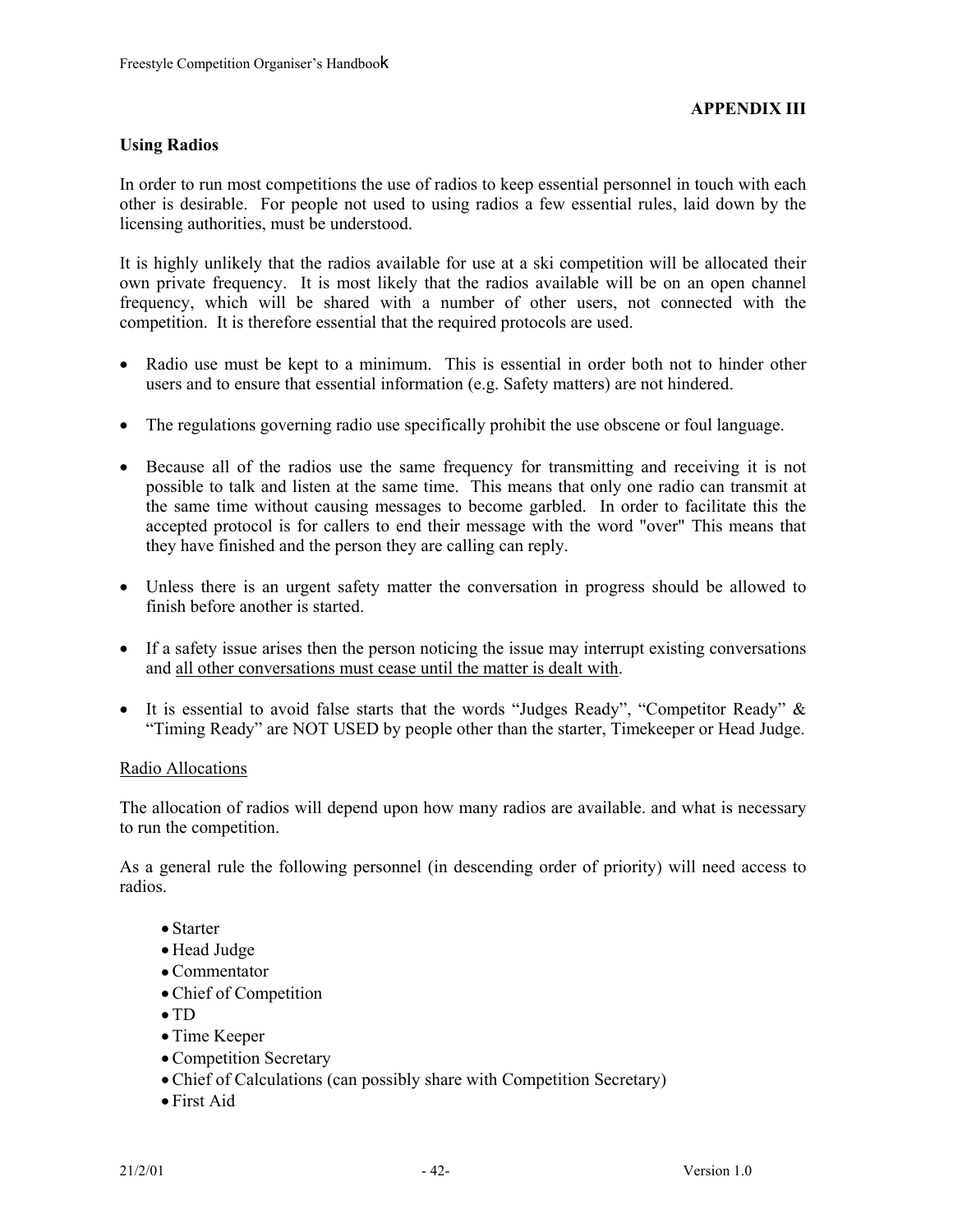**APPENDIX III**

**Using Radios**

In order to run most competitions the use of radios to keep essential personnel in touch with each other is desirable. For people not used to using radios a few essential rules, laid down by the licensing authorities, must be understood.

It is highly unlikely that the radios available for use at a ski competition will be allocated their own private frequency. It is most likely that the radios available will be on an open channel frequency, which will be shared with a number of other users, not connected with the competition. It is therefore essential that the required protocols are used.

- Radio use must be kept to a minimum. This is essential in order both not to hinder other users and to ensure that essential information (e.g. Safety matters) are not hindered.
- The regulations governing radio use specifically prohibit the use obscene or foul language.
- Because all of the radios use the same frequency for transmitting and receiving it is not possible to talk and listen at the same time. This means that only one radio can transmit at the same time without causing messages to become garbled. In order to facilitate this the accepted protocol is for callers to end their message with the word "over" This means that they have finished and the person they are calling can reply.
- Unless there is an urgent safety matter the conversation in progress should be allowed to finish before another is started.
- If a safety issue arises then the person noticing the issue may interrupt existing conversations and <u>all other conversations must cease until the matter is dealt with</u>.
- It is essential to avoid false starts that the words “Judges Ready”, “Competitor Ready” & “Timing Ready” are NOT USED by people other than the starter, Timekeeper or Head Judge.

<u>Radio Allocations</u>

The allocation of radios will depend upon how many radios are available. and what is necessary to run the competition.

As a general rule the following personnel (in descending order of priority) will need access to radios.

- Starter
- Head Judge
- Commentator
- Chief of Competition
- TD
- Time Keeper
- Competition Secretary
- Chief of Calculations (can possibly share with Competition Secretary)
- First Aid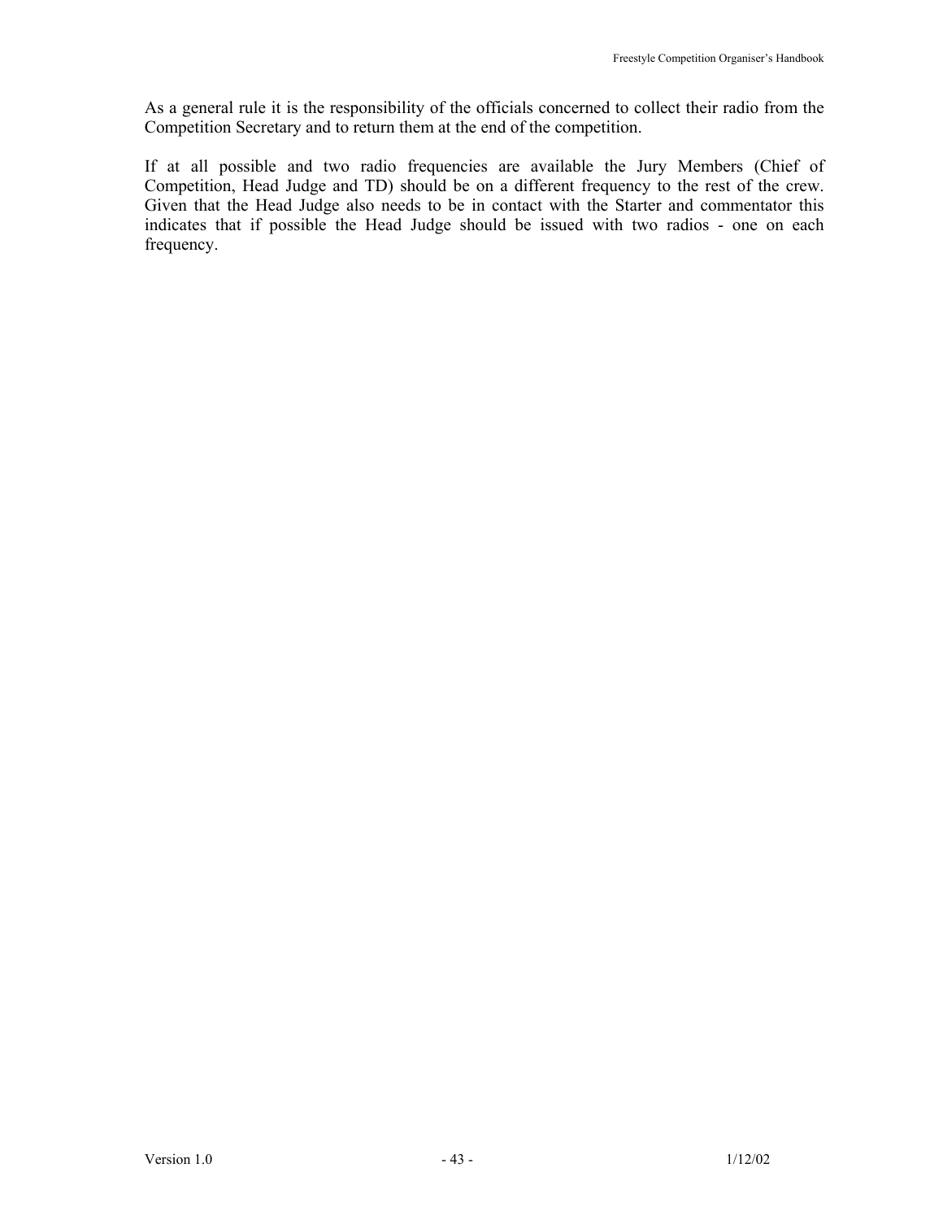As a general rule it is the responsibility of the officials concerned to collect their radio from the Competition Secretary and to return them at the end of the competition.

If at all possible and two radio frequencies are available the Jury Members (Chief of Competition, Head Judge and TD) should be on a different frequency to the rest of the crew. Given that the Head Judge also needs to be in contact with the Starter and commentator this indicates that if possible the Head Judge should be issued with two radios - one on each frequency.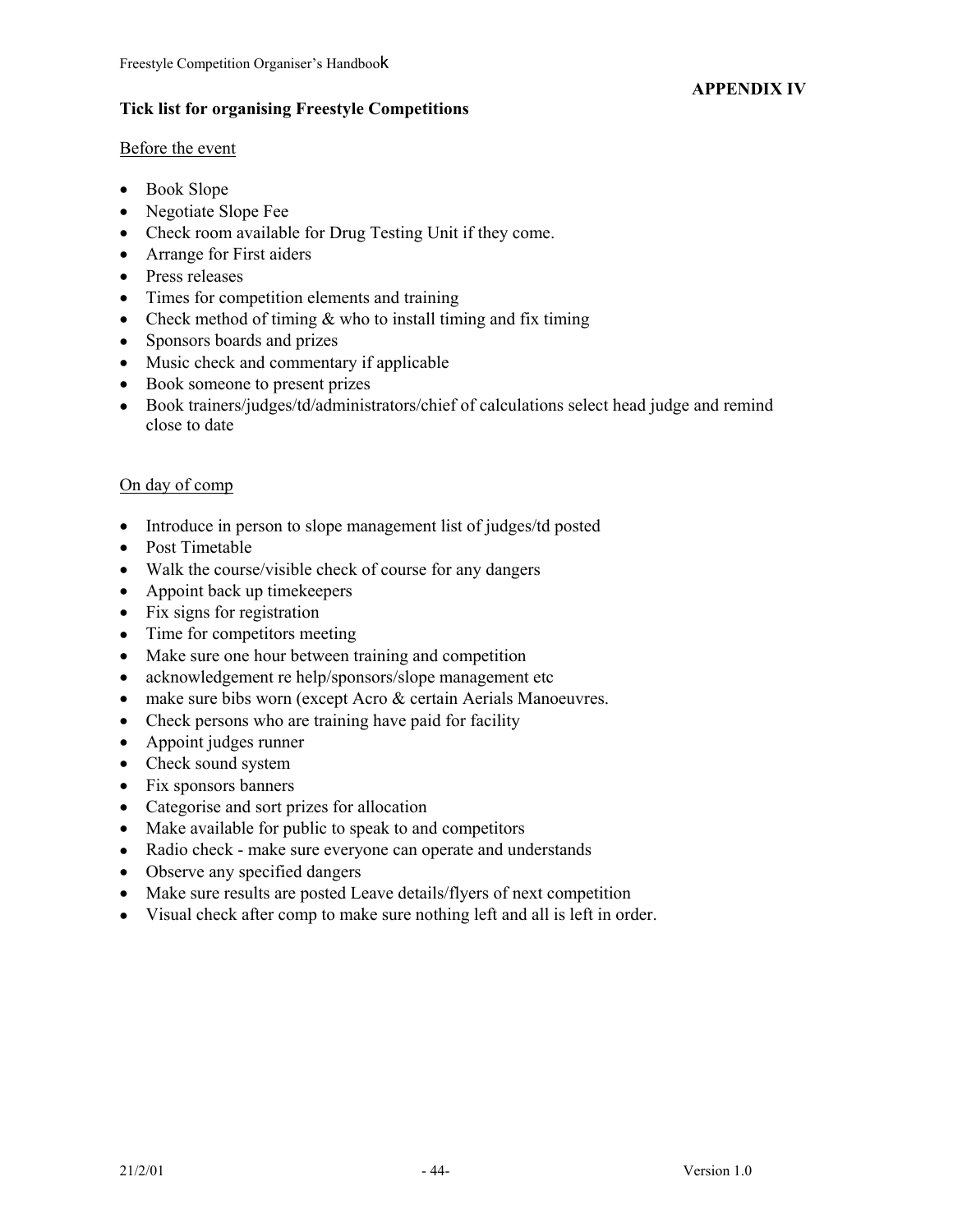**APPENDIX IV**

**Tick list for organising Freestyle Competitions**

Before the event

- Book Slope
- Negotiate Slope Fee
- Check room available for Drug Testing Unit if they come.
- Arrange for First aiders
- Press releases
- Times for competition elements and training
- Check method of timing & who to install timing and fix timing
- Sponsors boards and prizes
- Music check and commentary if applicable
- Book someone to present prizes
- Book trainers/judges/td/administrators/chief of calculations select head judge and remind close to date

On day of comp

- Introduce in person to slope management list of judges/td posted
- Post Timetable
- Walk the course/visible check of course for any dangers
- Appoint back up timekeepers
- Fix signs for registration
- Time for competitors meeting
- Make sure one hour between training and competition
- acknowledgement re help/sponsors/slope management etc
- make sure bibs worn (except Acro & certain Aerials Manoeuvres.
- Check persons who are training have paid for facility
- Appoint judges runner
- Check sound system
- Fix sponsors banners
- Categorise and sort prizes for allocation
- Make available for public to speak to and competitors
- Radio check - make sure everyone can operate and understands
- Observe any specified dangers
- Make sure results are posted Leave details/flyers of next competition
- Visual check after comp to make sure nothing left and all is left in order.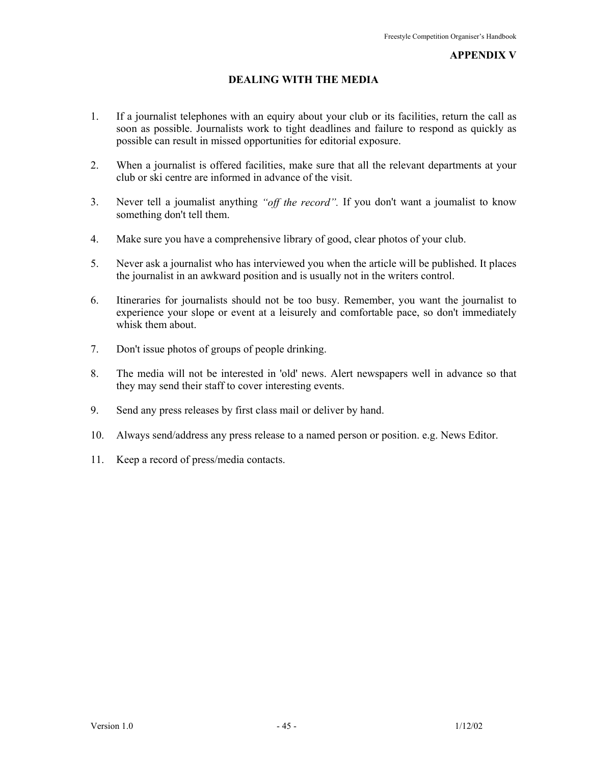## APPENDIX V

## DEALING WITH THE MEDIA

1. If a journalist telephones with an equiry about your club or its facilities, return the call as soon as possible. Journalists work to tight deadlines and failure to respond as quickly as possible can result in missed opportunities for editorial exposure.

2. When a journalist is offered facilities, make sure that all the relevant departments at your club or ski centre are informed in advance of the visit.

3. Never tell a joumalist anything *"off the record".* If you don't want a joumalist to know something don't tell them.

4. Make sure you have a comprehensive library of good, clear photos of your club.

5. Never ask a journalist who has interviewed you when the article will be published. It places the journalist in an awkward position and is usually not in the writers control.

6. Itineraries for journalists should not be too busy. Remember, you want the journalist to experience your slope or event at a leisurely and comfortable pace, so don't immediately whisk them about.

7. Don't issue photos of groups of people drinking.

8. The media will not be interested in 'old' news. Alert newspapers well in advance so that they may send their staff to cover interesting events.

9. Send any press releases by first class mail or deliver by hand.

10. Always send/address any press release to a named person or position. e.g. News Editor.

11. Keep a record of press/media contacts.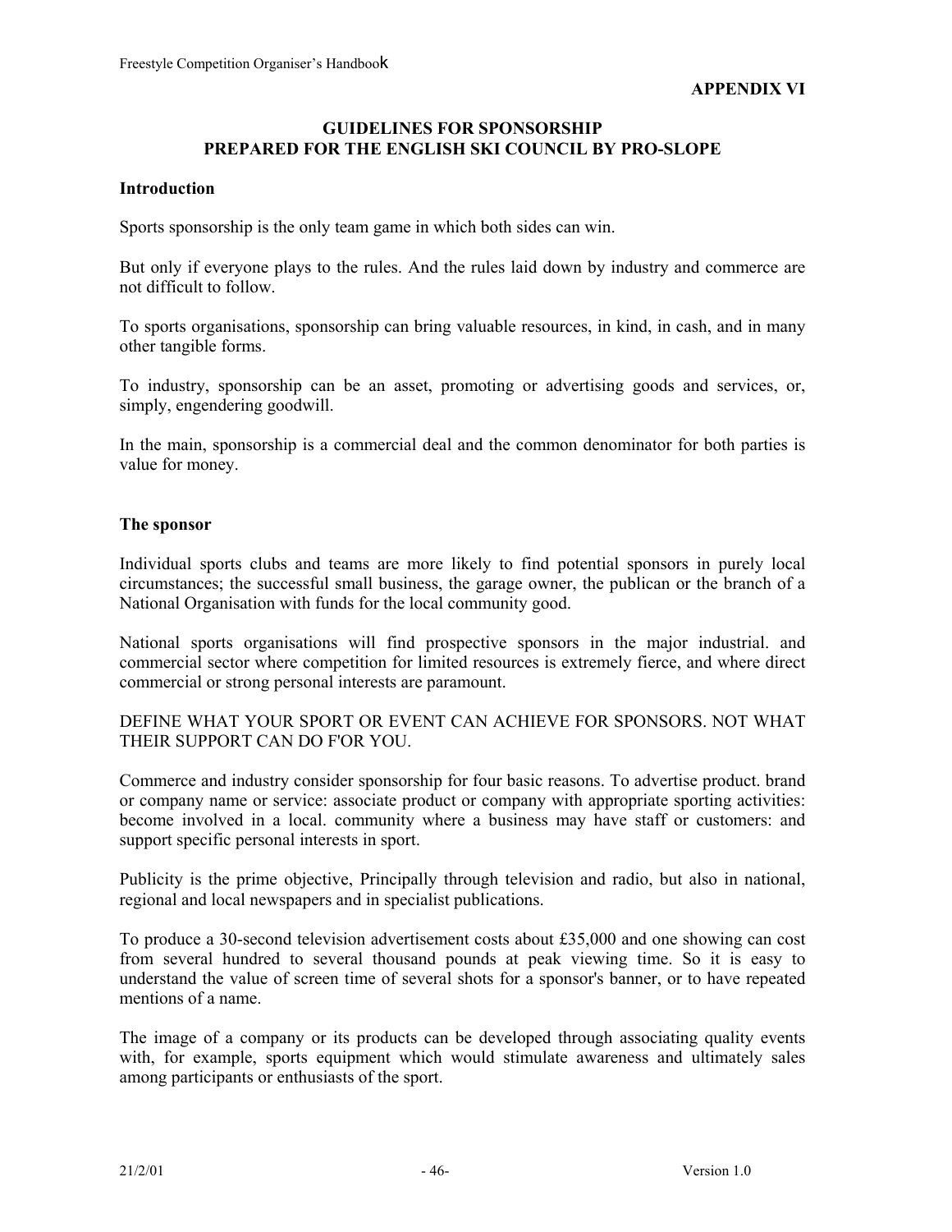**APPENDIX VI**

# GUIDELINES FOR SPONSORSHIP
# PREPARED FOR THE ENGLISH SKI COUNCIL BY PRO-SLOPE

## Introduction

Sports sponsorship is the only team game in which both sides can win.

But only if everyone plays to the rules. And the rules laid down by industry and commerce are not difficult to follow.

To sports organisations, sponsorship can bring valuable resources, in kind, in cash, and in many other tangible forms.

To industry, sponsorship can be an asset, promoting or advertising goods and services, or, simply, engendering goodwill.

In the main, sponsorship is a commercial deal and the common denominator for both parties is value for money.

## The sponsor

Individual sports clubs and teams are more likely to find potential sponsors in purely local circumstances; the successful small business, the garage owner, the publican or the branch of a National Organisation with funds for the local community good.

National sports organisations will find prospective sponsors in the major industrial. and commercial sector where competition for limited resources is extremely fierce, and where direct commercial or strong personal interests are paramount.

DEFINE WHAT YOUR SPORT OR EVENT CAN ACHIEVE FOR SPONSORS. NOT WHAT THEIR SUPPORT CAN DO F'OR YOU.

Commerce and industry consider sponsorship for four basic reasons. To advertise product. brand or company name or service: associate product or company with appropriate sporting activities: become involved in a local. community where a business may have staff or customers: and support specific personal interests in sport.

Publicity is the prime objective, Principally through television and radio, but also in national, regional and local newspapers and in specialist publications.

To produce a 30-second television advertisement costs about £35,000 and one showing can cost from several hundred to several thousand pounds at peak viewing time. So it is easy to understand the value of screen time of several shots for a sponsor's banner, or to have repeated mentions of a name.

The image of a company or its products can be developed through associating quality events with, for example, sports equipment which would stimulate awareness and ultimately sales among participants or enthusiasts of the sport.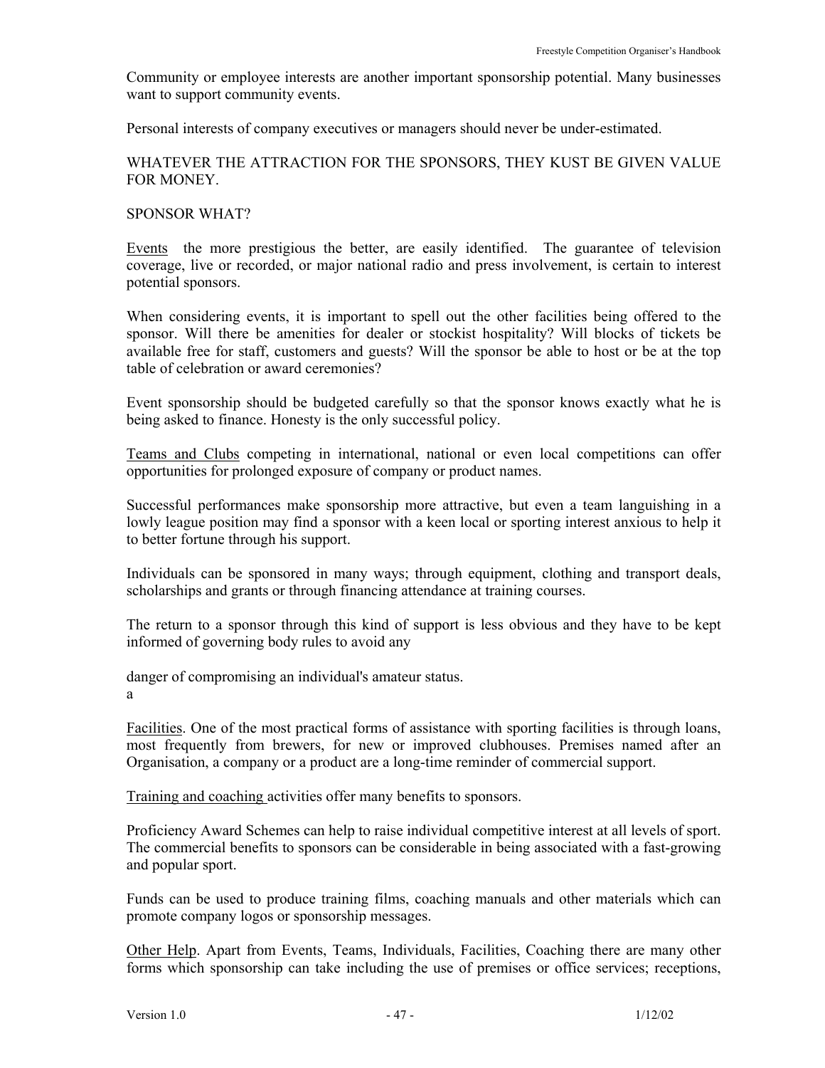Community or employee interests are another important sponsorship potential. Many businesses want to support community events.

Personal interests of company executives or managers should never be under-estimated.

WHATEVER THE ATTRACTION FOR THE SPONSORS, THEY KUST BE GIVEN VALUE FOR MONEY.

SPONSOR WHAT?

Events the more prestigious the better, are easily identified. The guarantee of television coverage, live or recorded, or major national radio and press involvement, is certain to interest potential sponsors.

When considering events, it is important to spell out the other facilities being offered to the sponsor. Will there be amenities for dealer or stockist hospitality? Will blocks of tickets be available free for staff, customers and guests? Will the sponsor be able to host or be at the top table of celebration or award ceremonies?

Event sponsorship should be budgeted carefully so that the sponsor knows exactly what he is being asked to finance. Honesty is the only successful policy.

Teams and Clubs competing in international, national or even local competitions can offer opportunities for prolonged exposure of company or product names.

Successful performances make sponsorship more attractive, but even a team languishing in a lowly league position may find a sponsor with a keen local or sporting interest anxious to help it to better fortune through his support.

Individuals can be sponsored in many ways; through equipment, clothing and transport deals, scholarships and grants or through financing attendance at training courses.

The return to a sponsor through this kind of support is less obvious and they have to be kept informed of governing body rules to avoid any

danger of compromising an individual's amateur status.
a

Facilities. One of the most practical forms of assistance with sporting facilities is through loans, most frequently from brewers, for new or improved clubhouses. Premises named after an Organisation, a company or a product are a long-time reminder of commercial support.

Training and coaching activities offer many benefits to sponsors.

Proficiency Award Schemes can help to raise individual competitive interest at all levels of sport. The commercial benefits to sponsors can be considerable in being associated with a fast-growing and popular sport.

Funds can be used to produce training films, coaching manuals and other materials which can promote company logos or sponsorship messages.

Other Help. Apart from Events, Teams, Individuals, Facilities, Coaching there are many other forms which sponsorship can take including the use of premises or office services; receptions,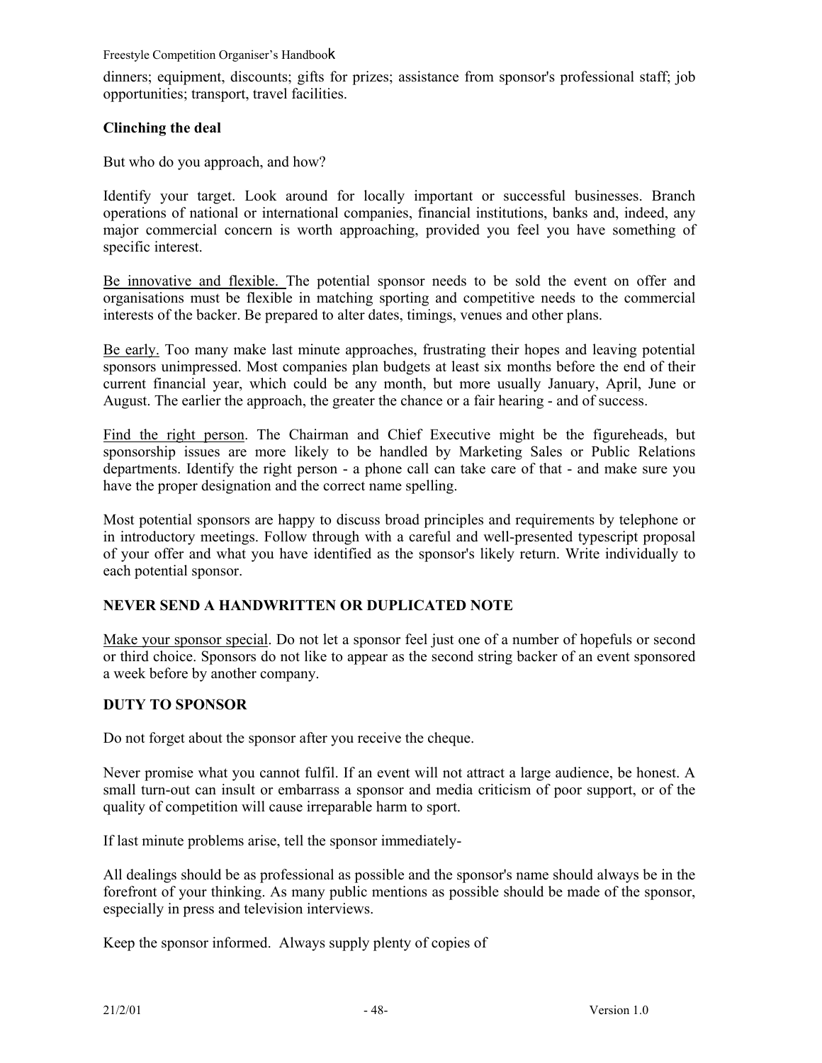dinners; equipment, discounts; gifts for prizes; assistance from sponsor's professional staff; job opportunities; transport, travel facilities.

**Clinching the deal**

But who do you approach, and how?

Identify your target. Look around for locally important or successful businesses. Branch operations of national or international companies, financial institutions, banks and, indeed, any major commercial concern is worth approaching, provided you feel you have something of specific interest.

Be innovative and flexible. The potential sponsor needs to be sold the event on offer and organisations must be flexible in matching sporting and competitive needs to the commercial interests of the backer. Be prepared to alter dates, timings, venues and other plans.

Be early. Too many make last minute approaches, frustrating their hopes and leaving potential sponsors unimpressed. Most companies plan budgets at least six months before the end of their current financial year, which could be any month, but more usually January, April, June or August. The earlier the approach, the greater the chance or a fair hearing - and of success.

Find the right person. The Chairman and Chief Executive might be the figureheads, but sponsorship issues are more likely to be handled by Marketing Sales or Public Relations departments. Identify the right person - a phone call can take care of that - and make sure you have the proper designation and the correct name spelling.

Most potential sponsors are happy to discuss broad principles and requirements by telephone or in introductory meetings. Follow through with a careful and well-presented typescript proposal of your offer and what you have identified as the sponsor's likely return. Write individually to each potential sponsor.

**NEVER SEND A HANDWRITTEN OR DUPLICATED NOTE**

Make your sponsor special. Do not let a sponsor feel just one of a number of hopefuls or second or third choice. Sponsors do not like to appear as the second string backer of an event sponsored a week before by another company.

**DUTY TO SPONSOR**

Do not forget about the sponsor after you receive the cheque.

Never promise what you cannot fulfil. If an event will not attract a large audience, be honest. A small turn-out can insult or embarrass a sponsor and media criticism of poor support, or of the quality of competition will cause irreparable harm to sport.

If last minute problems arise, tell the sponsor immediately-

All dealings should be as professional as possible and the sponsor's name should always be in the forefront of your thinking. As many public mentions as possible should be made of the sponsor, especially in press and television interviews.

Keep the sponsor informed. Always supply plenty of copies of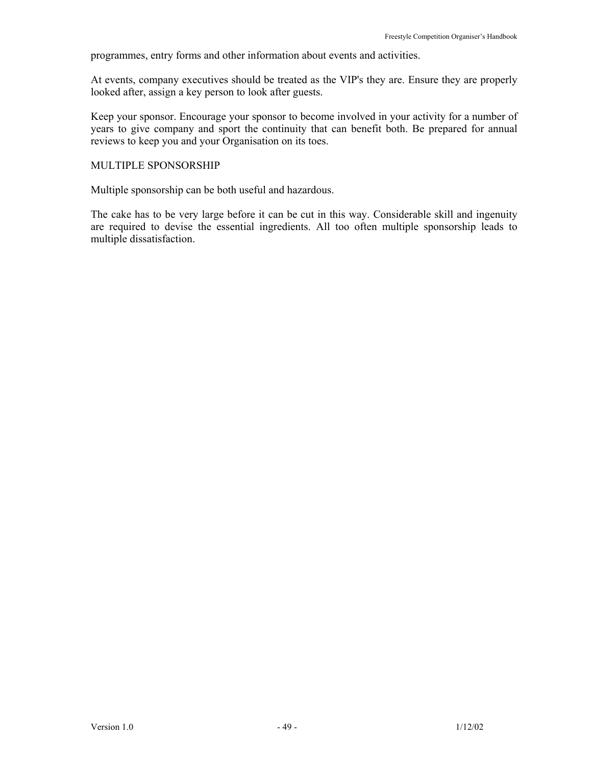programmes, entry forms and other information about events and activities.

At events, company executives should be treated as the VIP's they are. Ensure they are properly looked after, assign a key person to look after guests.

Keep your sponsor. Encourage your sponsor to become involved in your activity for a number of years to give company and sport the continuity that can benefit both. Be prepared for annual reviews to keep you and your Organisation on its toes.

## MULTIPLE SPONSORSHIP

Multiple sponsorship can be both useful and hazardous.

The cake has to be very large before it can be cut in this way. Considerable skill and ingenuity are required to devise the essential ingredients. All too often multiple sponsorship leads to multiple dissatisfaction.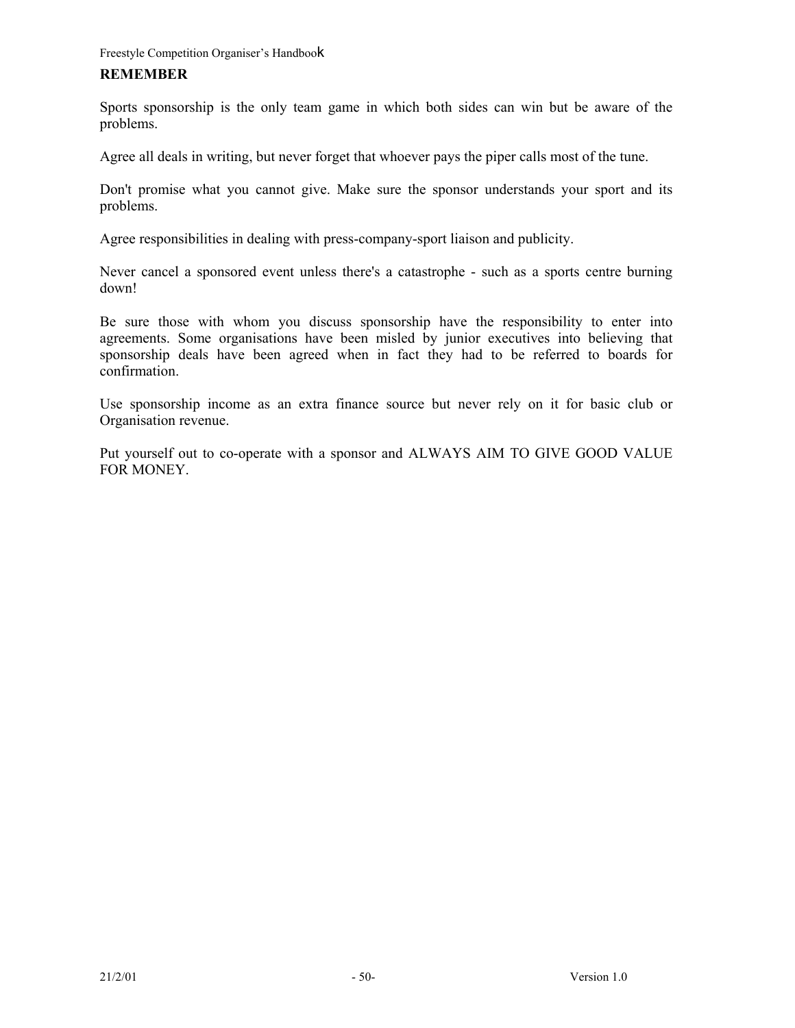## REMEMBER

Sports sponsorship is the only team game in which both sides can win but be aware of the problems.

Agree all deals in writing, but never forget that whoever pays the piper calls most of the tune.

Don't promise what you cannot give. Make sure the sponsor understands your sport and its problems.

Agree responsibilities in dealing with press-company-sport liaison and publicity.

Never cancel a sponsored event unless there's a catastrophe - such as a sports centre burning down!

Be sure those with whom you discuss sponsorship have the responsibility to enter into agreements. Some organisations have been misled by junior executives into believing that sponsorship deals have been agreed when in fact they had to be referred to boards for confirmation.

Use sponsorship income as an extra finance source but never rely on it for basic club or Organisation revenue.

Put yourself out to co-operate with a sponsor and ALWAYS AIM TO GIVE GOOD VALUE FOR MONEY.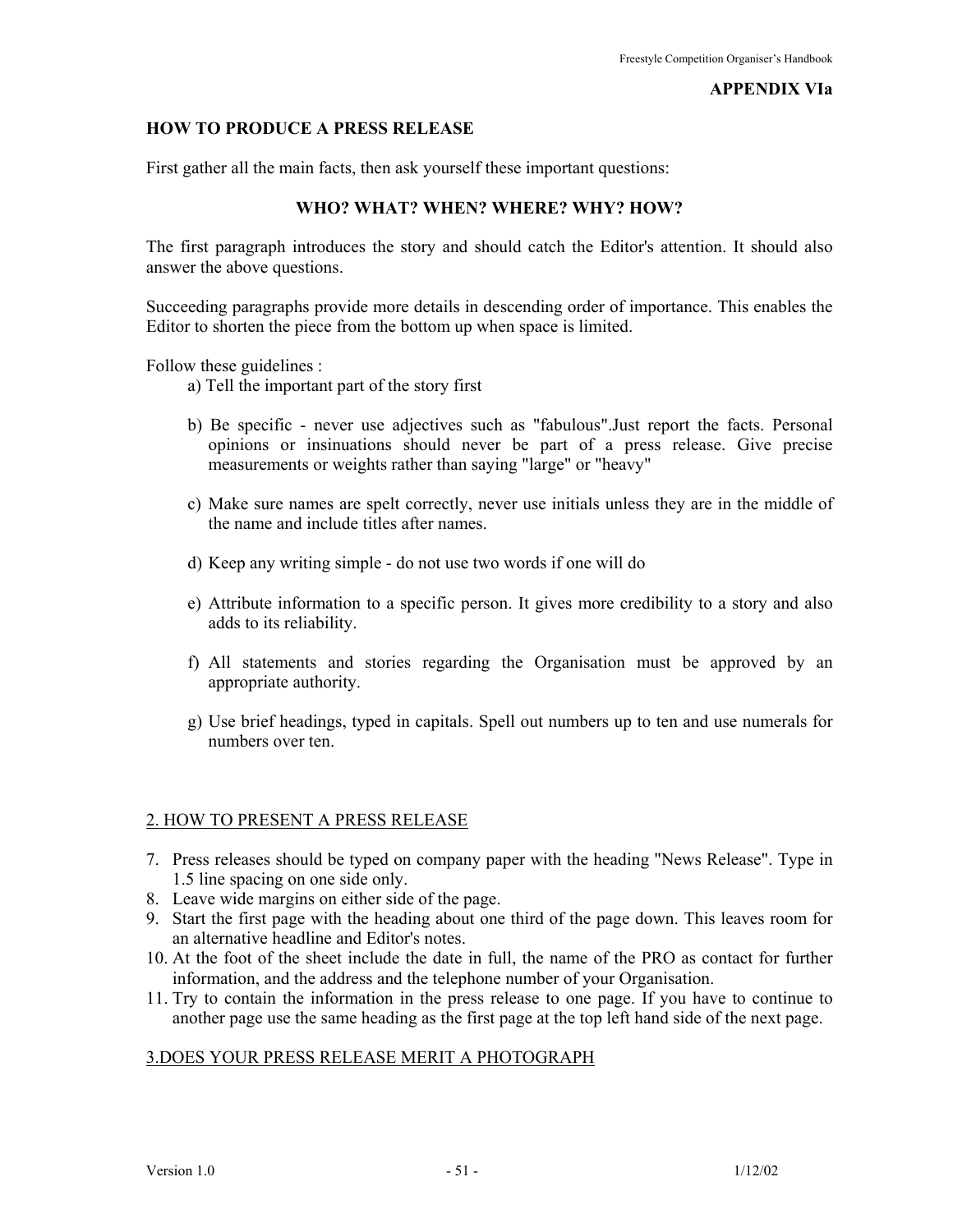**APPENDIX VIa**

## HOW TO PRODUCE A PRESS RELEASE

First gather all the main facts, then ask yourself these important questions:

**WHO? WHAT? WHEN? WHERE? WHY? HOW?**

The first paragraph introduces the story and should catch the Editor's attention. It should also answer the above questions.

Succeeding paragraphs provide more details in descending order of importance. This enables the Editor to shorten the piece from the bottom up when space is limited.

Follow these guidelines :

a) Tell the important part of the story first

b) Be specific - never use adjectives such as "fabulous".Just report the facts. Personal opinions or insinuations should never be part of a press release. Give precise measurements or weights rather than saying "large" or "heavy"

c) Make sure names are spelt correctly, never use initials unless they are in the middle of the name and include titles after names.

d) Keep any writing simple - do not use two words if one will do

e) Attribute information to a specific person. It gives more credibility to a story and also adds to its reliability.

f) All statements and stories regarding the Organisation must be approved by an appropriate authority.

g) Use brief headings, typed in capitals. Spell out numbers up to ten and use numerals for numbers over ten.

## 2. HOW TO PRESENT A PRESS RELEASE

7. Press releases should be typed on company paper with the heading "News Release". Type in 1.5 line spacing on one side only.
8. Leave wide margins on either side of the page.
9. Start the first page with the heading about one third of the page down. This leaves room for an alternative headline and Editor's notes.
10. At the foot of the sheet include the date in full, the name of the PRO as contact for further information, and the address and the telephone number of your Organisation.
11. Try to contain the information in the press release to one page. If you have to continue to another page use the same heading as the first page at the top left hand side of the next page.

## 3.DOES YOUR PRESS RELEASE MERIT A PHOTOGRAPH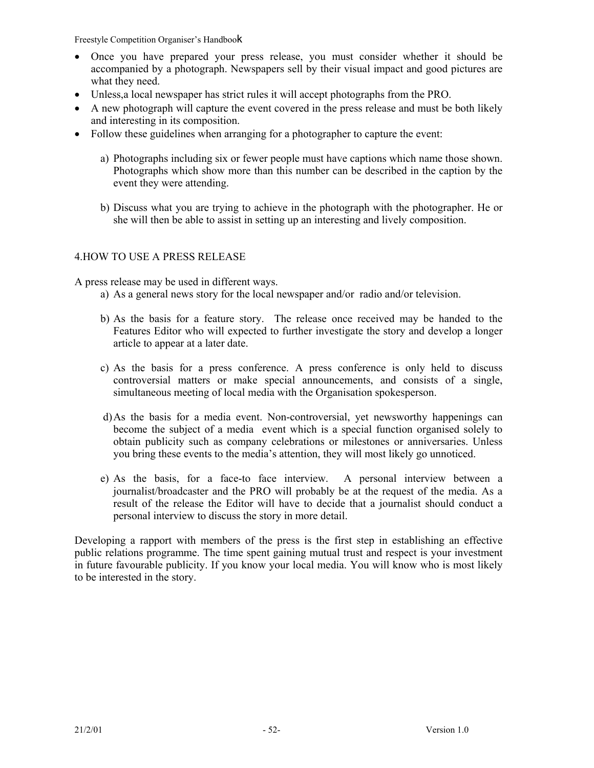- Once you have prepared your press release, you must consider whether it should be accompanied by a photograph. Newspapers sell by their visual impact and good pictures are what they need.
- Unless,a local newspaper has strict rules it will accept photographs from the PRO.
- A new photograph will capture the event covered in the press release and must be both likely and interesting in its composition.
- Follow these guidelines when arranging for a photographer to capture the event:

  a) Photographs including six or fewer people must have captions which name those shown. Photographs which show more than this number can be described in the caption by the event they were attending.

  b) Discuss what you are trying to achieve in the photograph with the photographer. He or she will then be able to assist in setting up an interesting and lively composition.

## 4.HOW TO USE A PRESS RELEASE

A press release may be used in different ways.

a) As a general news story for the local newspaper and/or radio and/or television.

b) As the basis for a feature story. The release once received may be handed to the Features Editor who will expected to further investigate the story and develop a longer article to appear at a later date.

c) As the basis for a press conference. A press conference is only held to discuss controversial matters or make special announcements, and consists of a single, simultaneous meeting of local media with the Organisation spokesperson.

d) As the basis for a media event. Non-controversial, yet newsworthy happenings can become the subject of a media event which is a special function organised solely to obtain publicity such as company celebrations or milestones or anniversaries. Unless you bring these events to the media's attention, they will most likely go unnoticed.

e) As the basis, for a face-to face interview. A personal interview between a journalist/broadcaster and the PRO will probably be at the request of the media. As a result of the release the Editor will have to decide that a journalist should conduct a personal interview to discuss the story in more detail.

Developing a rapport with members of the press is the first step in establishing an effective public relations programme. The time spent gaining mutual trust and respect is your investment in future favourable publicity. If you know your local media. You will know who is most likely to be interested in the story.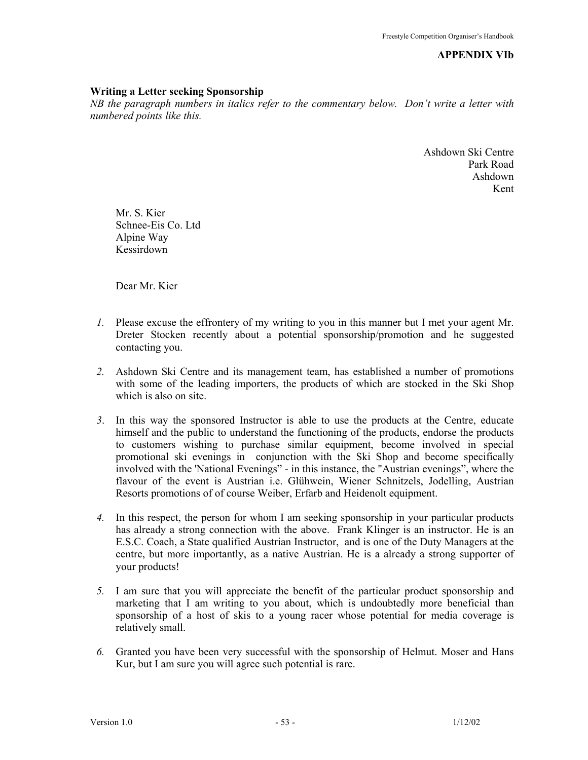**APPENDIX VIb**

**Writing a Letter seeking Sponsorship**

*NB the paragraph numbers in italics refer to the commentary below. Don't write a letter with numbered points like this.*

Ashdown Ski Centre
Park Road
Ashdown
Kent

Mr. S. Kier
Schnee-Eis Co. Ltd
Alpine Way
Kessirdown

Dear Mr. Kier

*1.* Please excuse the effrontery of my writing to you in this manner but I met your agent Mr. Dreter Stocken recently about a potential sponsorship/promotion and he suggested contacting you.

*2.* Ashdown Ski Centre and its management team, has established a number of promotions with some of the leading importers, the products of which are stocked in the Ski Shop which is also on site.

*3.* In this way the sponsored Instructor is able to use the products at the Centre, educate himself and the public to understand the functioning of the products, endorse the products to customers wishing to purchase similar equipment, become involved in special promotional ski evenings in conjunction with the Ski Shop and become specifically involved with the 'National Evenings" - in this instance, the "Austrian evenings", where the flavour of the event is Austrian i.e. Glühwein, Wiener Schnitzels, Jodelling, Austrian Resorts promotions of of course Weiber, Erfarb and Heidenolt equipment.

*4.* In this respect, the person for whom I am seeking sponsorship in your particular products has already a strong connection with the above. Frank Klinger is an instructor. He is an E.S.C. Coach, a State qualified Austrian Instructor, and is one of the Duty Managers at the centre, but more importantly, as a native Austrian. He is a already a strong supporter of your products!

*5.* I am sure that you will appreciate the benefit of the particular product sponsorship and marketing that I am writing to you about, which is undoubtedly more beneficial than sponsorship of a host of skis to a young racer whose potential for media coverage is relatively small.

*6.* Granted you have been very successful with the sponsorship of Helmut. Moser and Hans Kur, but I am sure you will agree such potential is rare.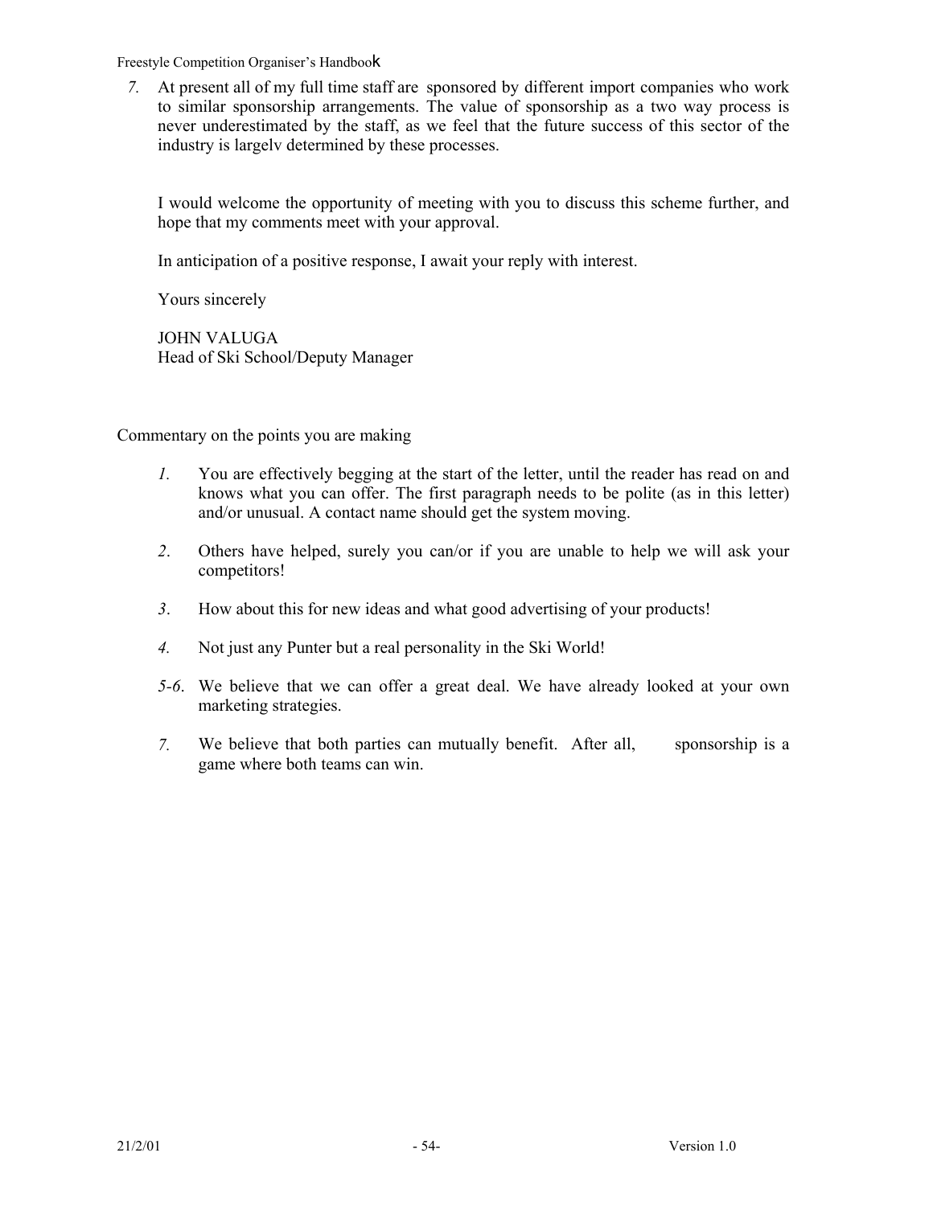7. At present all of my full time staff are sponsored by different import companies who work to similar sponsorship arrangements. The value of sponsorship as a two way process is never underestimated by the staff, as we feel that the future success of this sector of the industry is largelv determined by these processes.

I would welcome the opportunity of meeting with you to discuss this scheme further, and hope that my comments meet with your approval.

In anticipation of a positive response, I await your reply with interest.

Yours sincerely

JOHN VALUGA
Head of Ski School/Deputy Manager

Commentary on the points you are making

1. You are effectively begging at the start of the letter, until the reader has read on and knows what you can offer. The first paragraph needs to be polite (as in this letter) and/or unusual. A contact name should get the system moving.

2. Others have helped, surely you can/or if you are unable to help we will ask your competitors!

3. How about this for new ideas and what good advertising of your products!

4. Not just any Punter but a real personality in the Ski World!

5-6. We believe that we can offer a great deal. We have already looked at your own marketing strategies.

7. We believe that both parties can mutually benefit. After all, sponsorship is a game where both teams can win.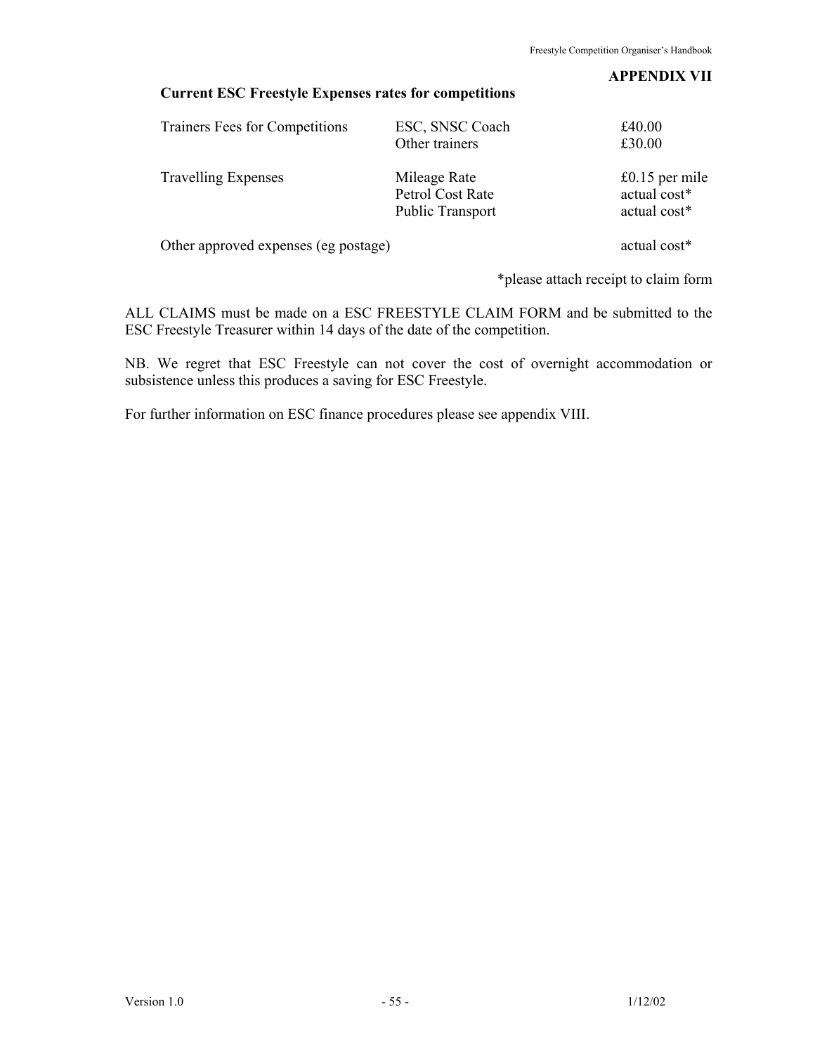## APPENDIX VII

### Current ESC Freestyle Expenses rates for competitions

| | | |
|---|---|---|
| Trainers Fees for Competitions | ESC, SNSC Coach | £40.00 |
| | Other trainers | £30.00 |
| Travelling Expenses | Mileage Rate | £0.15 per mile |
| | Petrol Cost Rate | actual cost* |
| | Public Transport | actual cost* |
| Other approved expenses (eg postage) | | actual cost* |

*please attach receipt to claim form

ALL CLAIMS must be made on a ESC FREESTYLE CLAIM FORM and be submitted to the ESC Freestyle Treasurer within 14 days of the date of the competition.

NB. We regret that ESC Freestyle can not cover the cost of overnight accommodation or subsistence unless this produces a saving for ESC Freestyle.

For further information on ESC finance procedures please see appendix VIII.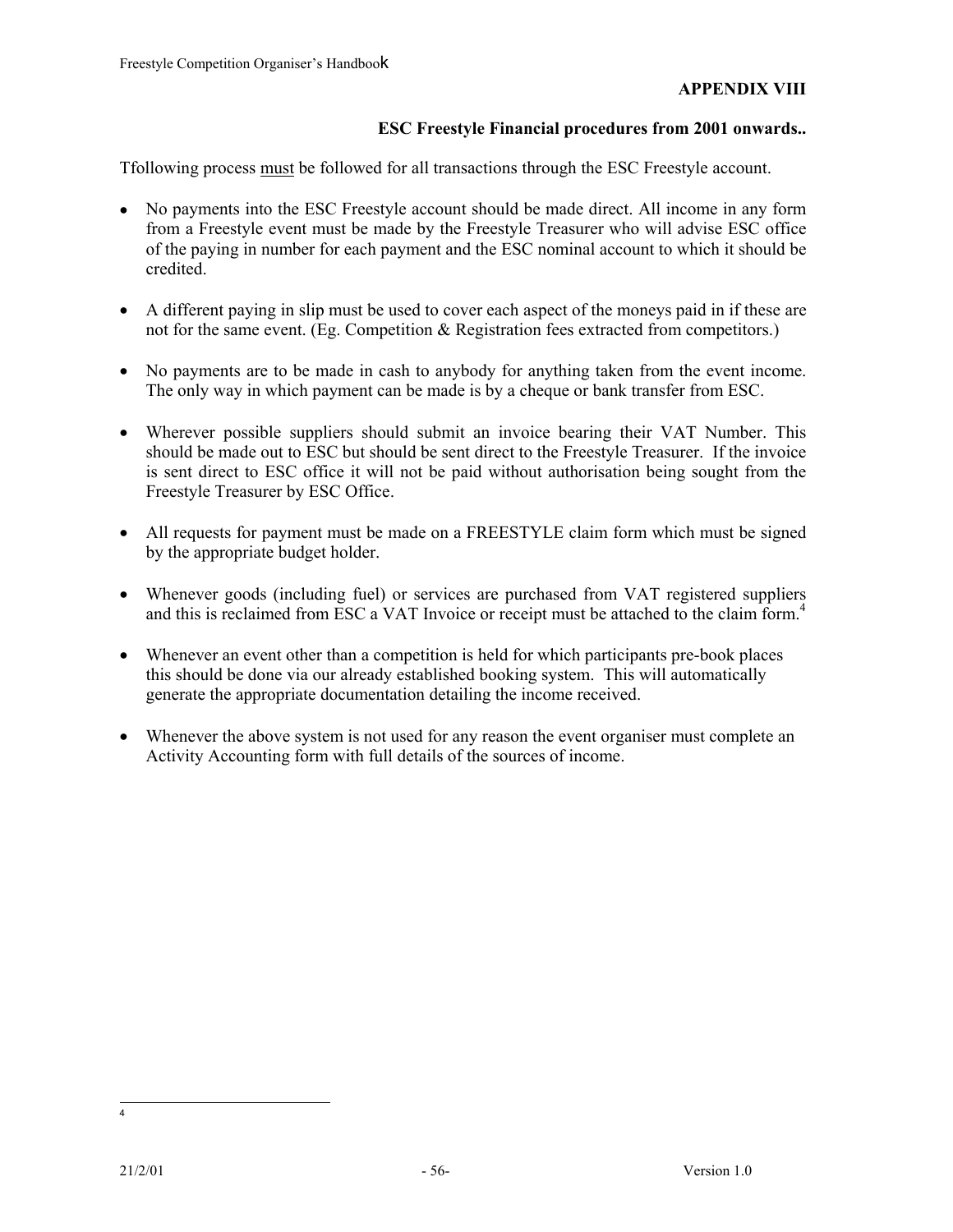## APPENDIX VIII

### ESC Freestyle Financial procedures from 2001 onwards..

Tfollowing process must be followed for all transactions through the ESC Freestyle account.

- No payments into the ESC Freestyle account should be made direct. All income in any form from a Freestyle event must be made by the Freestyle Treasurer who will advise ESC office of the paying in number for each payment and the ESC nominal account to which it should be credited.
- A different paying in slip must be used to cover each aspect of the moneys paid in if these are not for the same event. (Eg. Competition & Registration fees extracted from competitors.)
- No payments are to be made in cash to anybody for anything taken from the event income. The only way in which payment can be made is by a cheque or bank transfer from ESC.
- Wherever possible suppliers should submit an invoice bearing their VAT Number. This should be made out to ESC but should be sent direct to the Freestyle Treasurer. If the invoice is sent direct to ESC office it will not be paid without authorisation being sought from the Freestyle Treasurer by ESC Office.
- All requests for payment must be made on a FREESTYLE claim form which must be signed by the appropriate budget holder.
- Whenever goods (including fuel) or services are purchased from VAT registered suppliers and this is reclaimed from ESC a VAT Invoice or receipt must be attached to the claim form.[4]
- Whenever an event other than a competition is held for which participants pre-book places this should be done via our already established booking system. This will automatically generate the appropriate documentation detailing the income received.
- Whenever the above system is not used for any reason the event organiser must complete an Activity Accounting form with full details of the sources of income.

---

[4]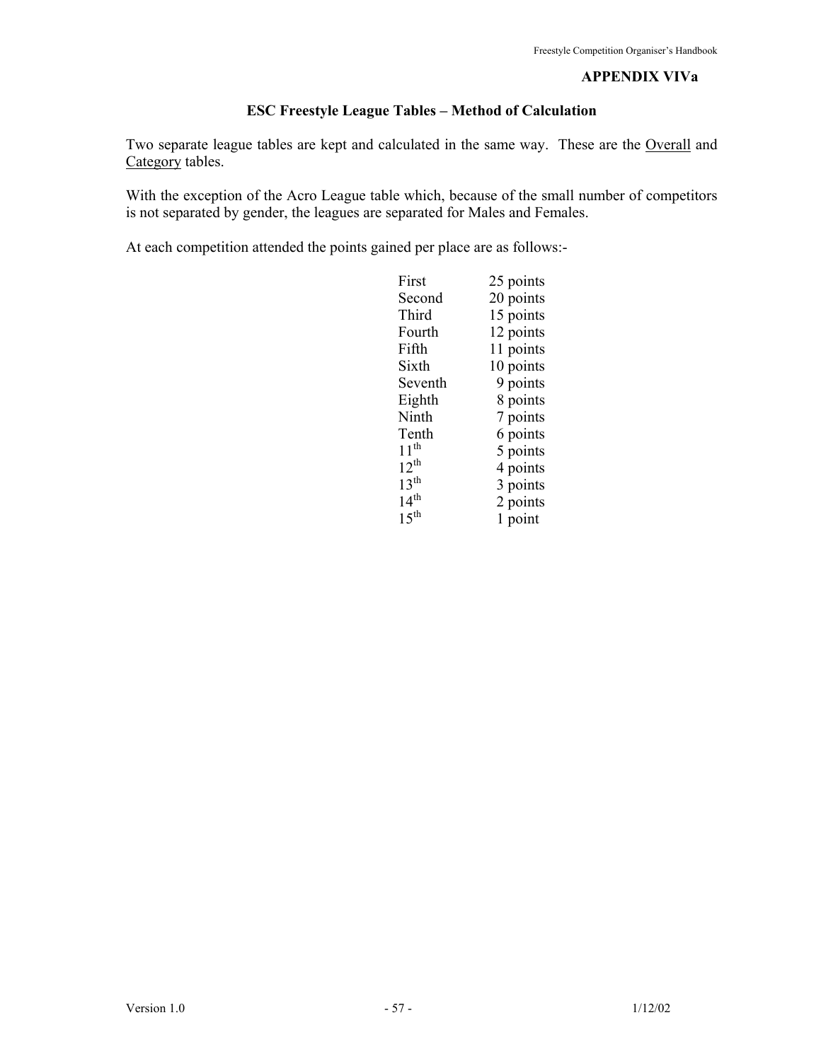**APPENDIX VIVa**

## ESC Freestyle League Tables – Method of Calculation

Two separate league tables are kept and calculated in the same way. These are the Overall and Category tables.

With the exception of the Acro League table which, because of the small number of competitors is not separated by gender, the leagues are separated for Males and Females.

At each competition attended the points gained per place are as follows:-

| Place | Points |
|---|---|
| First | 25 points |
| Second | 20 points |
| Third | 15 points |
| Fourth | 12 points |
| Fifth | 11 points |
| Sixth | 10 points |
| Seventh | 9 points |
| Eighth | 8 points |
| Ninth | 7 points |
| Tenth | 6 points |
| 11th | 5 points |
| 12th | 4 points |
| 13th | 3 points |
| 14th | 2 points |
| 15th | 1 point |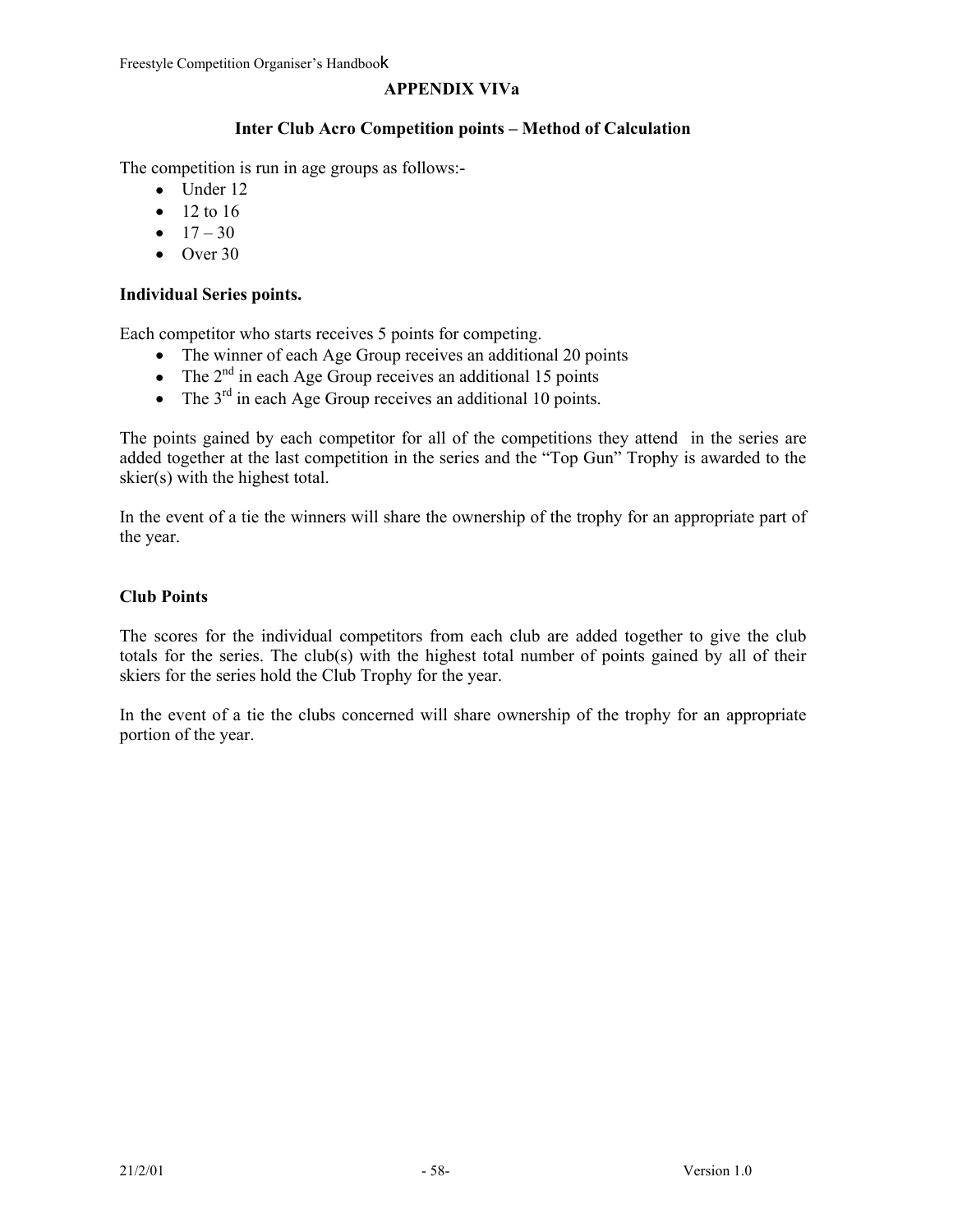## APPENDIX VIVa

### Inter Club Acro Competition points – Method of Calculation

The competition is run in age groups as follows:-

- Under 12
- 12 to 16
- 17 – 30
- Over 30

**Individual Series points.**

Each competitor who starts receives 5 points for competing.

- The winner of each Age Group receives an additional 20 points
- The 2nd in each Age Group receives an additional 15 points
- The 3rd in each Age Group receives an additional 10 points.

The points gained by each competitor for all of the competitions they attend in the series are added together at the last competition in the series and the "Top Gun" Trophy is awarded to the skier(s) with the highest total.

In the event of a tie the winners will share the ownership of the trophy for an appropriate part of the year.

**Club Points**

The scores for the individual competitors from each club are added together to give the club totals for the series. The club(s) with the highest total number of points gained by all of their skiers for the series hold the Club Trophy for the year.

In the event of a tie the clubs concerned will share ownership of the trophy for an appropriate portion of the year.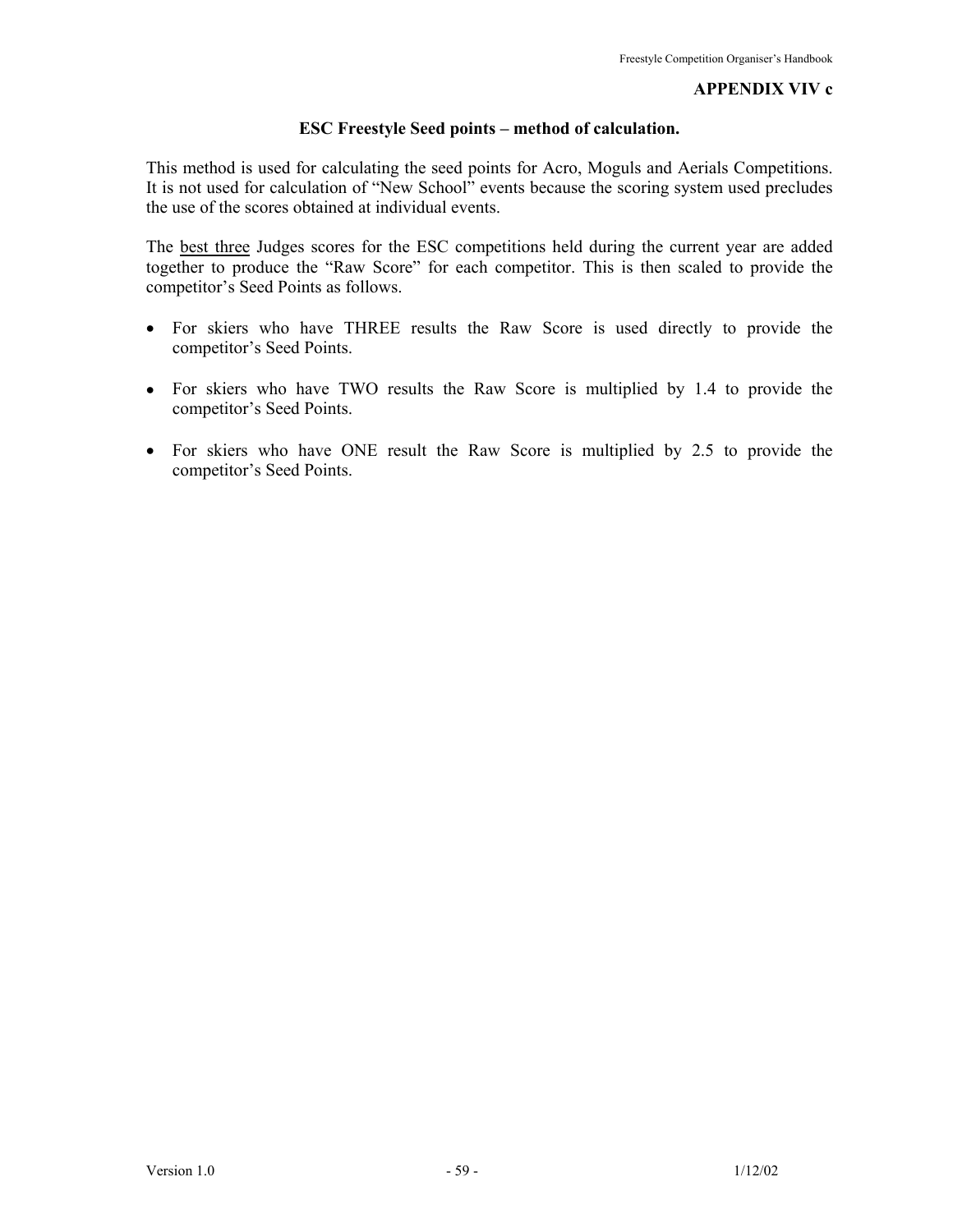**APPENDIX VIV c**

## ESC Freestyle Seed points – method of calculation.

This method is used for calculating the seed points for Acro, Moguls and Aerials Competitions. It is not used for calculation of "New School" events because the scoring system used precludes the use of the scores obtained at individual events.

The <u>best three</u> Judges scores for the ESC competitions held during the current year are added together to produce the "Raw Score" for each competitor. This is then scaled to provide the competitor's Seed Points as follows.

- For skiers who have THREE results the Raw Score is used directly to provide the competitor's Seed Points.
- For skiers who have TWO results the Raw Score is multiplied by 1.4 to provide the competitor's Seed Points.
- For skiers who have ONE result the Raw Score is multiplied by 2.5 to provide the competitor's Seed Points.